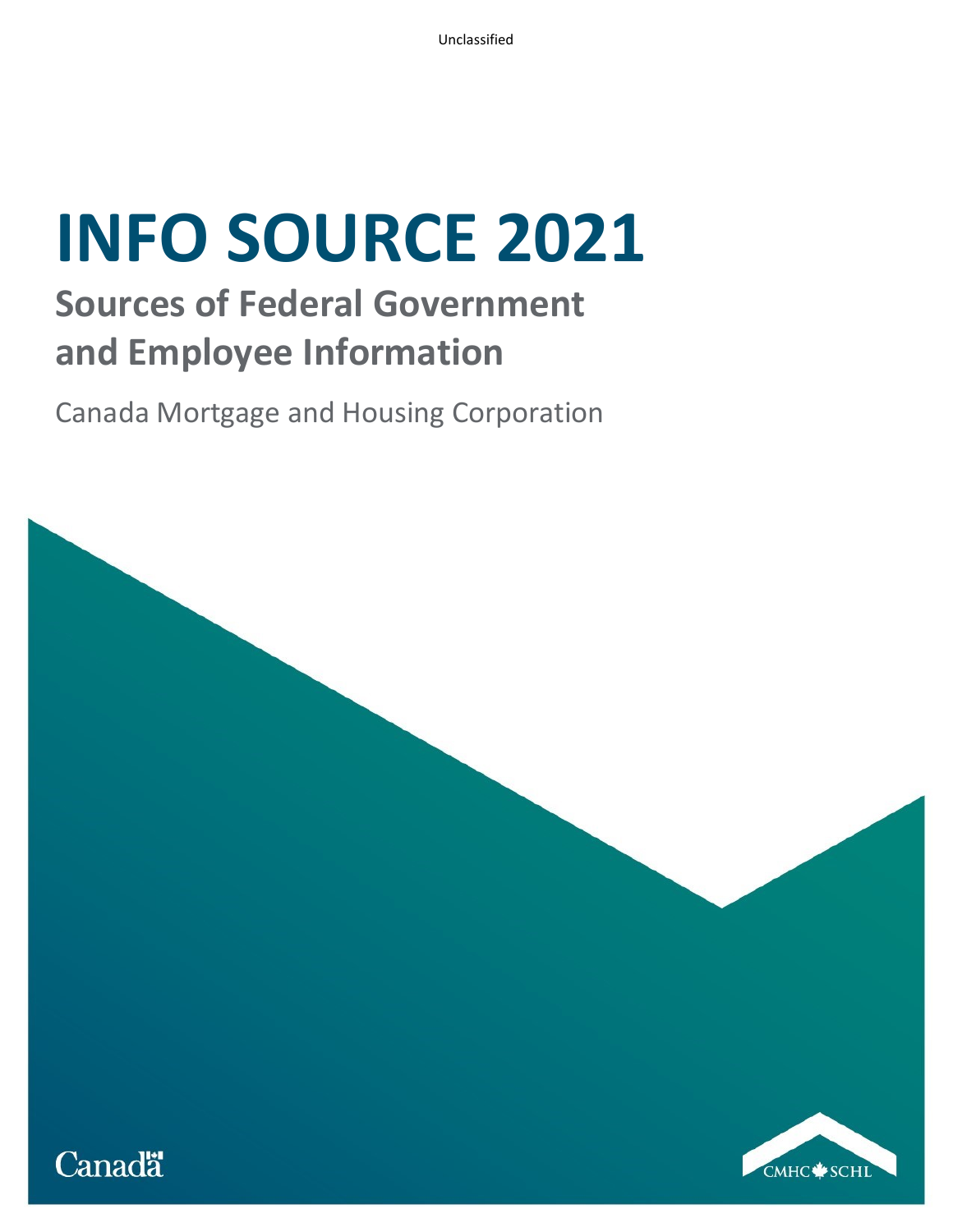Unclassified

# INFO SOURCE 2021

## Sources of Federal Government and Employee Information

Canada Mortgage and Housing Corporation

Canada

CMHC SCHL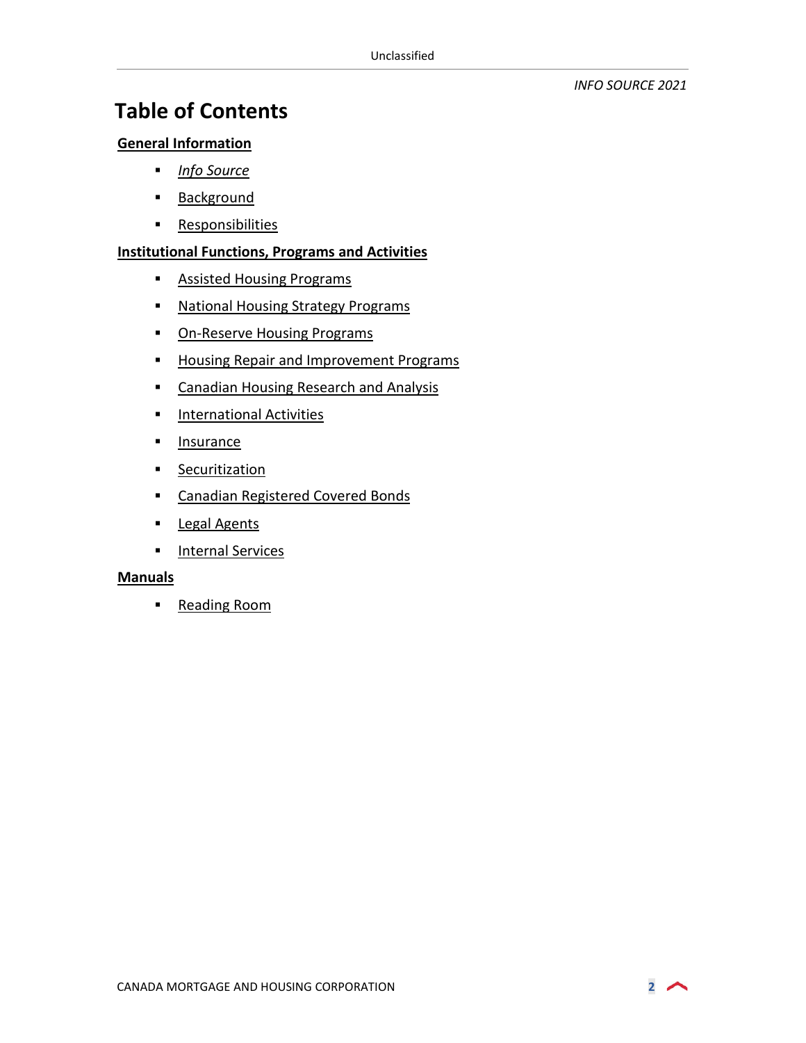# Table of Contents

**General Information**

- *Info Source*
- Background
- Responsibilities

**Institutional Functions, Programs and Activities**

- Assisted Housing Programs
- National Housing Strategy Programs
- On-Reserve Housing Programs
- Housing Repair and Improvement Programs
- Canadian Housing Research and Analysis
- International Activities
- Insurance
- Securitization
- Canadian Registered Covered Bonds
- Legal Agents
- Internal Services

**Manuals**

- Reading Room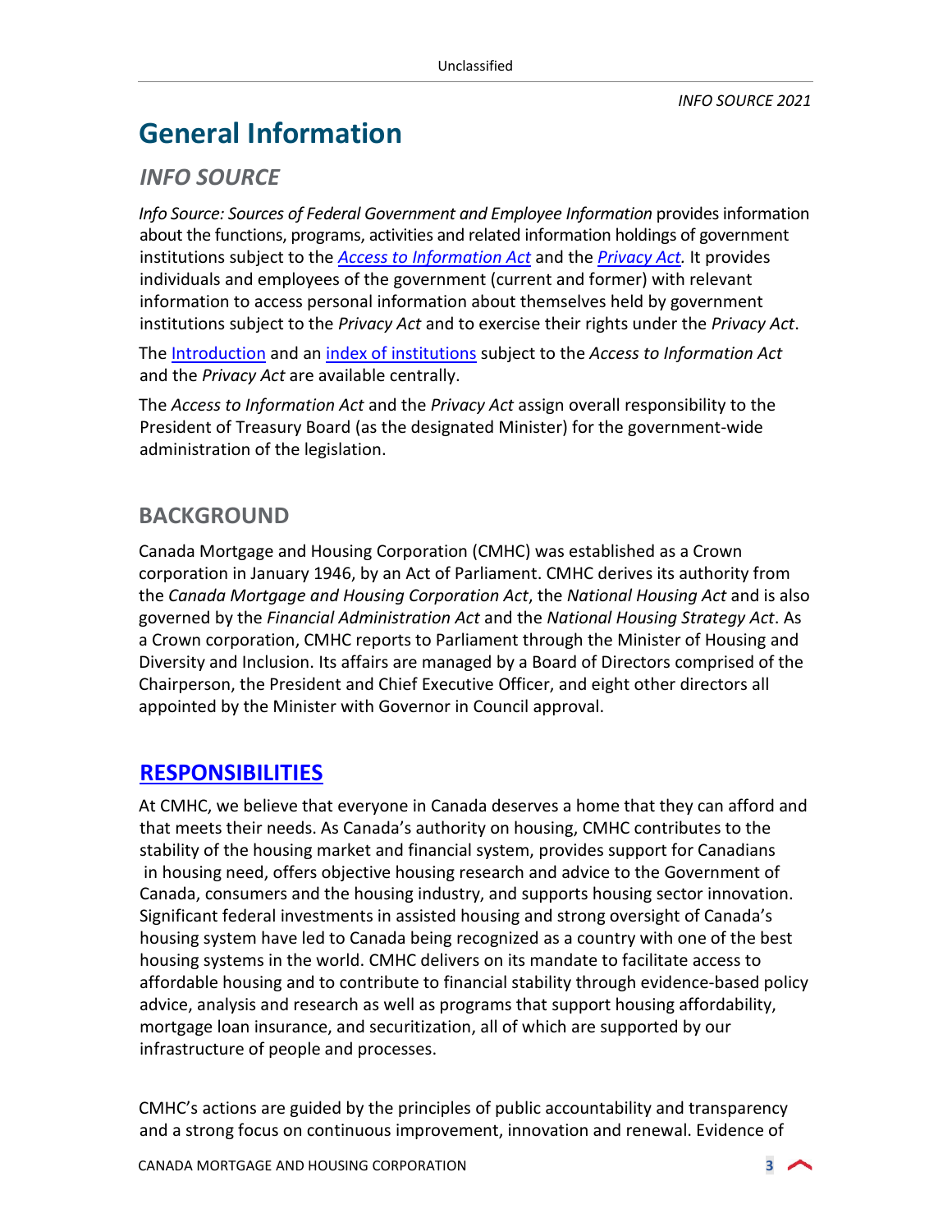# General Information

## *INFO SOURCE*

*Info Source: Sources of Federal Government and Employee Information* provides information about the functions, programs, activities and related information holdings of government institutions subject to the *Access to Information Act* and the *Privacy Act.* It provides individuals and employees of the government (current and former) with relevant information to access personal information about themselves held by government institutions subject to the *Privacy Act* and to exercise their rights under the *Privacy Act*.

The Introduction and an index of institutions subject to the *Access to Information Act* and the *Privacy Act* are available centrally.

The *Access to Information Act* and the *Privacy Act* assign overall responsibility to the President of Treasury Board (as the designated Minister) for the government-wide administration of the legislation.

## BACKGROUND

Canada Mortgage and Housing Corporation (CMHC) was established as a Crown corporation in January 1946, by an Act of Parliament. CMHC derives its authority from the *Canada Mortgage and Housing Corporation Act*, the *National Housing Act* and is also governed by the *Financial Administration Act* and the *National Housing Strategy Act*. As a Crown corporation, CMHC reports to Parliament through the Minister of Housing and Diversity and Inclusion. Its affairs are managed by a Board of Directors comprised of the Chairperson, the President and Chief Executive Officer, and eight other directors all appointed by the Minister with Governor in Council approval.

## RESPONSIBILITIES

At CMHC, we believe that everyone in Canada deserves a home that they can afford and that meets their needs. As Canada's authority on housing, CMHC contributes to the stability of the housing market and financial system, provides support for Canadians in housing need, offers objective housing research and advice to the Government of Canada, consumers and the housing industry, and supports housing sector innovation. Significant federal investments in assisted housing and strong oversight of Canada's housing system have led to Canada being recognized as a country with one of the best housing systems in the world. CMHC delivers on its mandate to facilitate access to affordable housing and to contribute to financial stability through evidence-based policy advice, analysis and research as well as programs that support housing affordability, mortgage loan insurance, and securitization, all of which are supported by our infrastructure of people and processes.

CMHC's actions are guided by the principles of public accountability and transparency and a strong focus on continuous improvement, innovation and renewal. Evidence of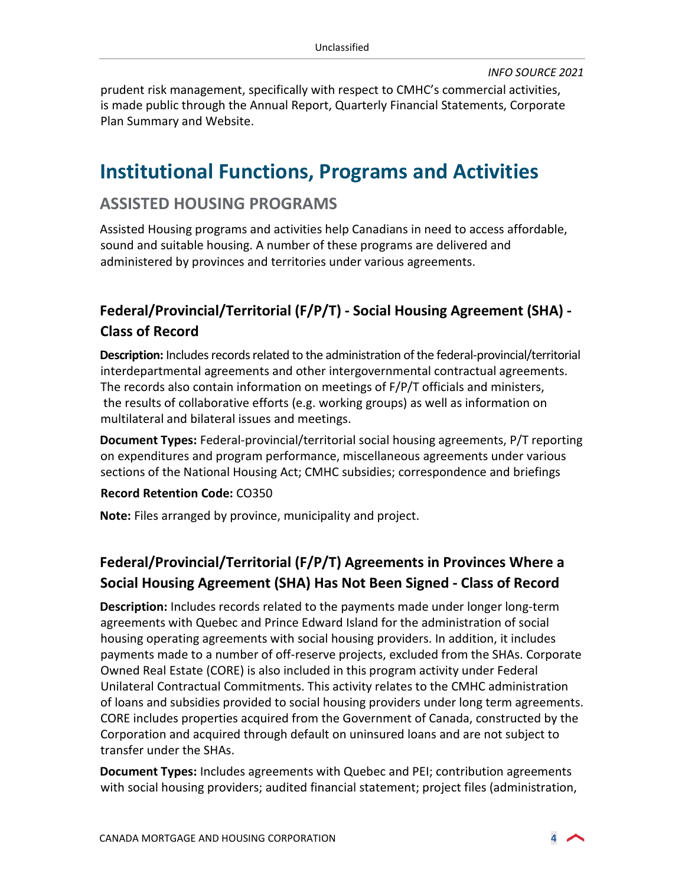prudent risk management, specifically with respect to CMHC's commercial activities, is made public through the Annual Report, Quarterly Financial Statements, Corporate Plan Summary and Website.

# Institutional Functions, Programs and Activities

## ASSISTED HOUSING PROGRAMS

Assisted Housing programs and activities help Canadians in need to access affordable, sound and suitable housing. A number of these programs are delivered and administered by provinces and territories under various agreements.

### Federal/Provincial/Territorial (F/P/T) - Social Housing Agreement (SHA) - Class of Record

**Description:** Includes records related to the administration of the federal-provincial/territorial interdepartmental agreements and other intergovernmental contractual agreements. The records also contain information on meetings of F/P/T officials and ministers, the results of collaborative efforts (e.g. working groups) as well as information on multilateral and bilateral issues and meetings.

**Document Types:** Federal-provincial/territorial social housing agreements, P/T reporting on expenditures and program performance, miscellaneous agreements under various sections of the National Housing Act; CMHC subsidies; correspondence and briefings

**Record Retention Code:** CO350

**Note:** Files arranged by province, municipality and project.

### Federal/Provincial/Territorial (F/P/T) Agreements in Provinces Where a Social Housing Agreement (SHA) Has Not Been Signed - Class of Record

**Description:** Includes records related to the payments made under longer long-term agreements with Quebec and Prince Edward Island for the administration of social housing operating agreements with social housing providers. In addition, it includes payments made to a number of off-reserve projects, excluded from the SHAs. Corporate Owned Real Estate (CORE) is also included in this program activity under Federal Unilateral Contractual Commitments. This activity relates to the CMHC administration of loans and subsidies provided to social housing providers under long term agreements. CORE includes properties acquired from the Government of Canada, constructed by the Corporation and acquired through default on uninsured loans and are not subject to transfer under the SHAs.

**Document Types:** Includes agreements with Quebec and PEI; contribution agreements with social housing providers; audited financial statement; project files (administration,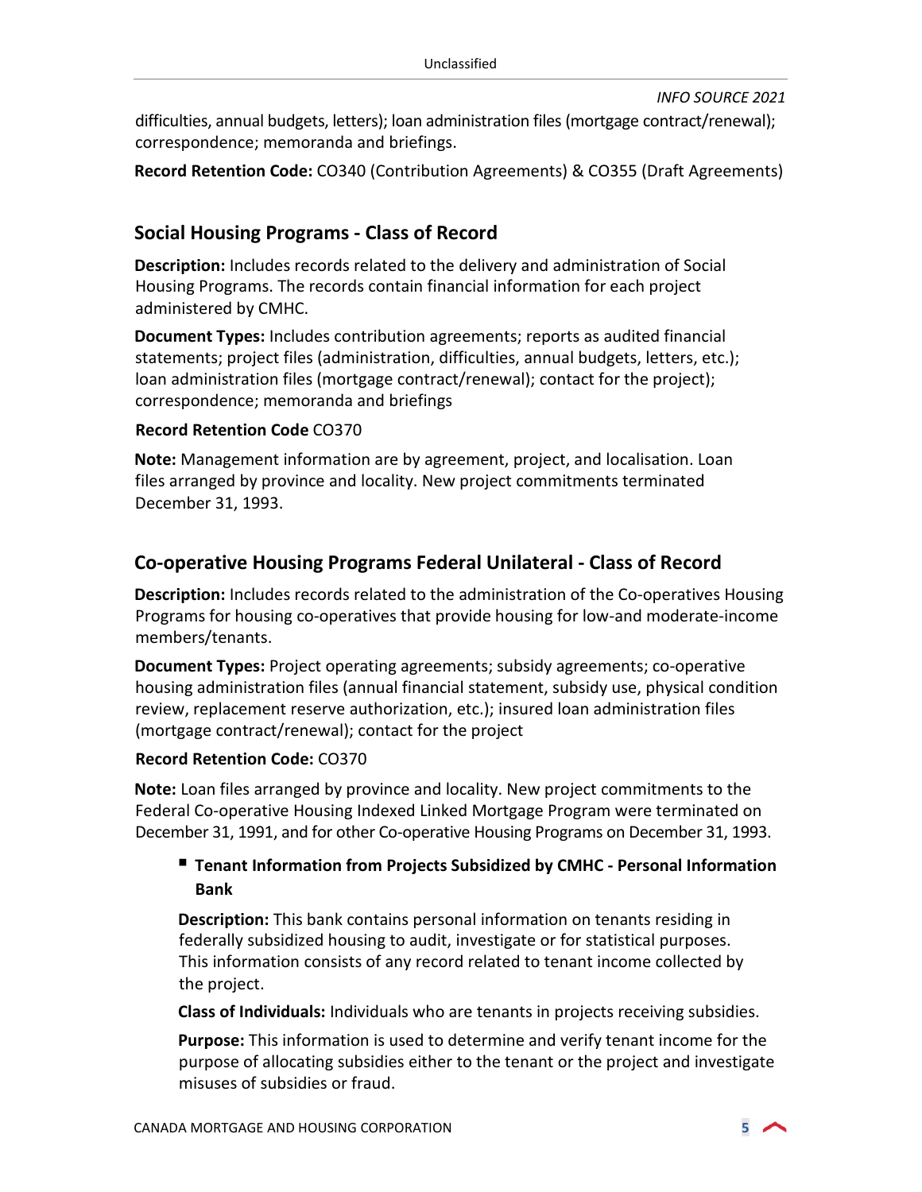difficulties, annual budgets, letters); loan administration files (mortgage contract/renewal); correspondence; memoranda and briefings.

**Record Retention Code:** CO340 (Contribution Agreements) & CO355 (Draft Agreements)

## Social Housing Programs - Class of Record

**Description:** Includes records related to the delivery and administration of Social Housing Programs. The records contain financial information for each project administered by CMHC.

**Document Types:** Includes contribution agreements; reports as audited financial statements; project files (administration, difficulties, annual budgets, letters, etc.); loan administration files (mortgage contract/renewal); contact for the project); correspondence; memoranda and briefings

**Record Retention Code** CO370

**Note:** Management information are by agreement, project, and localisation. Loan files arranged by province and locality. New project commitments terminated December 31, 1993.

## Co-operative Housing Programs Federal Unilateral - Class of Record

**Description:** Includes records related to the administration of the Co-operatives Housing Programs for housing co-operatives that provide housing for low-and moderate-income members/tenants.

**Document Types:** Project operating agreements; subsidy agreements; co-operative housing administration files (annual financial statement, subsidy use, physical condition review, replacement reserve authorization, etc.); insured loan administration files (mortgage contract/renewal); contact for the project

**Record Retention Code:** CO370

**Note:** Loan files arranged by province and locality. New project commitments to the Federal Co-operative Housing Indexed Linked Mortgage Program were terminated on December 31, 1991, and for other Co-operative Housing Programs on December 31, 1993.

- **Tenant Information from Projects Subsidized by CMHC - Personal Information Bank**

  **Description:** This bank contains personal information on tenants residing in federally subsidized housing to audit, investigate or for statistical purposes. This information consists of any record related to tenant income collected by the project.

  **Class of Individuals:** Individuals who are tenants in projects receiving subsidies.

  **Purpose:** This information is used to determine and verify tenant income for the purpose of allocating subsidies either to the tenant or the project and investigate misuses of subsidies or fraud.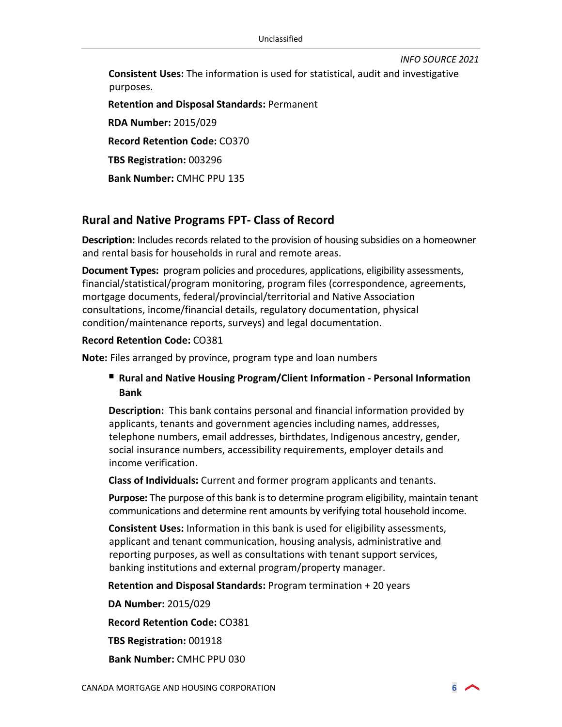**Consistent Uses:** The information is used for statistical, audit and investigative purposes.

**Retention and Disposal Standards:** Permanent

**RDA Number:** 2015/029

**Record Retention Code:** CO370

**TBS Registration:** 003296

**Bank Number:** CMHC PPU 135

## Rural and Native Programs FPT- Class of Record

**Description:** Includes records related to the provision of housing subsidies on a homeowner and rental basis for households in rural and remote areas.

**Document Types:** program policies and procedures, applications, eligibility assessments, financial/statistical/program monitoring, program files (correspondence, agreements, mortgage documents, federal/provincial/territorial and Native Association consultations, income/financial details, regulatory documentation, physical condition/maintenance reports, surveys) and legal documentation.

**Record Retention Code:** CO381

**Note:** Files arranged by province, program type and loan numbers

- **Rural and Native Housing Program/Client Information - Personal Information Bank**

  **Description:** This bank contains personal and financial information provided by applicants, tenants and government agencies including names, addresses, telephone numbers, email addresses, birthdates, Indigenous ancestry, gender, social insurance numbers, accessibility requirements, employer details and income verification.

  **Class of Individuals:** Current and former program applicants and tenants.

  **Purpose:** The purpose of this bank is to determine program eligibility, maintain tenant communications and determine rent amounts by verifying total household income.

  **Consistent Uses:** Information in this bank is used for eligibility assessments, applicant and tenant communication, housing analysis, administrative and reporting purposes, as well as consultations with tenant support services, banking institutions and external program/property manager.

  **Retention and Disposal Standards:** Program termination + 20 years

  **DA Number:** 2015/029

  **Record Retention Code:** CO381

  **TBS Registration:** 001918

  **Bank Number:** CMHC PPU 030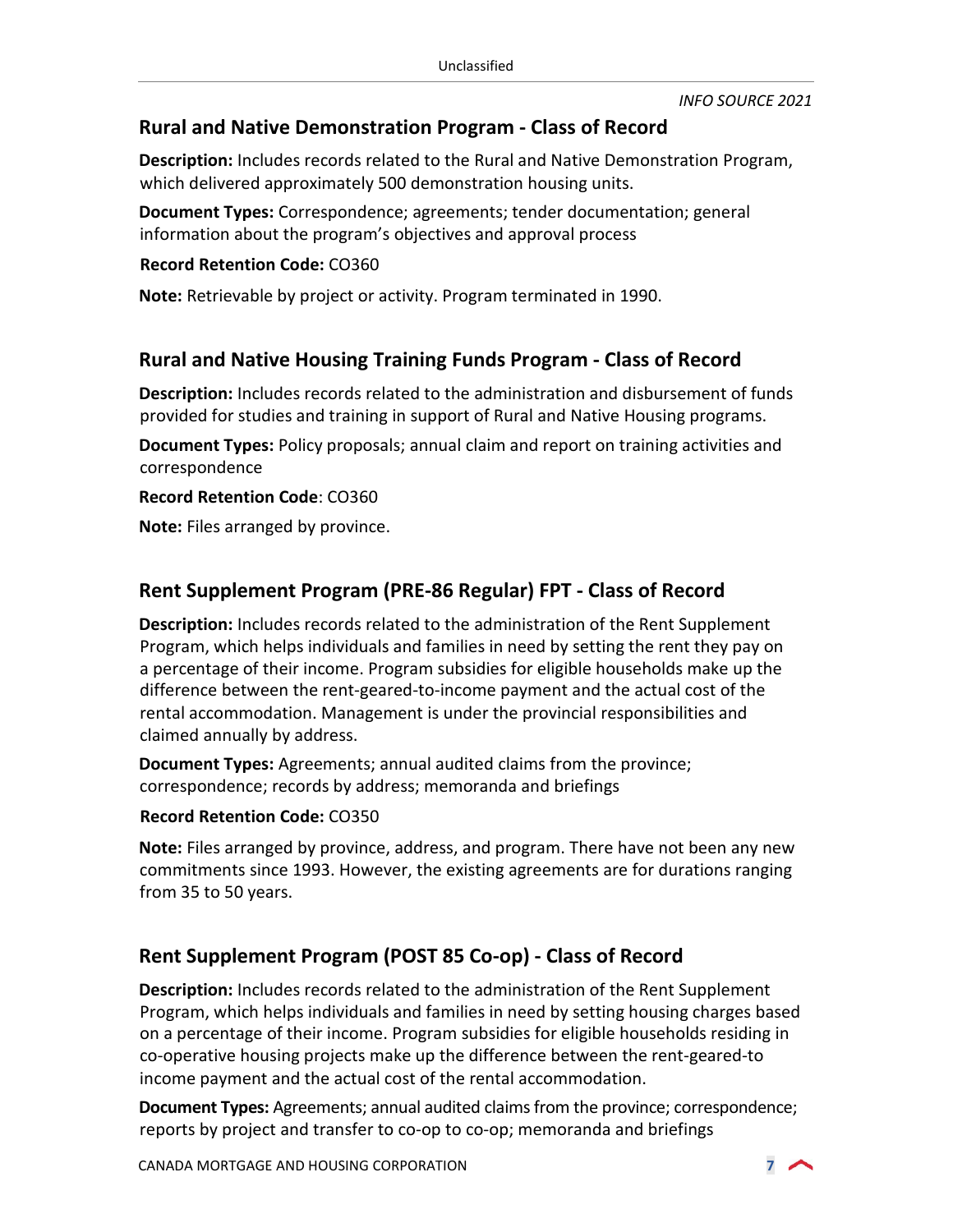## Rural and Native Demonstration Program - Class of Record

**Description:** Includes records related to the Rural and Native Demonstration Program, which delivered approximately 500 demonstration housing units.

**Document Types:** Correspondence; agreements; tender documentation; general information about the program's objectives and approval process

**Record Retention Code:** CO360

**Note:** Retrievable by project or activity. Program terminated in 1990.

## Rural and Native Housing Training Funds Program - Class of Record

**Description:** Includes records related to the administration and disbursement of funds provided for studies and training in support of Rural and Native Housing programs.

**Document Types:** Policy proposals; annual claim and report on training activities and correspondence

**Record Retention Code**: CO360

**Note:** Files arranged by province.

## Rent Supplement Program (PRE-86 Regular) FPT - Class of Record

**Description:** Includes records related to the administration of the Rent Supplement Program, which helps individuals and families in need by setting the rent they pay on a percentage of their income. Program subsidies for eligible households make up the difference between the rent-geared-to-income payment and the actual cost of the rental accommodation. Management is under the provincial responsibilities and claimed annually by address.

**Document Types:** Agreements; annual audited claims from the province; correspondence; records by address; memoranda and briefings

**Record Retention Code:** CO350

**Note:** Files arranged by province, address, and program. There have not been any new commitments since 1993. However, the existing agreements are for durations ranging from 35 to 50 years.

## Rent Supplement Program (POST 85 Co-op) - Class of Record

**Description:** Includes records related to the administration of the Rent Supplement Program, which helps individuals and families in need by setting housing charges based on a percentage of their income. Program subsidies for eligible households residing in co-operative housing projects make up the difference between the rent-geared-to income payment and the actual cost of the rental accommodation.

**Document Types:** Agreements; annual audited claims from the province; correspondence; reports by project and transfer to co-op to co-op; memoranda and briefings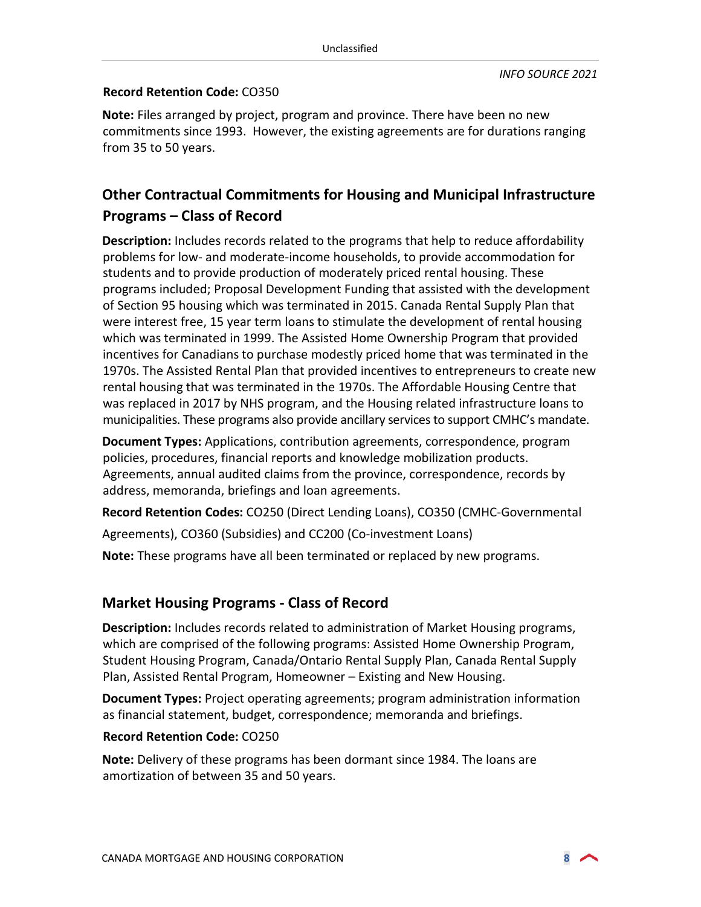**Record Retention Code:** CO350

**Note:** Files arranged by project, program and province. There have been no new commitments since 1993. However, the existing agreements are for durations ranging from 35 to 50 years.

## Other Contractual Commitments for Housing and Municipal Infrastructure Programs – Class of Record

**Description:** Includes records related to the programs that help to reduce affordability problems for low- and moderate-income households, to provide accommodation for students and to provide production of moderately priced rental housing. These programs included; Proposal Development Funding that assisted with the development of Section 95 housing which was terminated in 2015. Canada Rental Supply Plan that were interest free, 15 year term loans to stimulate the development of rental housing which was terminated in 1999. The Assisted Home Ownership Program that provided incentives for Canadians to purchase modestly priced home that was terminated in the 1970s. The Assisted Rental Plan that provided incentives to entrepreneurs to create new rental housing that was terminated in the 1970s. The Affordable Housing Centre that was replaced in 2017 by NHS program, and the Housing related infrastructure loans to municipalities. These programs also provide ancillary services to support CMHC's mandate.

**Document Types:** Applications, contribution agreements, correspondence, program policies, procedures, financial reports and knowledge mobilization products. Agreements, annual audited claims from the province, correspondence, records by address, memoranda, briefings and loan agreements.

**Record Retention Codes:** CO250 (Direct Lending Loans), CO350 (CMHC-Governmental Agreements), CO360 (Subsidies) and CC200 (Co-investment Loans)

**Note:** These programs have all been terminated or replaced by new programs.

## Market Housing Programs - Class of Record

**Description:** Includes records related to administration of Market Housing programs, which are comprised of the following programs: Assisted Home Ownership Program, Student Housing Program, Canada/Ontario Rental Supply Plan, Canada Rental Supply Plan, Assisted Rental Program, Homeowner – Existing and New Housing.

**Document Types:** Project operating agreements; program administration information as financial statement, budget, correspondence; memoranda and briefings.

**Record Retention Code:** CO250

**Note:** Delivery of these programs has been dormant since 1984. The loans are amortization of between 35 and 50 years.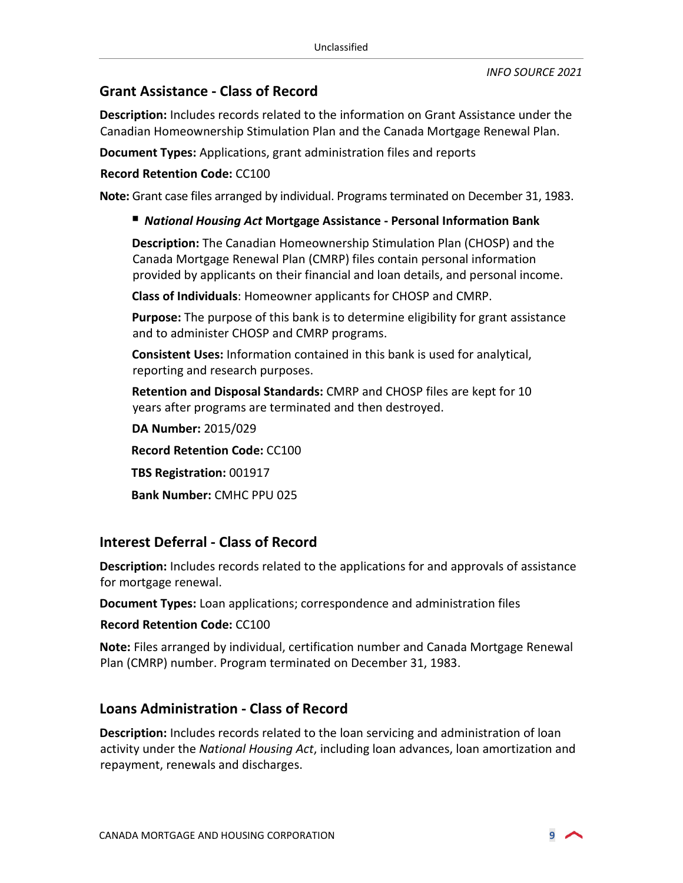## Grant Assistance - Class of Record

**Description:** Includes records related to the information on Grant Assistance under the Canadian Homeownership Stimulation Plan and the Canada Mortgage Renewal Plan.

**Document Types:** Applications, grant administration files and reports

**Record Retention Code:** CC100

**Note:** Grant case files arranged by individual. Programs terminated on December 31, 1983.

- ***National Housing Act*** **Mortgage Assistance - Personal Information Bank**

  **Description:** The Canadian Homeownership Stimulation Plan (CHOSP) and the Canada Mortgage Renewal Plan (CMRP) files contain personal information provided by applicants on their financial and loan details, and personal income.

  **Class of Individuals**: Homeowner applicants for CHOSP and CMRP.

  **Purpose:** The purpose of this bank is to determine eligibility for grant assistance and to administer CHOSP and CMRP programs.

  **Consistent Uses:** Information contained in this bank is used for analytical, reporting and research purposes.

  **Retention and Disposal Standards:** CMRP and CHOSP files are kept for 10 years after programs are terminated and then destroyed.

  **DA Number:** 2015/029

  **Record Retention Code:** CC100

  **TBS Registration:** 001917

  **Bank Number:** CMHC PPU 025

## Interest Deferral - Class of Record

**Description:** Includes records related to the applications for and approvals of assistance for mortgage renewal.

**Document Types:** Loan applications; correspondence and administration files

**Record Retention Code:** CC100

**Note:** Files arranged by individual, certification number and Canada Mortgage Renewal Plan (CMRP) number. Program terminated on December 31, 1983.

## Loans Administration - Class of Record

**Description:** Includes records related to the loan servicing and administration of loan activity under the *National Housing Act*, including loan advances, loan amortization and repayment, renewals and discharges.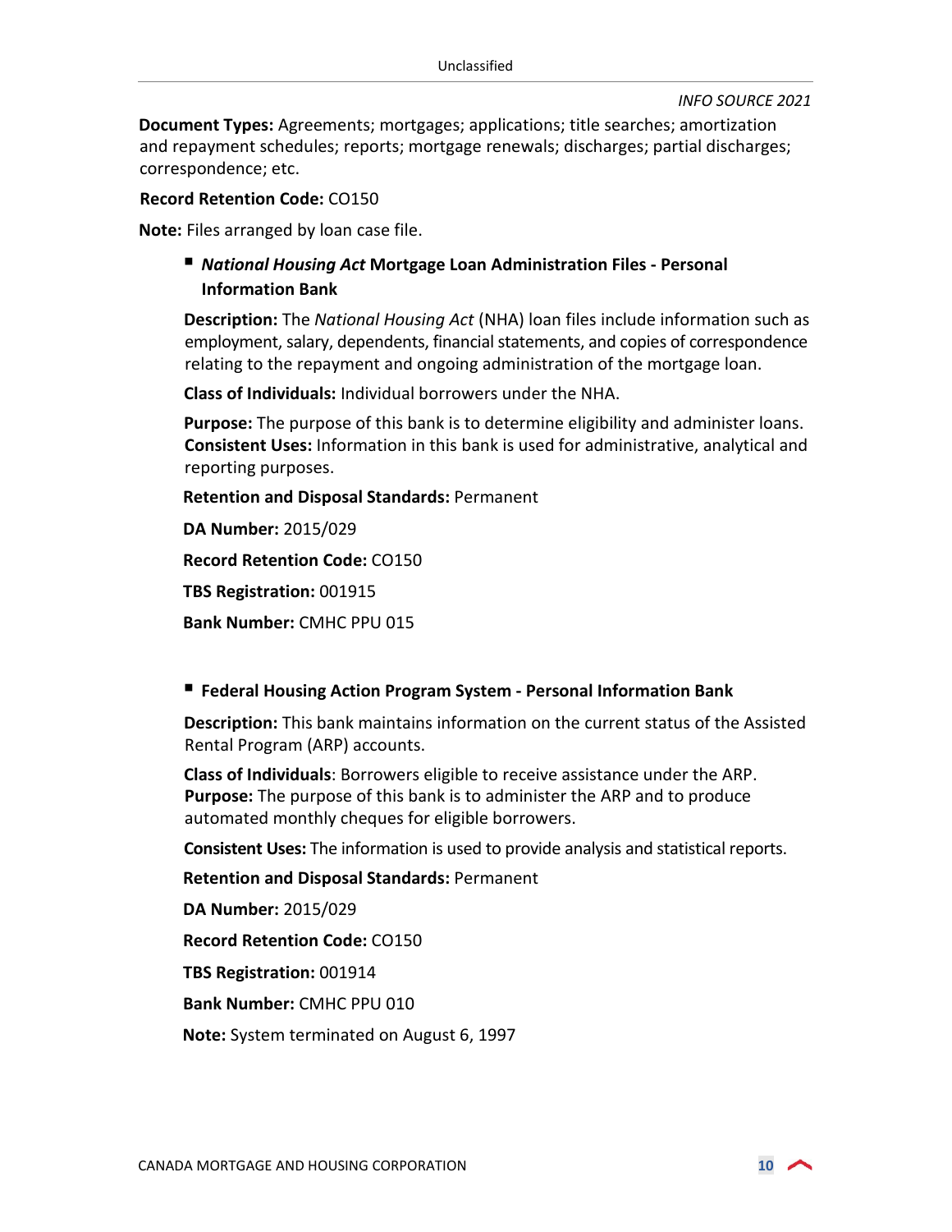**Document Types:** Agreements; mortgages; applications; title searches; amortization and repayment schedules; reports; mortgage renewals; discharges; partial discharges; correspondence; etc.

**Record Retention Code:** CO150

**Note:** Files arranged by loan case file.

- ***National Housing Act* Mortgage Loan Administration Files - Personal Information Bank**

  **Description:** The *National Housing Act* (NHA) loan files include information such as employment, salary, dependents, financial statements, and copies of correspondence relating to the repayment and ongoing administration of the mortgage loan.

  **Class of Individuals:** Individual borrowers under the NHA.

  **Purpose:** The purpose of this bank is to determine eligibility and administer loans.
  **Consistent Uses:** Information in this bank is used for administrative, analytical and reporting purposes.

  **Retention and Disposal Standards:** Permanent

  **DA Number:** 2015/029

  **Record Retention Code:** CO150

  **TBS Registration:** 001915

  **Bank Number:** CMHC PPU 015

- **Federal Housing Action Program System - Personal Information Bank**

  **Description:** This bank maintains information on the current status of the Assisted Rental Program (ARP) accounts.

  **Class of Individuals**: Borrowers eligible to receive assistance under the ARP.
  **Purpose:** The purpose of this bank is to administer the ARP and to produce automated monthly cheques for eligible borrowers.

  **Consistent Uses:** The information is used to provide analysis and statistical reports.

  **Retention and Disposal Standards:** Permanent

  **DA Number:** 2015/029

  **Record Retention Code:** CO150

  **TBS Registration:** 001914

  **Bank Number:** CMHC PPU 010

  **Note:** System terminated on August 6, 1997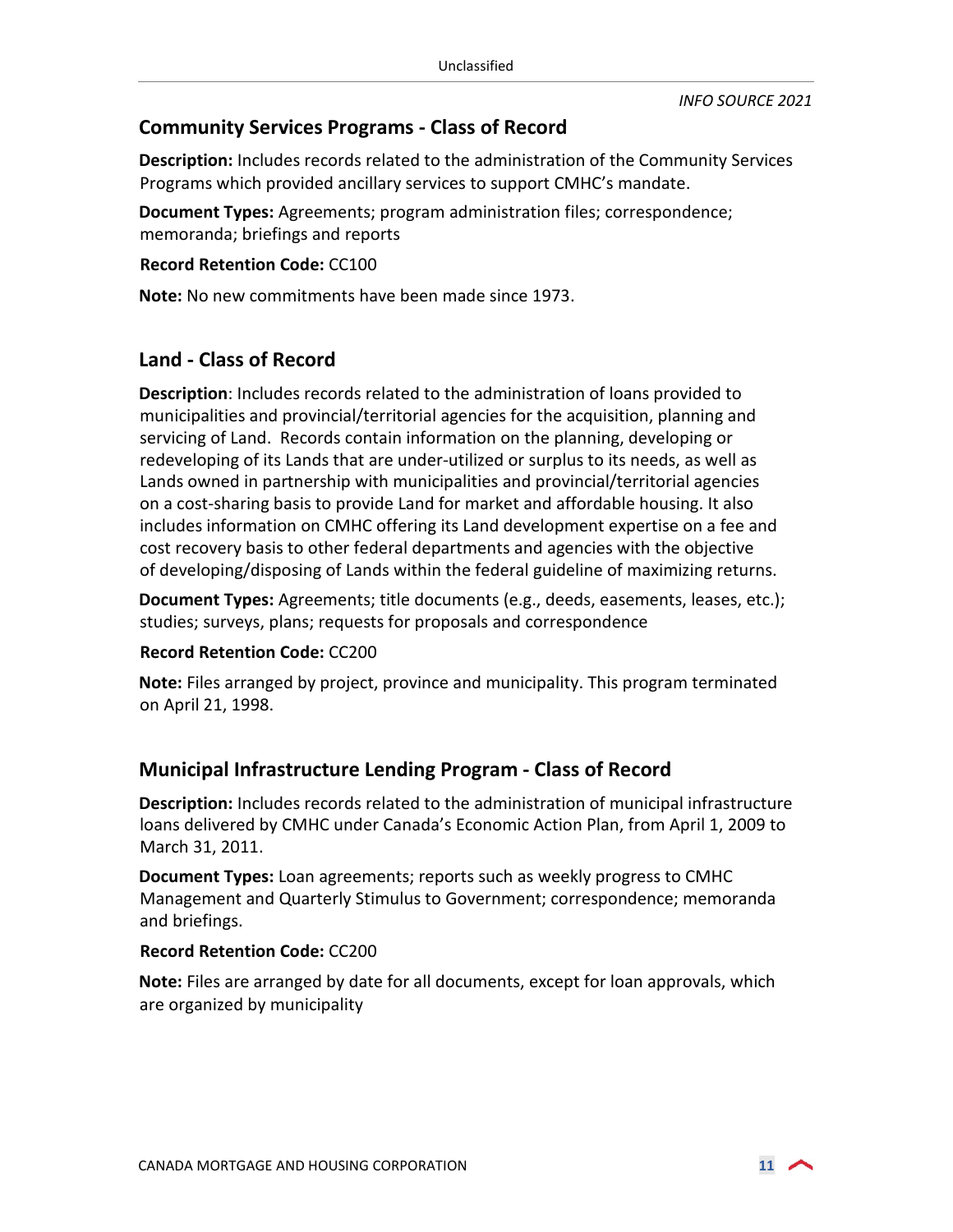## Community Services Programs - Class of Record

**Description:** Includes records related to the administration of the Community Services Programs which provided ancillary services to support CMHC's mandate.

**Document Types:** Agreements; program administration files; correspondence; memoranda; briefings and reports

**Record Retention Code:** CC100

**Note:** No new commitments have been made since 1973.

## Land - Class of Record

**Description**: Includes records related to the administration of loans provided to municipalities and provincial/territorial agencies for the acquisition, planning and servicing of Land. Records contain information on the planning, developing or redeveloping of its Lands that are under-utilized or surplus to its needs, as well as Lands owned in partnership with municipalities and provincial/territorial agencies on a cost-sharing basis to provide Land for market and affordable housing. It also includes information on CMHC offering its Land development expertise on a fee and cost recovery basis to other federal departments and agencies with the objective of developing/disposing of Lands within the federal guideline of maximizing returns.

**Document Types:** Agreements; title documents (e.g., deeds, easements, leases, etc.); studies; surveys, plans; requests for proposals and correspondence

**Record Retention Code:** CC200

**Note:** Files arranged by project, province and municipality. This program terminated on April 21, 1998.

## Municipal Infrastructure Lending Program - Class of Record

**Description:** Includes records related to the administration of municipal infrastructure loans delivered by CMHC under Canada's Economic Action Plan, from April 1, 2009 to March 31, 2011.

**Document Types:** Loan agreements; reports such as weekly progress to CMHC Management and Quarterly Stimulus to Government; correspondence; memoranda and briefings.

**Record Retention Code:** CC200

**Note:** Files are arranged by date for all documents, except for loan approvals, which are organized by municipality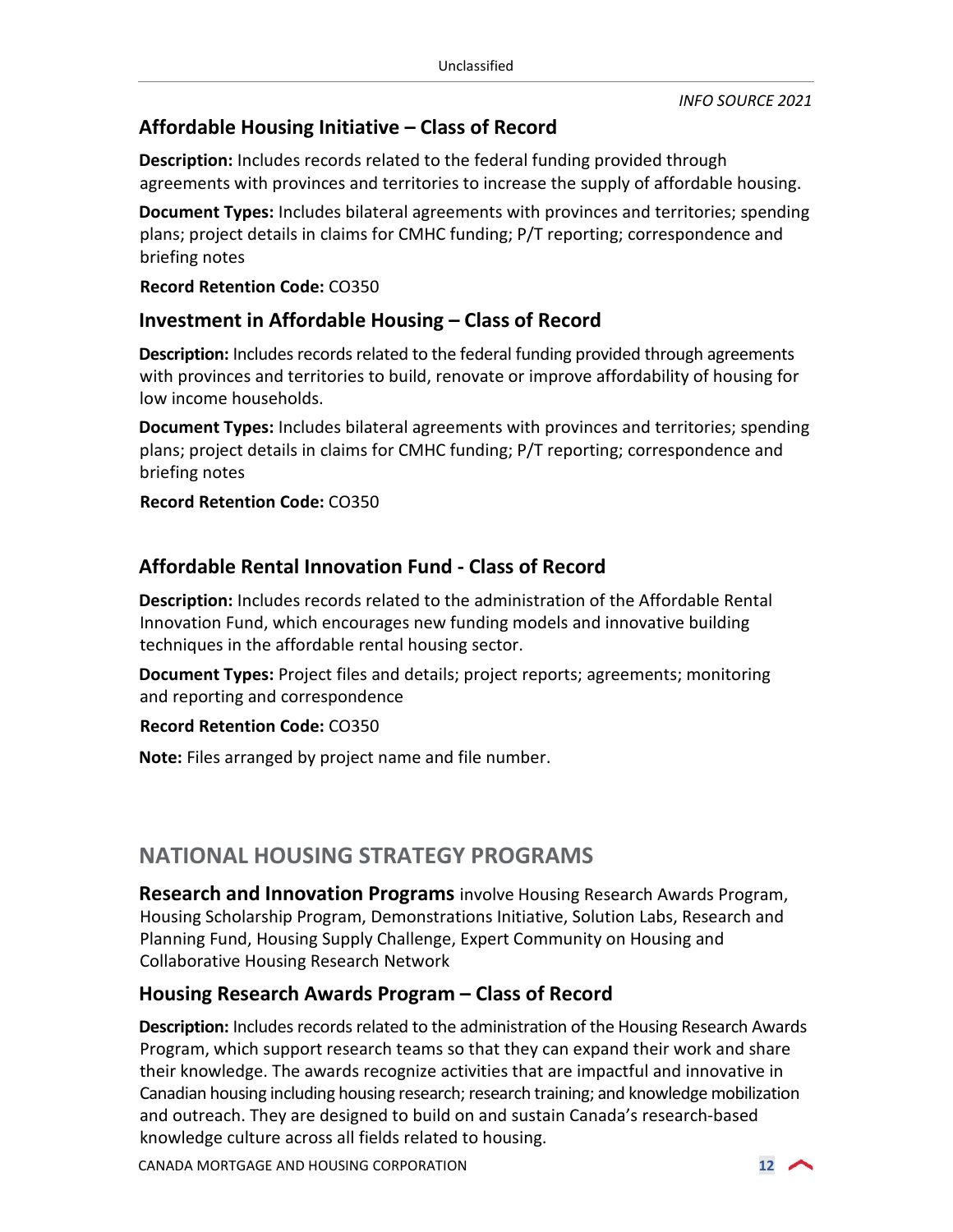## Affordable Housing Initiative – Class of Record

**Description:** Includes records related to the federal funding provided through agreements with provinces and territories to increase the supply of affordable housing.

**Document Types:** Includes bilateral agreements with provinces and territories; spending plans; project details in claims for CMHC funding; P/T reporting; correspondence and briefing notes

**Record Retention Code:** CO350

## Investment in Affordable Housing – Class of Record

**Description:** Includes records related to the federal funding provided through agreements with provinces and territories to build, renovate or improve affordability of housing for low income households.

**Document Types:** Includes bilateral agreements with provinces and territories; spending plans; project details in claims for CMHC funding; P/T reporting; correspondence and briefing notes

**Record Retention Code:** CO350

## Affordable Rental Innovation Fund - Class of Record

**Description:** Includes records related to the administration of the Affordable Rental Innovation Fund, which encourages new funding models and innovative building techniques in the affordable rental housing sector.

**Document Types:** Project files and details; project reports; agreements; monitoring and reporting and correspondence

**Record Retention Code:** CO350

**Note:** Files arranged by project name and file number.

# NATIONAL HOUSING STRATEGY PROGRAMS

**Research and Innovation Programs** involve Housing Research Awards Program, Housing Scholarship Program, Demonstrations Initiative, Solution Labs, Research and Planning Fund, Housing Supply Challenge, Expert Community on Housing and Collaborative Housing Research Network

## Housing Research Awards Program – Class of Record

**Description:** Includes records related to the administration of the Housing Research Awards Program, which support research teams so that they can expand their work and share their knowledge. The awards recognize activities that are impactful and innovative in Canadian housing including housing research; research training; and knowledge mobilization and outreach. They are designed to build on and sustain Canada's research-based knowledge culture across all fields related to housing.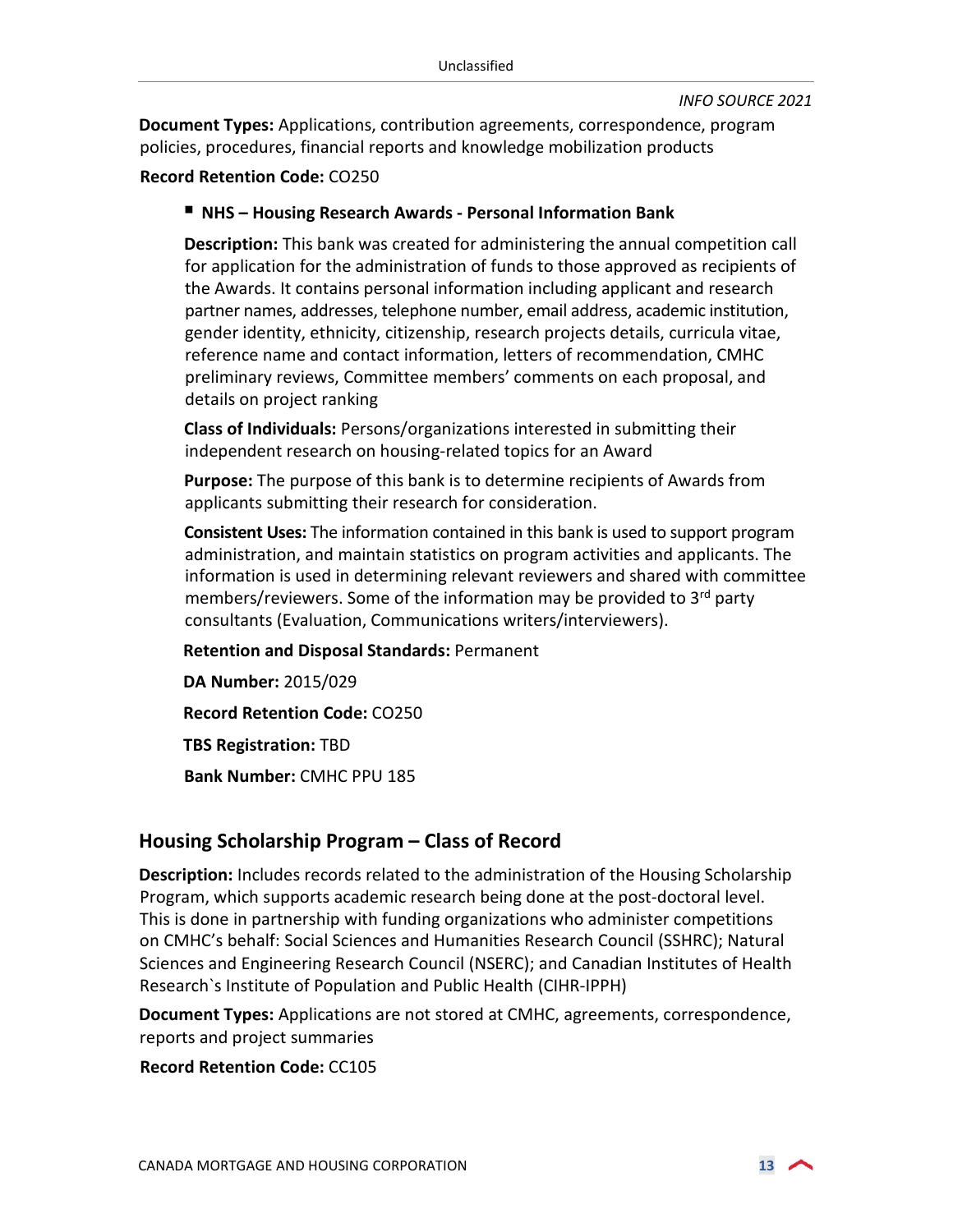**Document Types:** Applications, contribution agreements, correspondence, program policies, procedures, financial reports and knowledge mobilization products

**Record Retention Code:** CO250

- **NHS – Housing Research Awards - Personal Information Bank**

  **Description:** This bank was created for administering the annual competition call for application for the administration of funds to those approved as recipients of the Awards. It contains personal information including applicant and research partner names, addresses, telephone number, email address, academic institution, gender identity, ethnicity, citizenship, research projects details, curricula vitae, reference name and contact information, letters of recommendation, CMHC preliminary reviews, Committee members' comments on each proposal, and details on project ranking

  **Class of Individuals:** Persons/organizations interested in submitting their independent research on housing-related topics for an Award

  **Purpose:** The purpose of this bank is to determine recipients of Awards from applicants submitting their research for consideration.

  **Consistent Uses:** The information contained in this bank is used to support program administration, and maintain statistics on program activities and applicants. The information is used in determining relevant reviewers and shared with committee members/reviewers. Some of the information may be provided to 3rd party consultants (Evaluation, Communications writers/interviewers).

  **Retention and Disposal Standards:** Permanent

  **DA Number:** 2015/029

  **Record Retention Code:** CO250

  **TBS Registration:** TBD

  **Bank Number:** CMHC PPU 185

## Housing Scholarship Program – Class of Record

**Description:** Includes records related to the administration of the Housing Scholarship Program, which supports academic research being done at the post-doctoral level. This is done in partnership with funding organizations who administer competitions on CMHC's behalf: Social Sciences and Humanities Research Council (SSHRC); Natural Sciences and Engineering Research Council (NSERC); and Canadian Institutes of Health Research`s Institute of Population and Public Health (CIHR-IPPH)

**Document Types:** Applications are not stored at CMHC, agreements, correspondence, reports and project summaries

**Record Retention Code:** CC105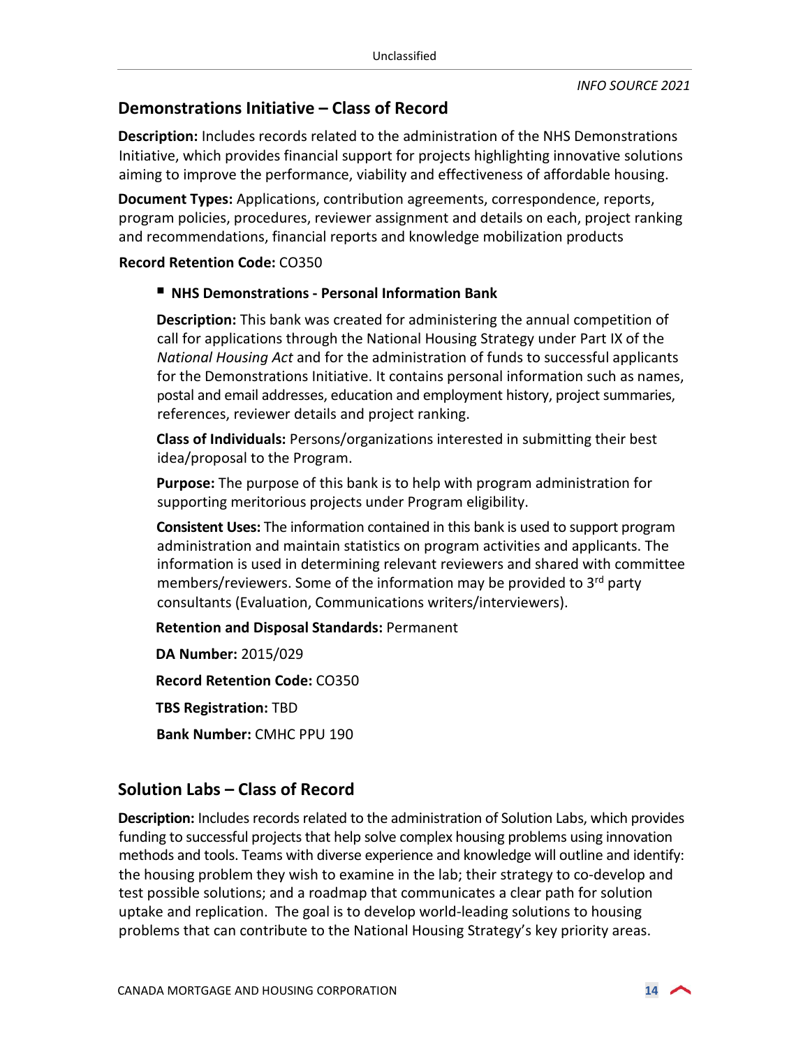## Demonstrations Initiative – Class of Record

**Description:** Includes records related to the administration of the NHS Demonstrations Initiative, which provides financial support for projects highlighting innovative solutions aiming to improve the performance, viability and effectiveness of affordable housing.

**Document Types:** Applications, contribution agreements, correspondence, reports, program policies, procedures, reviewer assignment and details on each, project ranking and recommendations, financial reports and knowledge mobilization products

**Record Retention Code:** CO350

- **NHS Demonstrations - Personal Information Bank**

  **Description:** This bank was created for administering the annual competition of call for applications through the National Housing Strategy under Part IX of the *National Housing Act* and for the administration of funds to successful applicants for the Demonstrations Initiative. It contains personal information such as names, postal and email addresses, education and employment history, project summaries, references, reviewer details and project ranking.

  **Class of Individuals:** Persons/organizations interested in submitting their best idea/proposal to the Program.

  **Purpose:** The purpose of this bank is to help with program administration for supporting meritorious projects under Program eligibility.

  **Consistent Uses:** The information contained in this bank is used to support program administration and maintain statistics on program activities and applicants. The information is used in determining relevant reviewers and shared with committee members/reviewers. Some of the information may be provided to 3rd party consultants (Evaluation, Communications writers/interviewers).

  **Retention and Disposal Standards:** Permanent

  **DA Number:** 2015/029

  **Record Retention Code:** CO350

  **TBS Registration:** TBD

  **Bank Number:** CMHC PPU 190

## Solution Labs – Class of Record

**Description:** Includes records related to the administration of Solution Labs, which provides funding to successful projects that help solve complex housing problems using innovation methods and tools. Teams with diverse experience and knowledge will outline and identify: the housing problem they wish to examine in the lab; their strategy to co-develop and test possible solutions; and a roadmap that communicates a clear path for solution uptake and replication. The goal is to develop world-leading solutions to housing problems that can contribute to the National Housing Strategy's key priority areas.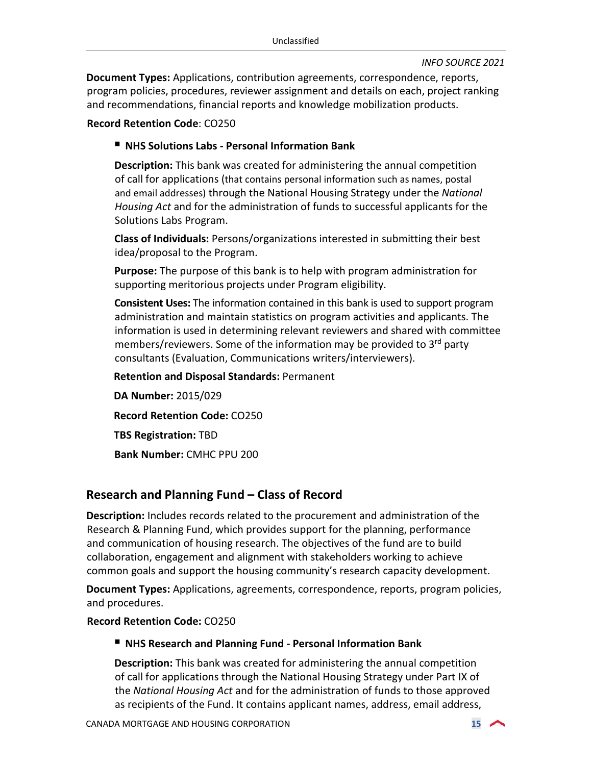**Document Types:** Applications, contribution agreements, correspondence, reports, program policies, procedures, reviewer assignment and details on each, project ranking and recommendations, financial reports and knowledge mobilization products.

**Record Retention Code**: CO250

- **NHS Solutions Labs - Personal Information Bank**

  **Description:** This bank was created for administering the annual competition of call for applications (that contains personal information such as names, postal and email addresses) through the National Housing Strategy under the *National Housing Act* and for the administration of funds to successful applicants for the Solutions Labs Program.

  **Class of Individuals:** Persons/organizations interested in submitting their best idea/proposal to the Program.

  **Purpose:** The purpose of this bank is to help with program administration for supporting meritorious projects under Program eligibility.

  **Consistent Uses:** The information contained in this bank is used to support program administration and maintain statistics on program activities and applicants. The information is used in determining relevant reviewers and shared with committee members/reviewers. Some of the information may be provided to 3rd party consultants (Evaluation, Communications writers/interviewers).

  **Retention and Disposal Standards:** Permanent

  **DA Number:** 2015/029

  **Record Retention Code:** CO250

  **TBS Registration:** TBD

  **Bank Number:** CMHC PPU 200

## Research and Planning Fund – Class of Record

**Description:** Includes records related to the procurement and administration of the Research & Planning Fund, which provides support for the planning, performance and communication of housing research. The objectives of the fund are to build collaboration, engagement and alignment with stakeholders working to achieve common goals and support the housing community's research capacity development.

**Document Types:** Applications, agreements, correspondence, reports, program policies, and procedures.

**Record Retention Code:** CO250

- **NHS Research and Planning Fund - Personal Information Bank**

  **Description:** This bank was created for administering the annual competition of call for applications through the National Housing Strategy under Part IX of the *National Housing Act* and for the administration of funds to those approved as recipients of the Fund. It contains applicant names, address, email address,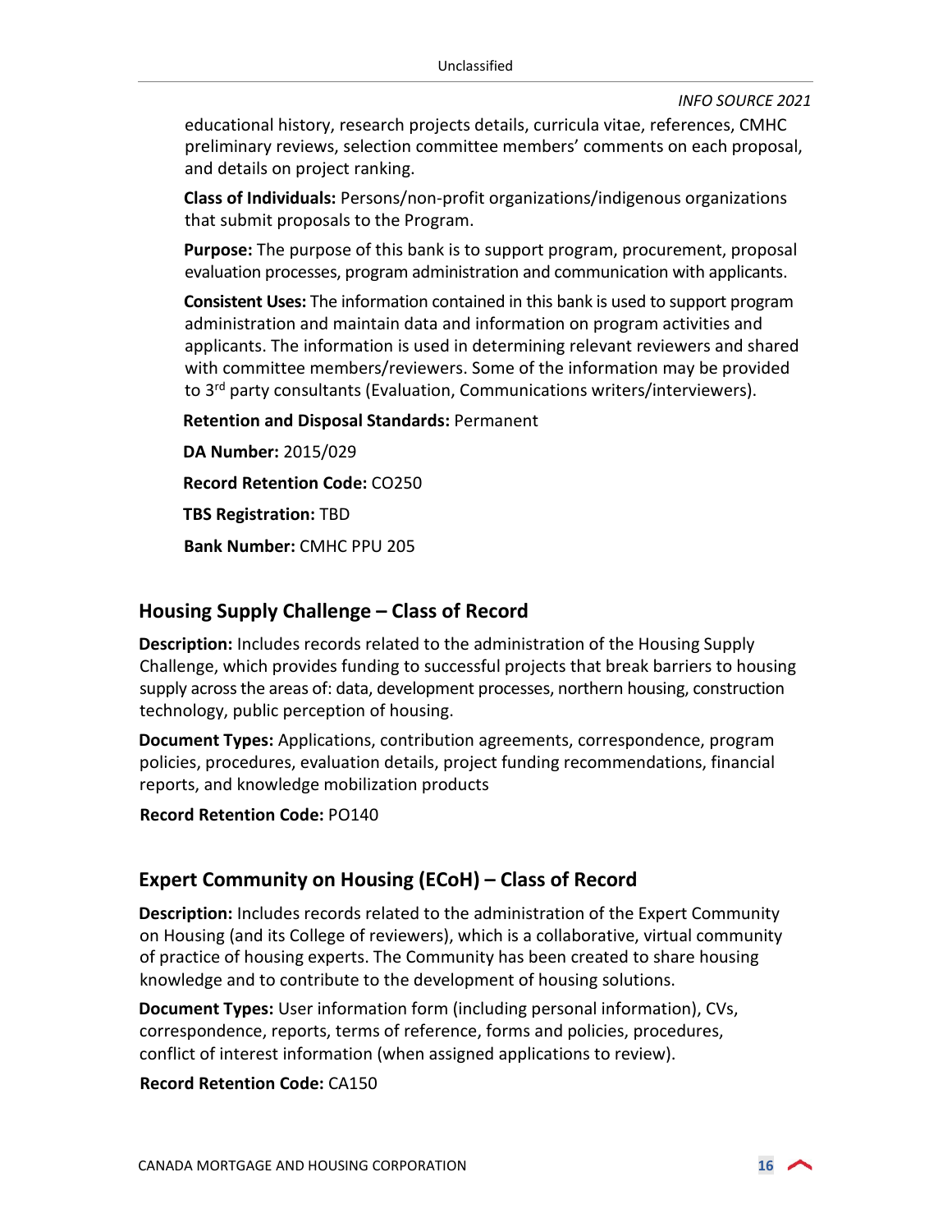educational history, research projects details, curricula vitae, references, CMHC preliminary reviews, selection committee members' comments on each proposal, and details on project ranking.

**Class of Individuals:** Persons/non-profit organizations/indigenous organizations that submit proposals to the Program.

**Purpose:** The purpose of this bank is to support program, procurement, proposal evaluation processes, program administration and communication with applicants.

**Consistent Uses:** The information contained in this bank is used to support program administration and maintain data and information on program activities and applicants. The information is used in determining relevant reviewers and shared with committee members/reviewers. Some of the information may be provided to 3rd party consultants (Evaluation, Communications writers/interviewers).

**Retention and Disposal Standards:** Permanent

**DA Number:** 2015/029

**Record Retention Code:** CO250

**TBS Registration:** TBD

**Bank Number:** CMHC PPU 205

## Housing Supply Challenge – Class of Record

**Description:** Includes records related to the administration of the Housing Supply Challenge, which provides funding to successful projects that break barriers to housing supply across the areas of: data, development processes, northern housing, construction technology, public perception of housing.

**Document Types:** Applications, contribution agreements, correspondence, program policies, procedures, evaluation details, project funding recommendations, financial reports, and knowledge mobilization products

**Record Retention Code:** PO140

## Expert Community on Housing (ECoH) – Class of Record

**Description:** Includes records related to the administration of the Expert Community on Housing (and its College of reviewers), which is a collaborative, virtual community of practice of housing experts. The Community has been created to share housing knowledge and to contribute to the development of housing solutions.

**Document Types:** User information form (including personal information), CVs, correspondence, reports, terms of reference, forms and policies, procedures, conflict of interest information (when assigned applications to review).

**Record Retention Code:** CA150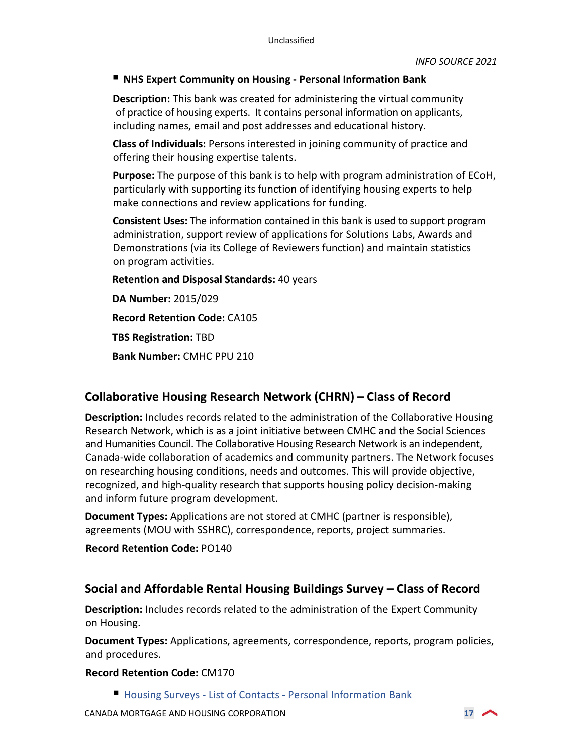- **NHS Expert Community on Housing - Personal Information Bank**

  **Description:** This bank was created for administering the virtual community of practice of housing experts. It contains personal information on applicants, including names, email and post addresses and educational history.

  **Class of Individuals:** Persons interested in joining community of practice and offering their housing expertise talents.

  **Purpose:** The purpose of this bank is to help with program administration of ECoH, particularly with supporting its function of identifying housing experts to help make connections and review applications for funding.

  **Consistent Uses:** The information contained in this bank is used to support program administration, support review of applications for Solutions Labs, Awards and Demonstrations (via its College of Reviewers function) and maintain statistics on program activities.

  **Retention and Disposal Standards:** 40 years

  **DA Number:** 2015/029

  **Record Retention Code:** CA105

  **TBS Registration:** TBD

  **Bank Number:** CMHC PPU 210

## Collaborative Housing Research Network (CHRN) – Class of Record

**Description:** Includes records related to the administration of the Collaborative Housing Research Network, which is as a joint initiative between CMHC and the Social Sciences and Humanities Council. The Collaborative Housing Research Network is an independent, Canada-wide collaboration of academics and community partners. The Network focuses on researching housing conditions, needs and outcomes. This will provide objective, recognized, and high-quality research that supports housing policy decision-making and inform future program development.

**Document Types:** Applications are not stored at CMHC (partner is responsible), agreements (MOU with SSHRC), correspondence, reports, project summaries.

**Record Retention Code:** PO140

## Social and Affordable Rental Housing Buildings Survey – Class of Record

**Description:** Includes records related to the administration of the Expert Community on Housing.

**Document Types:** Applications, agreements, correspondence, reports, program policies, and procedures.

**Record Retention Code:** CM170

- Housing Surveys - List of Contacts - Personal Information Bank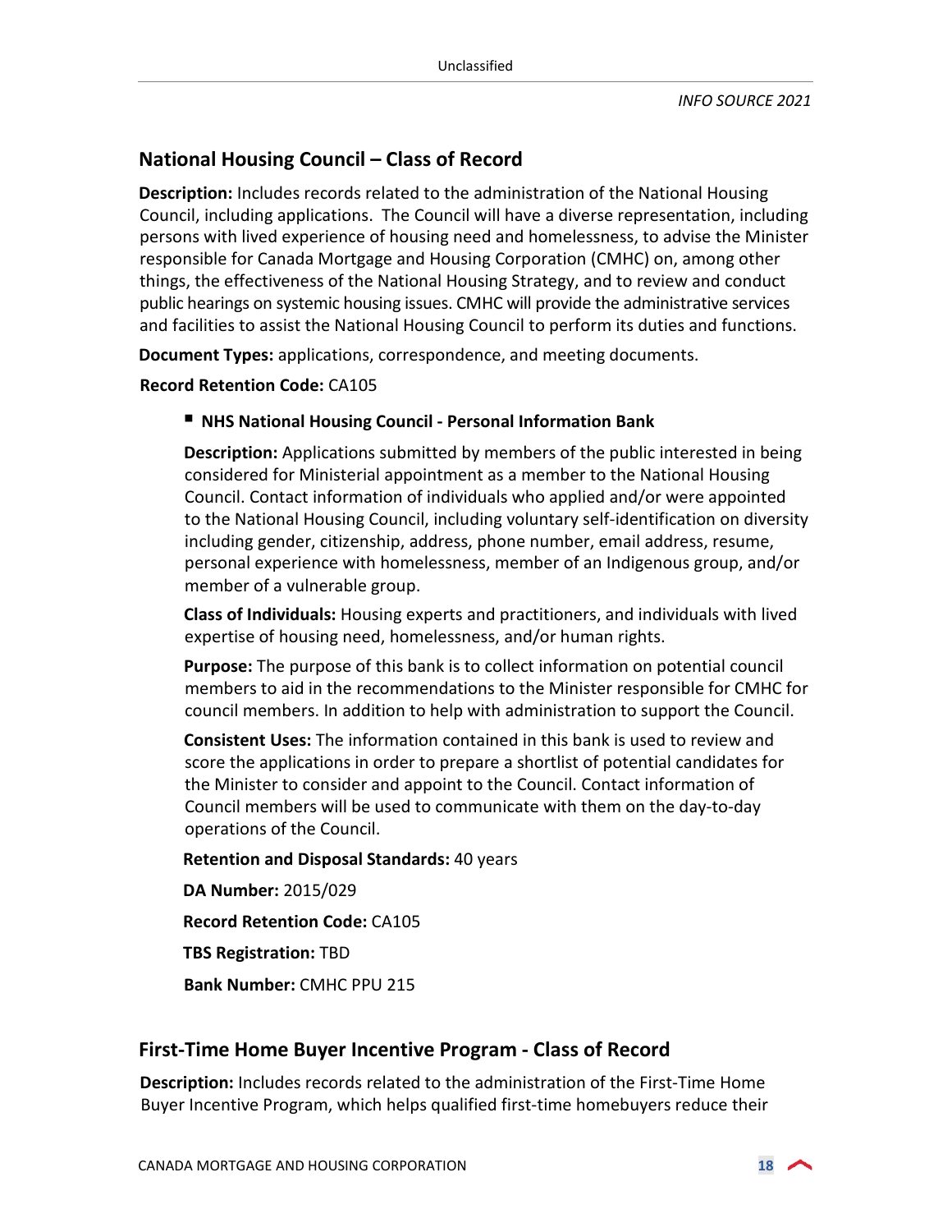## National Housing Council – Class of Record

**Description:** Includes records related to the administration of the National Housing Council, including applications. The Council will have a diverse representation, including persons with lived experience of housing need and homelessness, to advise the Minister responsible for Canada Mortgage and Housing Corporation (CMHC) on, among other things, the effectiveness of the National Housing Strategy, and to review and conduct public hearings on systemic housing issues. CMHC will provide the administrative services and facilities to assist the National Housing Council to perform its duties and functions.

**Document Types:** applications, correspondence, and meeting documents.

**Record Retention Code:** CA105

- **NHS National Housing Council - Personal Information Bank**

  **Description:** Applications submitted by members of the public interested in being considered for Ministerial appointment as a member to the National Housing Council. Contact information of individuals who applied and/or were appointed to the National Housing Council, including voluntary self-identification on diversity including gender, citizenship, address, phone number, email address, resume, personal experience with homelessness, member of an Indigenous group, and/or member of a vulnerable group.

  **Class of Individuals:** Housing experts and practitioners, and individuals with lived expertise of housing need, homelessness, and/or human rights.

  **Purpose:** The purpose of this bank is to collect information on potential council members to aid in the recommendations to the Minister responsible for CMHC for council members. In addition to help with administration to support the Council.

  **Consistent Uses:** The information contained in this bank is used to review and score the applications in order to prepare a shortlist of potential candidates for the Minister to consider and appoint to the Council. Contact information of Council members will be used to communicate with them on the day-to-day operations of the Council.

  **Retention and Disposal Standards:** 40 years

  **DA Number:** 2015/029

  **Record Retention Code:** CA105

  **TBS Registration:** TBD

  **Bank Number:** CMHC PPU 215

## First-Time Home Buyer Incentive Program - Class of Record

**Description:** Includes records related to the administration of the First-Time Home Buyer Incentive Program, which helps qualified first-time homebuyers reduce their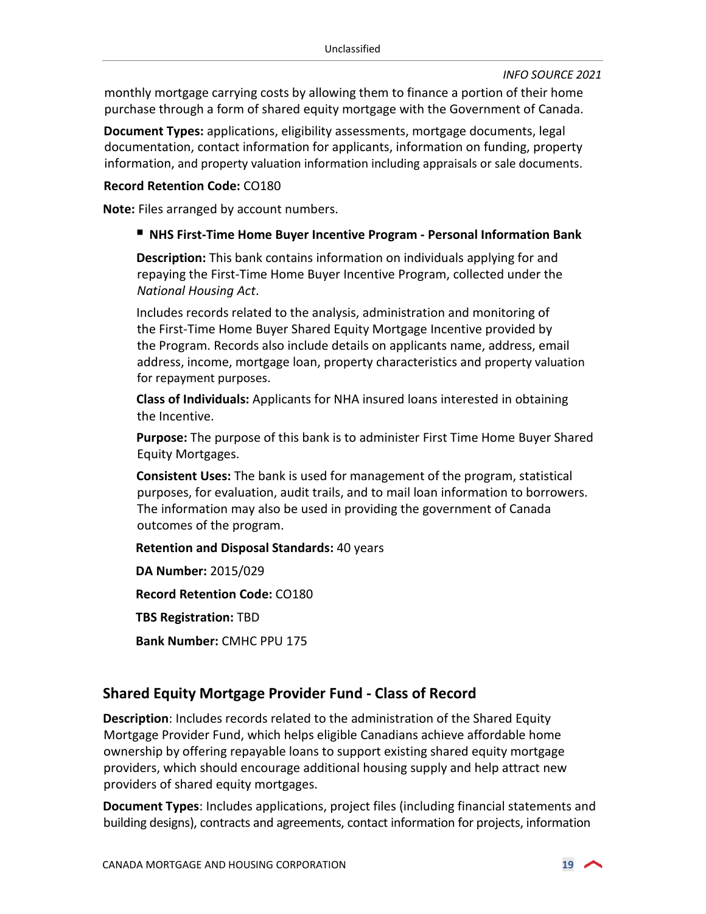monthly mortgage carrying costs by allowing them to finance a portion of their home purchase through a form of shared equity mortgage with the Government of Canada.

**Document Types:** applications, eligibility assessments, mortgage documents, legal documentation, contact information for applicants, information on funding, property information, and property valuation information including appraisals or sale documents.

**Record Retention Code:** CO180

**Note:** Files arranged by account numbers.

- **NHS First-Time Home Buyer Incentive Program - Personal Information Bank**

  **Description:** This bank contains information on individuals applying for and repaying the First-Time Home Buyer Incentive Program, collected under the *National Housing Act*.

  Includes records related to the analysis, administration and monitoring of the First-Time Home Buyer Shared Equity Mortgage Incentive provided by the Program. Records also include details on applicants name, address, email address, income, mortgage loan, property characteristics and property valuation for repayment purposes.

  **Class of Individuals:** Applicants for NHA insured loans interested in obtaining the Incentive.

  **Purpose:** The purpose of this bank is to administer First Time Home Buyer Shared Equity Mortgages.

  **Consistent Uses:** The bank is used for management of the program, statistical purposes, for evaluation, audit trails, and to mail loan information to borrowers. The information may also be used in providing the government of Canada outcomes of the program.

  **Retention and Disposal Standards:** 40 years

  **DA Number:** 2015/029

  **Record Retention Code:** CO180

  **TBS Registration:** TBD

  **Bank Number:** CMHC PPU 175

## Shared Equity Mortgage Provider Fund - Class of Record

**Description**: Includes records related to the administration of the Shared Equity Mortgage Provider Fund, which helps eligible Canadians achieve affordable home ownership by offering repayable loans to support existing shared equity mortgage providers, which should encourage additional housing supply and help attract new providers of shared equity mortgages.

**Document Types**: Includes applications, project files (including financial statements and building designs), contracts and agreements, contact information for projects, information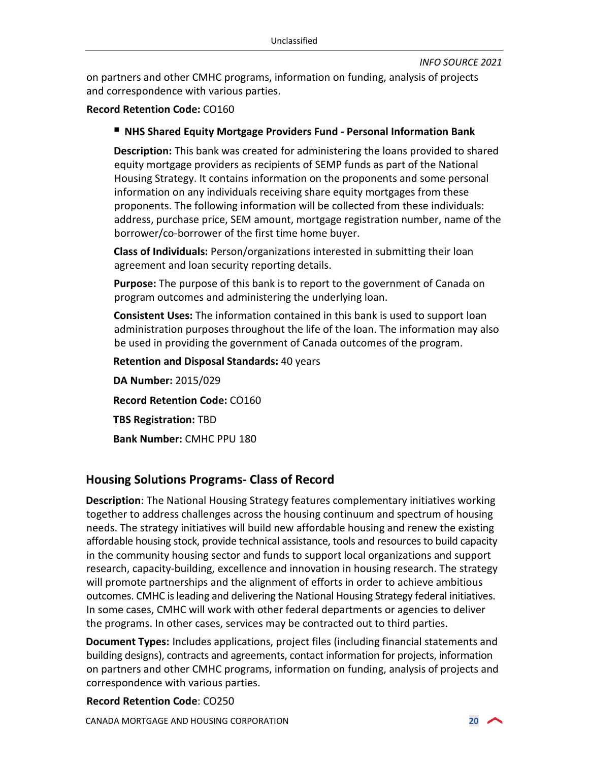on partners and other CMHC programs, information on funding, analysis of projects and correspondence with various parties.

**Record Retention Code:** CO160

- **NHS Shared Equity Mortgage Providers Fund - Personal Information Bank**

  **Description:** This bank was created for administering the loans provided to shared equity mortgage providers as recipients of SEMP funds as part of the National Housing Strategy. It contains information on the proponents and some personal information on any individuals receiving share equity mortgages from these proponents. The following information will be collected from these individuals: address, purchase price, SEM amount, mortgage registration number, name of the borrower/co-borrower of the first time home buyer.

  **Class of Individuals:** Person/organizations interested in submitting their loan agreement and loan security reporting details.

  **Purpose:** The purpose of this bank is to report to the government of Canada on program outcomes and administering the underlying loan.

  **Consistent Uses:** The information contained in this bank is used to support loan administration purposes throughout the life of the loan. The information may also be used in providing the government of Canada outcomes of the program.

  **Retention and Disposal Standards:** 40 years

  **DA Number:** 2015/029

  **Record Retention Code:** CO160

  **TBS Registration:** TBD

  **Bank Number:** CMHC PPU 180

## Housing Solutions Programs- Class of Record

**Description**: The National Housing Strategy features complementary initiatives working together to address challenges across the housing continuum and spectrum of housing needs. The strategy initiatives will build new affordable housing and renew the existing affordable housing stock, provide technical assistance, tools and resources to build capacity in the community housing sector and funds to support local organizations and support research, capacity-building, excellence and innovation in housing research. The strategy will promote partnerships and the alignment of efforts in order to achieve ambitious outcomes. CMHC is leading and delivering the National Housing Strategy federal initiatives. In some cases, CMHC will work with other federal departments or agencies to deliver the programs. In other cases, services may be contracted out to third parties.

**Document Types:** Includes applications, project files (including financial statements and building designs), contracts and agreements, contact information for projects, information on partners and other CMHC programs, information on funding, analysis of projects and correspondence with various parties.

**Record Retention Code**: CO250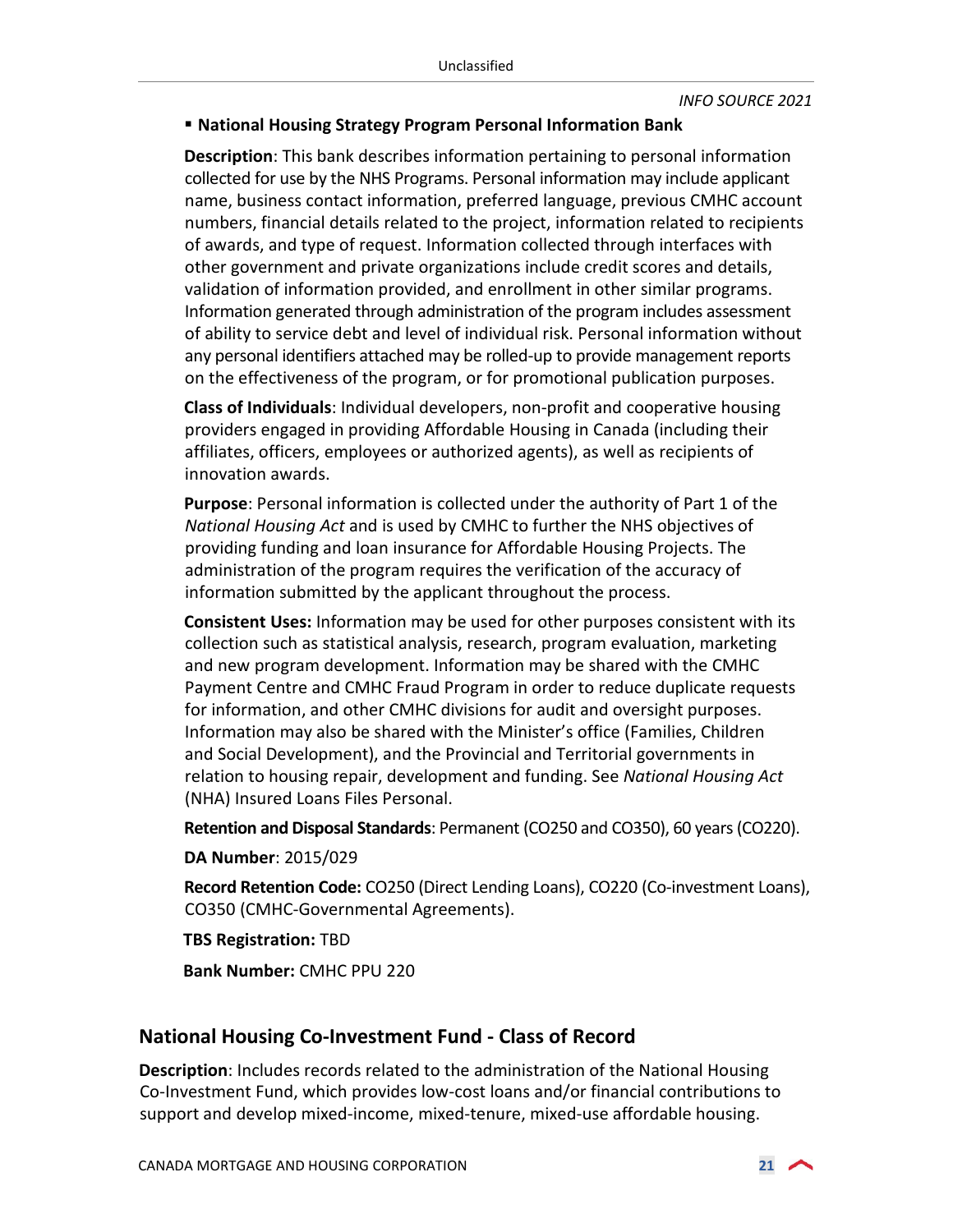- **National Housing Strategy Program Personal Information Bank**

**Description**: This bank describes information pertaining to personal information collected for use by the NHS Programs. Personal information may include applicant name, business contact information, preferred language, previous CMHC account numbers, financial details related to the project, information related to recipients of awards, and type of request. Information collected through interfaces with other government and private organizations include credit scores and details, validation of information provided, and enrollment in other similar programs. Information generated through administration of the program includes assessment of ability to service debt and level of individual risk. Personal information without any personal identifiers attached may be rolled-up to provide management reports on the effectiveness of the program, or for promotional publication purposes.

**Class of Individuals**: Individual developers, non-profit and cooperative housing providers engaged in providing Affordable Housing in Canada (including their affiliates, officers, employees or authorized agents), as well as recipients of innovation awards.

**Purpose**: Personal information is collected under the authority of Part 1 of the *National Housing Act* and is used by CMHC to further the NHS objectives of providing funding and loan insurance for Affordable Housing Projects. The administration of the program requires the verification of the accuracy of information submitted by the applicant throughout the process.

**Consistent Uses:** Information may be used for other purposes consistent with its collection such as statistical analysis, research, program evaluation, marketing and new program development. Information may be shared with the CMHC Payment Centre and CMHC Fraud Program in order to reduce duplicate requests for information, and other CMHC divisions for audit and oversight purposes. Information may also be shared with the Minister's office (Families, Children and Social Development), and the Provincial and Territorial governments in relation to housing repair, development and funding. See *National Housing Act* (NHA) Insured Loans Files Personal.

**Retention and Disposal Standards**: Permanent (CO250 and CO350), 60 years (CO220).

**DA Number**: 2015/029

**Record Retention Code:** CO250 (Direct Lending Loans), CO220 (Co-investment Loans), CO350 (CMHC-Governmental Agreements).

**TBS Registration:** TBD

**Bank Number:** CMHC PPU 220

## National Housing Co-Investment Fund - Class of Record

**Description**: Includes records related to the administration of the National Housing Co-Investment Fund, which provides low-cost loans and/or financial contributions to support and develop mixed-income, mixed-tenure, mixed-use affordable housing.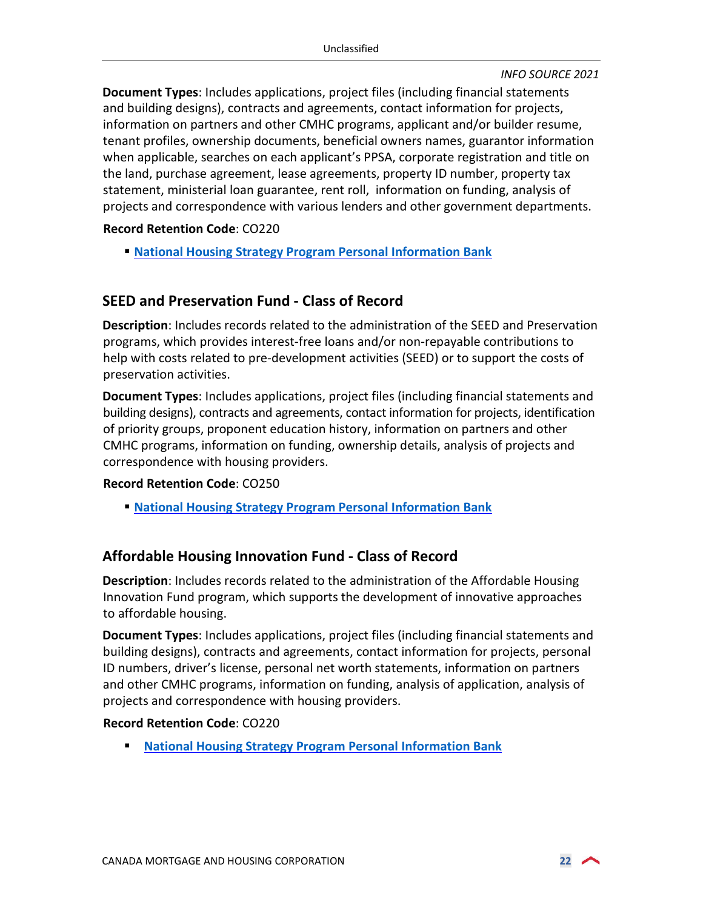**Document Types**: Includes applications, project files (including financial statements and building designs), contracts and agreements, contact information for projects, information on partners and other CMHC programs, applicant and/or builder resume, tenant profiles, ownership documents, beneficial owners names, guarantor information when applicable, searches on each applicant's PPSA, corporate registration and title on the land, purchase agreement, lease agreements, property ID number, property tax statement, ministerial loan guarantee, rent roll, information on funding, analysis of projects and correspondence with various lenders and other government departments.

**Record Retention Code**: CO220

- **National Housing Strategy Program Personal Information Bank**

## SEED and Preservation Fund - Class of Record

**Description**: Includes records related to the administration of the SEED and Preservation programs, which provides interest-free loans and/or non-repayable contributions to help with costs related to pre-development activities (SEED) or to support the costs of preservation activities.

**Document Types**: Includes applications, project files (including financial statements and building designs), contracts and agreements, contact information for projects, identification of priority groups, proponent education history, information on partners and other CMHC programs, information on funding, ownership details, analysis of projects and correspondence with housing providers.

**Record Retention Code**: CO250

- **National Housing Strategy Program Personal Information Bank**

## Affordable Housing Innovation Fund - Class of Record

**Description**: Includes records related to the administration of the Affordable Housing Innovation Fund program, which supports the development of innovative approaches to affordable housing.

**Document Types**: Includes applications, project files (including financial statements and building designs), contracts and agreements, contact information for projects, personal ID numbers, driver's license, personal net worth statements, information on partners and other CMHC programs, information on funding, analysis of application, analysis of projects and correspondence with housing providers.

**Record Retention Code**: CO220

- **National Housing Strategy Program Personal Information Bank**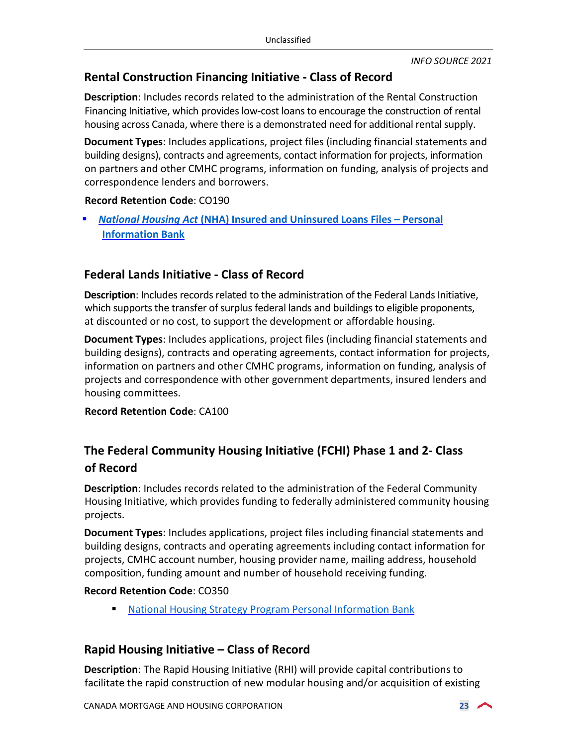## Rental Construction Financing Initiative - Class of Record

**Description**: Includes records related to the administration of the Rental Construction Financing Initiative, which provides low-cost loans to encourage the construction of rental housing across Canada, where there is a demonstrated need for additional rental supply.

**Document Types**: Includes applications, project files (including financial statements and building designs), contracts and agreements, contact information for projects, information on partners and other CMHC programs, information on funding, analysis of projects and correspondence lenders and borrowers.

**Record Retention Code**: CO190

- ***National Housing Act*** **(NHA) Insured and Uninsured Loans Files – Personal Information Bank**

## Federal Lands Initiative - Class of Record

**Description**: Includes records related to the administration of the Federal Lands Initiative, which supports the transfer of surplus federal lands and buildings to eligible proponents, at discounted or no cost, to support the development or affordable housing.

**Document Types**: Includes applications, project files (including financial statements and building designs), contracts and operating agreements, contact information for projects, information on partners and other CMHC programs, information on funding, analysis of projects and correspondence with other government departments, insured lenders and housing committees.

**Record Retention Code**: CA100

## The Federal Community Housing Initiative (FCHI) Phase 1 and 2- Class of Record

**Description**: Includes records related to the administration of the Federal Community Housing Initiative, which provides funding to federally administered community housing projects.

**Document Types**: Includes applications, project files including financial statements and building designs, contracts and operating agreements including contact information for projects, CMHC account number, housing provider name, mailing address, household composition, funding amount and number of household receiving funding.

**Record Retention Code**: CO350

- National Housing Strategy Program Personal Information Bank

## Rapid Housing Initiative – Class of Record

**Description**: The Rapid Housing Initiative (RHI) will provide capital contributions to facilitate the rapid construction of new modular housing and/or acquisition of existing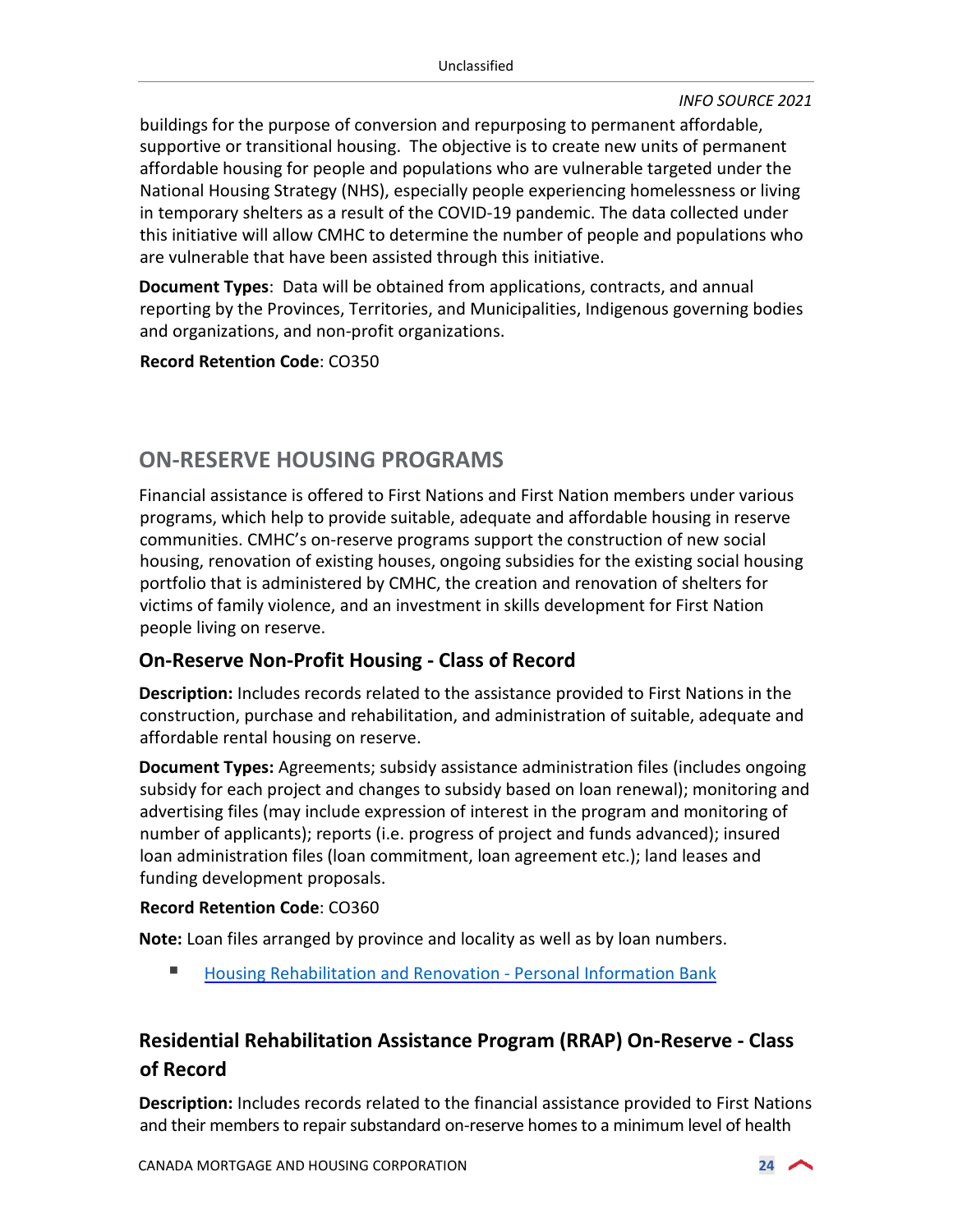buildings for the purpose of conversion and repurposing to permanent affordable, supportive or transitional housing. The objective is to create new units of permanent affordable housing for people and populations who are vulnerable targeted under the National Housing Strategy (NHS), especially people experiencing homelessness or living in temporary shelters as a result of the COVID-19 pandemic. The data collected under this initiative will allow CMHC to determine the number of people and populations who are vulnerable that have been assisted through this initiative.

**Document Types**: Data will be obtained from applications, contracts, and annual reporting by the Provinces, Territories, and Municipalities, Indigenous governing bodies and organizations, and non-profit organizations.

**Record Retention Code**: CO350

## ON-RESERVE HOUSING PROGRAMS

Financial assistance is offered to First Nations and First Nation members under various programs, which help to provide suitable, adequate and affordable housing in reserve communities. CMHC's on-reserve programs support the construction of new social housing, renovation of existing houses, ongoing subsidies for the existing social housing portfolio that is administered by CMHC, the creation and renovation of shelters for victims of family violence, and an investment in skills development for First Nation people living on reserve.

### On-Reserve Non-Profit Housing - Class of Record

**Description:** Includes records related to the assistance provided to First Nations in the construction, purchase and rehabilitation, and administration of suitable, adequate and affordable rental housing on reserve.

**Document Types:** Agreements; subsidy assistance administration files (includes ongoing subsidy for each project and changes to subsidy based on loan renewal); monitoring and advertising files (may include expression of interest in the program and monitoring of number of applicants); reports (i.e. progress of project and funds advanced); insured loan administration files (loan commitment, loan agreement etc.); land leases and funding development proposals.

**Record Retention Code**: CO360

**Note:** Loan files arranged by province and locality as well as by loan numbers.

- Housing Rehabilitation and Renovation - Personal Information Bank

### Residential Rehabilitation Assistance Program (RRAP) On-Reserve - Class of Record

**Description:** Includes records related to the financial assistance provided to First Nations and their members to repair substandard on-reserve homes to a minimum level of health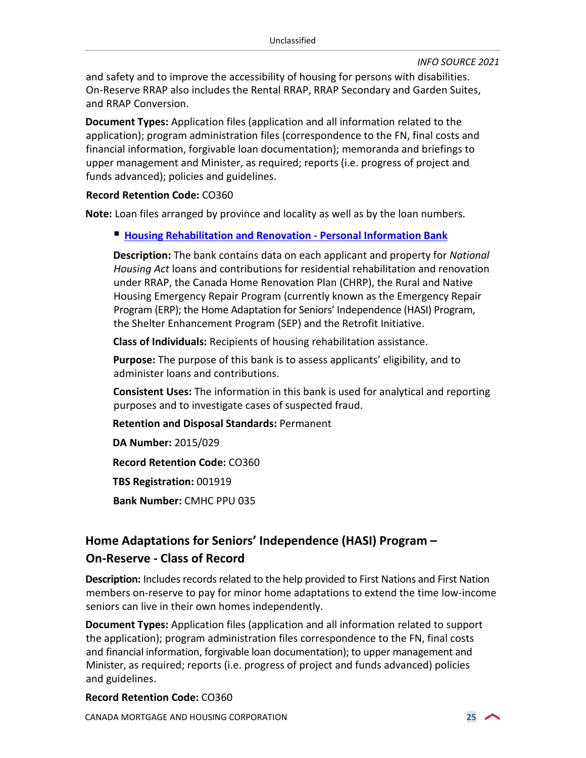and safety and to improve the accessibility of housing for persons with disabilities. On-Reserve RRAP also includes the Rental RRAP, RRAP Secondary and Garden Suites, and RRAP Conversion.

**Document Types:** Application files (application and all information related to the application); program administration files (correspondence to the FN, final costs and financial information, forgivable loan documentation); memoranda and briefings to upper management and Minister, as required; reports (i.e. progress of project and funds advanced); policies and guidelines.

**Record Retention Code:** CO360

**Note:** Loan files arranged by province and locality as well as by the loan numbers.

- **Housing Rehabilitation and Renovation - Personal Information Bank**

  **Description:** The bank contains data on each applicant and property for *National Housing Act* loans and contributions for residential rehabilitation and renovation under RRAP, the Canada Home Renovation Plan (CHRP), the Rural and Native Housing Emergency Repair Program (currently known as the Emergency Repair Program (ERP); the Home Adaptation for Seniors' Independence (HASI) Program, the Shelter Enhancement Program (SEP) and the Retrofit Initiative.

  **Class of Individuals:** Recipients of housing rehabilitation assistance.

  **Purpose:** The purpose of this bank is to assess applicants' eligibility, and to administer loans and contributions.

  **Consistent Uses:** The information in this bank is used for analytical and reporting purposes and to investigate cases of suspected fraud.

  **Retention and Disposal Standards:** Permanent

  **DA Number:** 2015/029

  **Record Retention Code:** CO360

  **TBS Registration:** 001919

  **Bank Number:** CMHC PPU 035

## Home Adaptations for Seniors' Independence (HASI) Program – On-Reserve - Class of Record

**Description:** Includes records related to the help provided to First Nations and First Nation members on-reserve to pay for minor home adaptations to extend the time low-income seniors can live in their own homes independently.

**Document Types:** Application files (application and all information related to support the application); program administration files correspondence to the FN, final costs and financial information, forgivable loan documentation); to upper management and Minister, as required; reports (i.e. progress of project and funds advanced) policies and guidelines.

**Record Retention Code:** CO360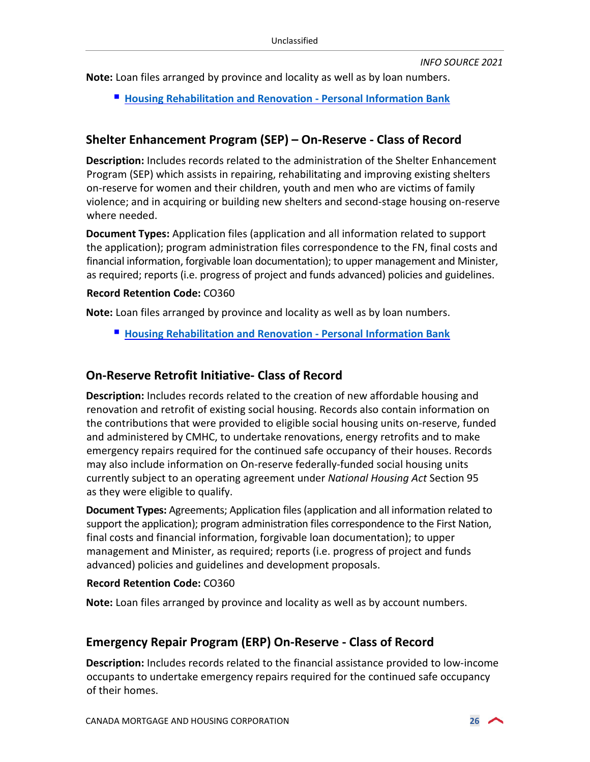**Note:** Loan files arranged by province and locality as well as by loan numbers.

- [Housing Rehabilitation and Renovation - Personal Information Bank]

## Shelter Enhancement Program (SEP) – On-Reserve - Class of Record

**Description:** Includes records related to the administration of the Shelter Enhancement Program (SEP) which assists in repairing, rehabilitating and improving existing shelters on-reserve for women and their children, youth and men who are victims of family violence; and in acquiring or building new shelters and second-stage housing on-reserve where needed.

**Document Types:** Application files (application and all information related to support the application); program administration files correspondence to the FN, final costs and financial information, forgivable loan documentation); to upper management and Minister, as required; reports (i.e. progress of project and funds advanced) policies and guidelines.

**Record Retention Code:** CO360

**Note:** Loan files arranged by province and locality as well as by loan numbers.

- [Housing Rehabilitation and Renovation - Personal Information Bank]

## On-Reserve Retrofit Initiative- Class of Record

**Description:** Includes records related to the creation of new affordable housing and renovation and retrofit of existing social housing. Records also contain information on the contributions that were provided to eligible social housing units on-reserve, funded and administered by CMHC, to undertake renovations, energy retrofits and to make emergency repairs required for the continued safe occupancy of their houses. Records may also include information on On-reserve federally-funded social housing units currently subject to an operating agreement under *National Housing Act* Section 95 as they were eligible to qualify.

**Document Types:** Agreements; Application files (application and all information related to support the application); program administration files correspondence to the First Nation, final costs and financial information, forgivable loan documentation); to upper management and Minister, as required; reports (i.e. progress of project and funds advanced) policies and guidelines and development proposals.

**Record Retention Code:** CO360

**Note:** Loan files arranged by province and locality as well as by account numbers.

## Emergency Repair Program (ERP) On-Reserve - Class of Record

**Description:** Includes records related to the financial assistance provided to low-income occupants to undertake emergency repairs required for the continued safe occupancy of their homes.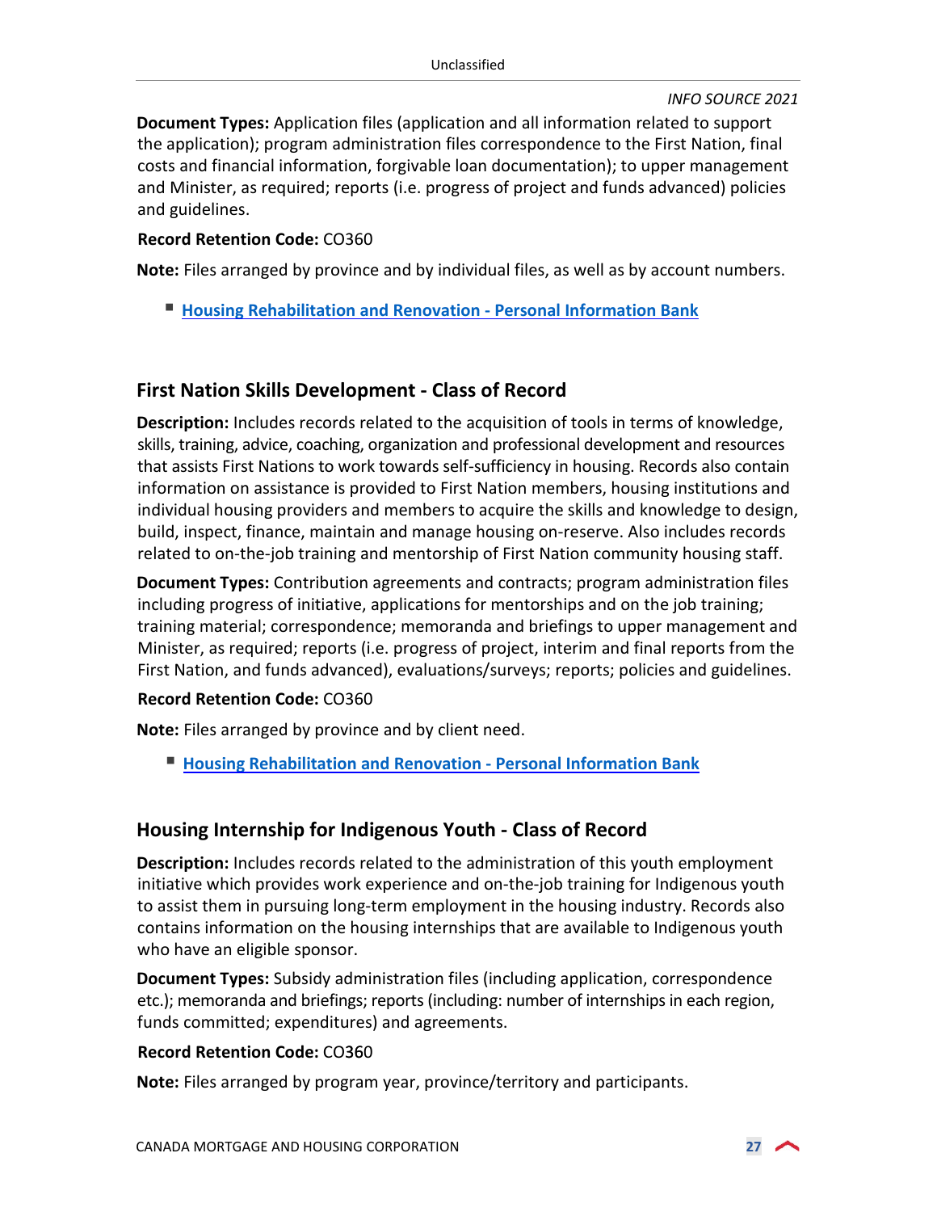**Document Types:** Application files (application and all information related to support the application); program administration files correspondence to the First Nation, final costs and financial information, forgivable loan documentation); to upper management and Minister, as required; reports (i.e. progress of project and funds advanced) policies and guidelines.

**Record Retention Code:** CO360

**Note:** Files arranged by province and by individual files, as well as by account numbers.

- **Housing Rehabilitation and Renovation - Personal Information Bank**

## First Nation Skills Development - Class of Record

**Description:** Includes records related to the acquisition of tools in terms of knowledge, skills, training, advice, coaching, organization and professional development and resources that assists First Nations to work towards self-sufficiency in housing. Records also contain information on assistance is provided to First Nation members, housing institutions and individual housing providers and members to acquire the skills and knowledge to design, build, inspect, finance, maintain and manage housing on-reserve. Also includes records related to on-the-job training and mentorship of First Nation community housing staff.

**Document Types:** Contribution agreements and contracts; program administration files including progress of initiative, applications for mentorships and on the job training; training material; correspondence; memoranda and briefings to upper management and Minister, as required; reports (i.e. progress of project, interim and final reports from the First Nation, and funds advanced), evaluations/surveys; reports; policies and guidelines.

**Record Retention Code:** CO360

**Note:** Files arranged by province and by client need.

- **Housing Rehabilitation and Renovation - Personal Information Bank**

## Housing Internship for Indigenous Youth - Class of Record

**Description:** Includes records related to the administration of this youth employment initiative which provides work experience and on-the-job training for Indigenous youth to assist them in pursuing long-term employment in the housing industry. Records also contains information on the housing internships that are available to Indigenous youth who have an eligible sponsor.

**Document Types:** Subsidy administration files (including application, correspondence etc.); memoranda and briefings; reports (including: number of internships in each region, funds committed; expenditures) and agreements.

**Record Retention Code:** CO360

**Note:** Files arranged by program year, province/territory and participants.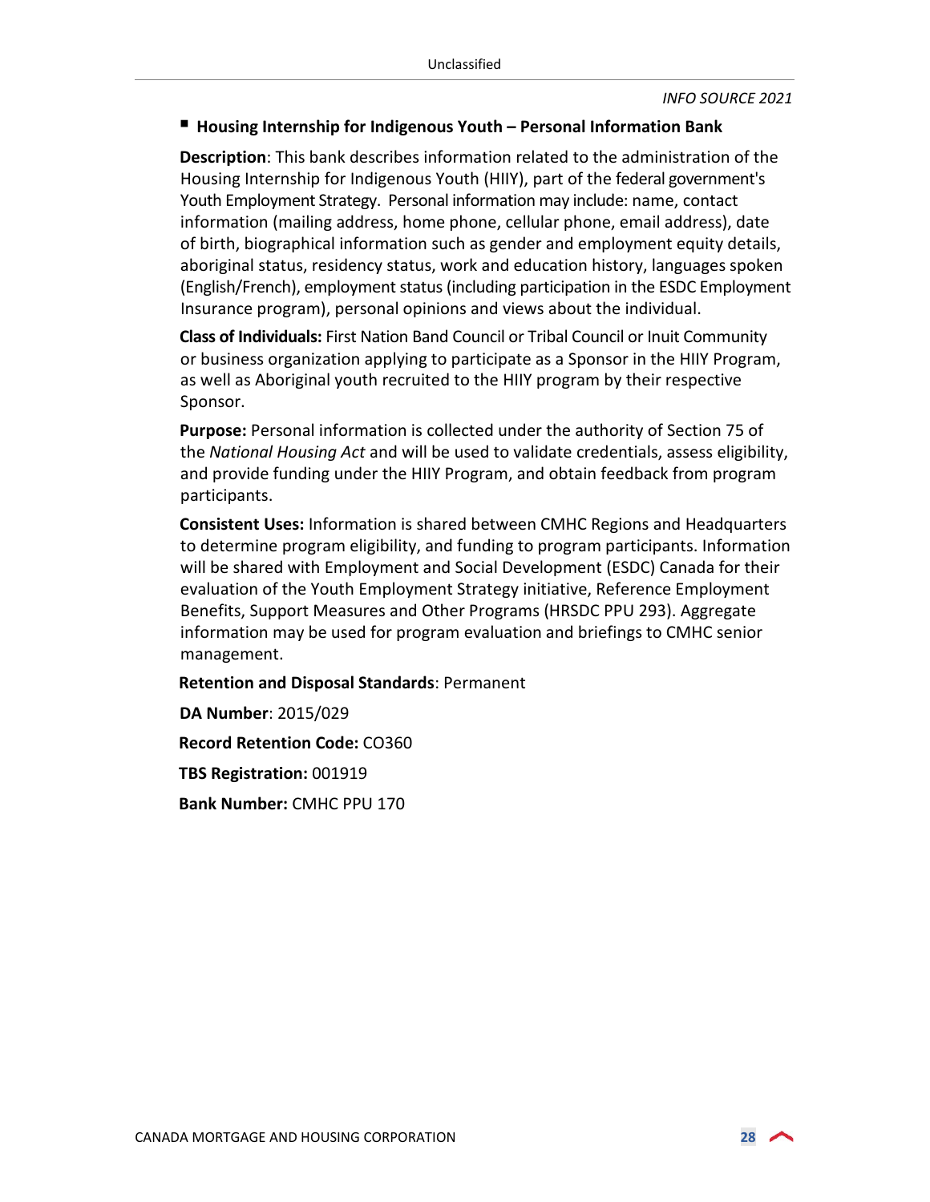## Housing Internship for Indigenous Youth – Personal Information Bank

**Description**: This bank describes information related to the administration of the Housing Internship for Indigenous Youth (HIIY), part of the federal government's Youth Employment Strategy. Personal information may include: name, contact information (mailing address, home phone, cellular phone, email address), date of birth, biographical information such as gender and employment equity details, aboriginal status, residency status, work and education history, languages spoken (English/French), employment status (including participation in the ESDC Employment Insurance program), personal opinions and views about the individual.

**Class of Individuals:** First Nation Band Council or Tribal Council or Inuit Community or business organization applying to participate as a Sponsor in the HIIY Program, as well as Aboriginal youth recruited to the HIIY program by their respective Sponsor.

**Purpose:** Personal information is collected under the authority of Section 75 of the *National Housing Act* and will be used to validate credentials, assess eligibility, and provide funding under the HIIY Program, and obtain feedback from program participants.

**Consistent Uses:** Information is shared between CMHC Regions and Headquarters to determine program eligibility, and funding to program participants. Information will be shared with Employment and Social Development (ESDC) Canada for their evaluation of the Youth Employment Strategy initiative, Reference Employment Benefits, Support Measures and Other Programs (HRSDC PPU 293). Aggregate information may be used for program evaluation and briefings to CMHC senior management.

**Retention and Disposal Standards**: Permanent

**DA Number**: 2015/029

**Record Retention Code:** CO360

**TBS Registration:** 001919

**Bank Number:** CMHC PPU 170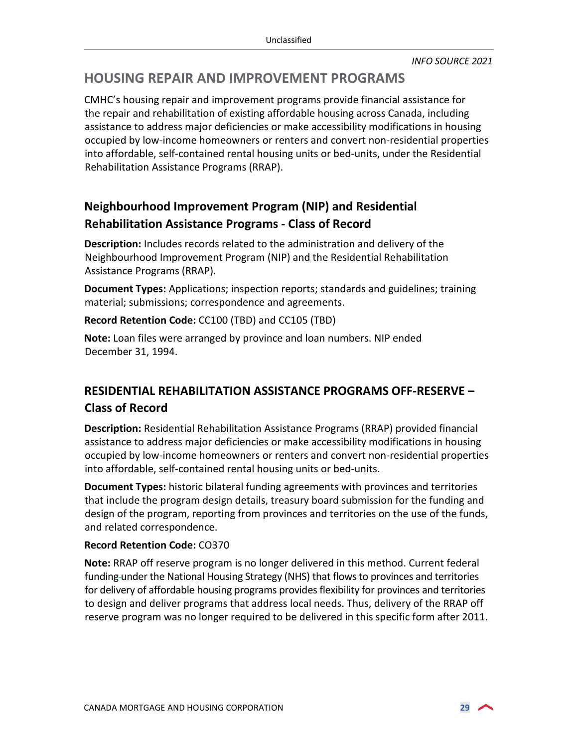## HOUSING REPAIR AND IMPROVEMENT PROGRAMS

CMHC's housing repair and improvement programs provide financial assistance for the repair and rehabilitation of existing affordable housing across Canada, including assistance to address major deficiencies or make accessibility modifications in housing occupied by low-income homeowners or renters and convert non-residential properties into affordable, self-contained rental housing units or bed-units, under the Residential Rehabilitation Assistance Programs (RRAP).

### Neighbourhood Improvement Program (NIP) and Residential Rehabilitation Assistance Programs - Class of Record

**Description:** Includes records related to the administration and delivery of the Neighbourhood Improvement Program (NIP) and the Residential Rehabilitation Assistance Programs (RRAP).

**Document Types:** Applications; inspection reports; standards and guidelines; training material; submissions; correspondence and agreements.

**Record Retention Code:** CC100 (TBD) and CC105 (TBD)

**Note:** Loan files were arranged by province and loan numbers. NIP ended December 31, 1994.

### RESIDENTIAL REHABILITATION ASSISTANCE PROGRAMS OFF-RESERVE – Class of Record

**Description:** Residential Rehabilitation Assistance Programs (RRAP) provided financial assistance to address major deficiencies or make accessibility modifications in housing occupied by low-income homeowners or renters and convert non-residential properties into affordable, self-contained rental housing units or bed-units.

**Document Types:** historic bilateral funding agreements with provinces and territories that include the program design details, treasury board submission for the funding and design of the program, reporting from provinces and territories on the use of the funds, and related correspondence.

**Record Retention Code:** CO370

**Note:** RRAP off reserve program is no longer delivered in this method. Current federal funding under the National Housing Strategy (NHS) that flows to provinces and territories for delivery of affordable housing programs provides flexibility for provinces and territories to design and deliver programs that address local needs. Thus, delivery of the RRAP off reserve program was no longer required to be delivered in this specific form after 2011.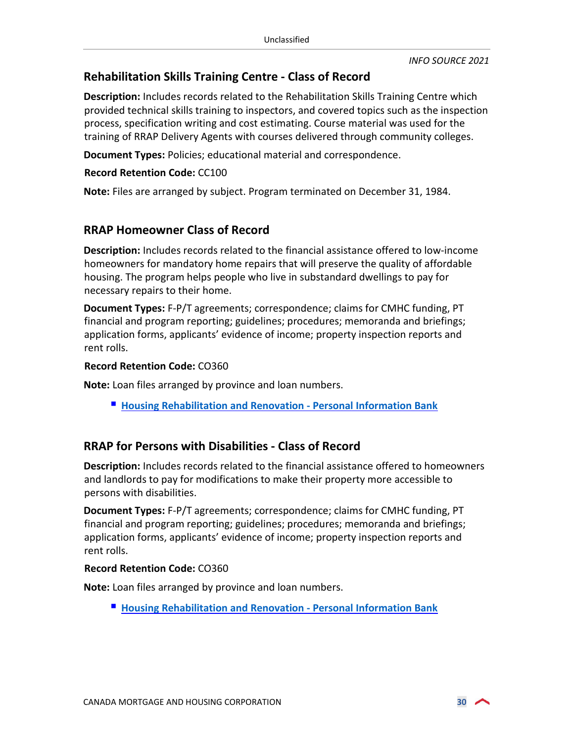## Rehabilitation Skills Training Centre - Class of Record

**Description:** Includes records related to the Rehabilitation Skills Training Centre which provided technical skills training to inspectors, and covered topics such as the inspection process, specification writing and cost estimating. Course material was used for the training of RRAP Delivery Agents with courses delivered through community colleges.

**Document Types:** Policies; educational material and correspondence.

**Record Retention Code:** CC100

**Note:** Files are arranged by subject. Program terminated on December 31, 1984.

## RRAP Homeowner Class of Record

**Description:** Includes records related to the financial assistance offered to low-income homeowners for mandatory home repairs that will preserve the quality of affordable housing. The program helps people who live in substandard dwellings to pay for necessary repairs to their home.

**Document Types:** F-P/T agreements; correspondence; claims for CMHC funding, PT financial and program reporting; guidelines; procedures; memoranda and briefings; application forms, applicants' evidence of income; property inspection reports and rent rolls.

**Record Retention Code:** CO360

**Note:** Loan files arranged by province and loan numbers.

- **Housing Rehabilitation and Renovation - Personal Information Bank**

## RRAP for Persons with Disabilities - Class of Record

**Description:** Includes records related to the financial assistance offered to homeowners and landlords to pay for modifications to make their property more accessible to persons with disabilities.

**Document Types:** F-P/T agreements; correspondence; claims for CMHC funding, PT financial and program reporting; guidelines; procedures; memoranda and briefings; application forms, applicants' evidence of income; property inspection reports and rent rolls.

**Record Retention Code:** CO360

**Note:** Loan files arranged by province and loan numbers.

- **Housing Rehabilitation and Renovation - Personal Information Bank**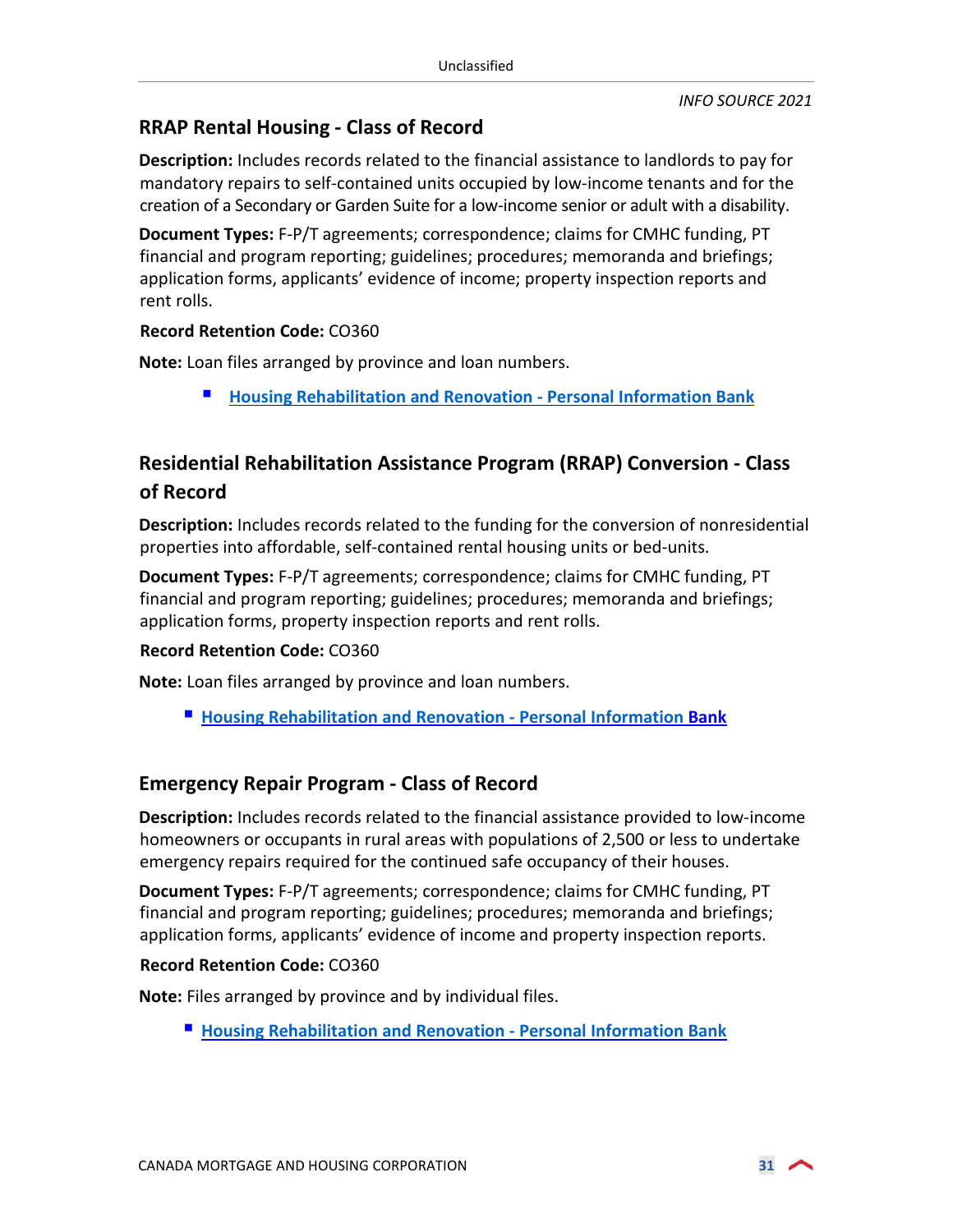## RRAP Rental Housing - Class of Record

**Description:** Includes records related to the financial assistance to landlords to pay for mandatory repairs to self-contained units occupied by low-income tenants and for the creation of a Secondary or Garden Suite for a low-income senior or adult with a disability.

**Document Types:** F-P/T agreements; correspondence; claims for CMHC funding, PT financial and program reporting; guidelines; procedures; memoranda and briefings; application forms, applicants' evidence of income; property inspection reports and rent rolls.

**Record Retention Code:** CO360

**Note:** Loan files arranged by province and loan numbers.

- **Housing Rehabilitation and Renovation - Personal Information Bank**

## Residential Rehabilitation Assistance Program (RRAP) Conversion - Class of Record

**Description:** Includes records related to the funding for the conversion of nonresidential properties into affordable, self-contained rental housing units or bed-units.

**Document Types:** F-P/T agreements; correspondence; claims for CMHC funding, PT financial and program reporting; guidelines; procedures; memoranda and briefings; application forms, property inspection reports and rent rolls.

**Record Retention Code:** CO360

**Note:** Loan files arranged by province and loan numbers.

- **Housing Rehabilitation and Renovation - Personal Information Bank**

## Emergency Repair Program - Class of Record

**Description:** Includes records related to the financial assistance provided to low-income homeowners or occupants in rural areas with populations of 2,500 or less to undertake emergency repairs required for the continued safe occupancy of their houses.

**Document Types:** F-P/T agreements; correspondence; claims for CMHC funding, PT financial and program reporting; guidelines; procedures; memoranda and briefings; application forms, applicants' evidence of income and property inspection reports.

**Record Retention Code:** CO360

**Note:** Files arranged by province and by individual files.

- **Housing Rehabilitation and Renovation - Personal Information Bank**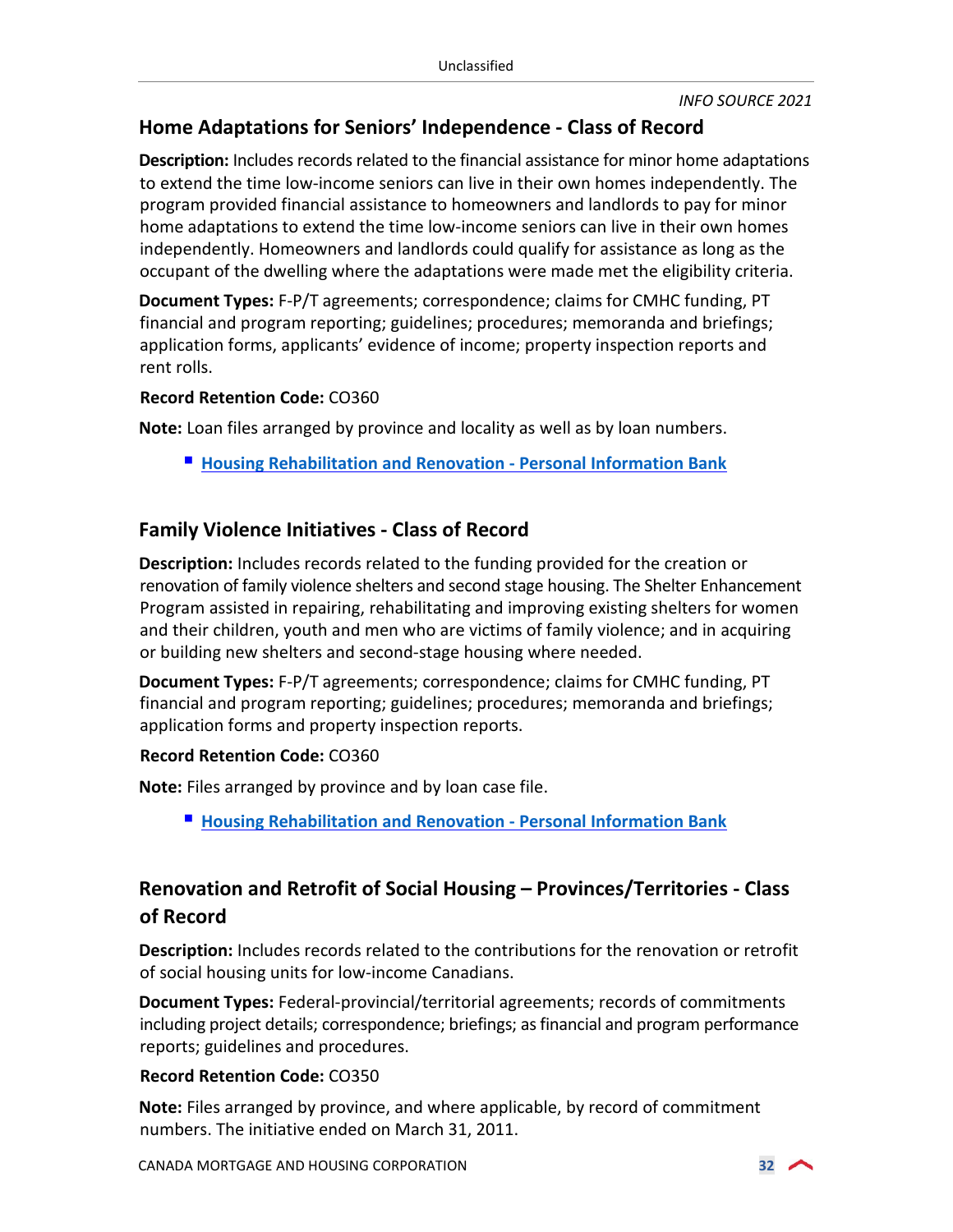## Home Adaptations for Seniors' Independence - Class of Record

**Description:** Includes records related to the financial assistance for minor home adaptations to extend the time low-income seniors can live in their own homes independently. The program provided financial assistance to homeowners and landlords to pay for minor home adaptations to extend the time low-income seniors can live in their own homes independently. Homeowners and landlords could qualify for assistance as long as the occupant of the dwelling where the adaptations were made met the eligibility criteria.

**Document Types:** F-P/T agreements; correspondence; claims for CMHC funding, PT financial and program reporting; guidelines; procedures; memoranda and briefings; application forms, applicants' evidence of income; property inspection reports and rent rolls.

**Record Retention Code:** CO360

**Note:** Loan files arranged by province and locality as well as by loan numbers.

- **Housing Rehabilitation and Renovation - Personal Information Bank**

## Family Violence Initiatives - Class of Record

**Description:** Includes records related to the funding provided for the creation or renovation of family violence shelters and second stage housing. The Shelter Enhancement Program assisted in repairing, rehabilitating and improving existing shelters for women and their children, youth and men who are victims of family violence; and in acquiring or building new shelters and second-stage housing where needed.

**Document Types:** F-P/T agreements; correspondence; claims for CMHC funding, PT financial and program reporting; guidelines; procedures; memoranda and briefings; application forms and property inspection reports.

**Record Retention Code:** CO360

**Note:** Files arranged by province and by loan case file.

- **Housing Rehabilitation and Renovation - Personal Information Bank**

## Renovation and Retrofit of Social Housing – Provinces/Territories - Class of Record

**Description:** Includes records related to the contributions for the renovation or retrofit of social housing units for low-income Canadians.

**Document Types:** Federal-provincial/territorial agreements; records of commitments including project details; correspondence; briefings; as financial and program performance reports; guidelines and procedures.

**Record Retention Code:** CO350

**Note:** Files arranged by province, and where applicable, by record of commitment numbers. The initiative ended on March 31, 2011.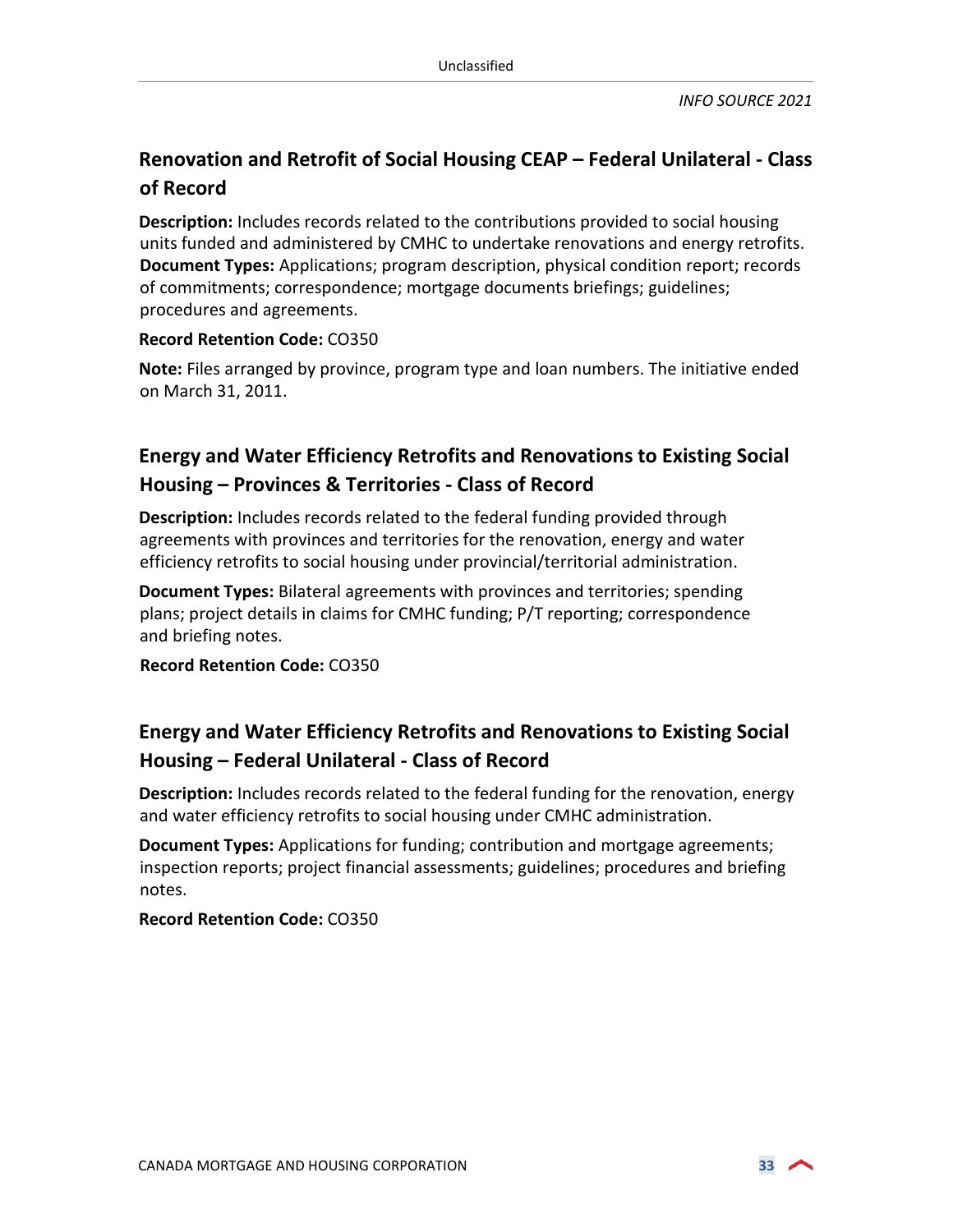## Renovation and Retrofit of Social Housing CEAP – Federal Unilateral - Class of Record

**Description:** Includes records related to the contributions provided to social housing units funded and administered by CMHC to undertake renovations and energy retrofits. **Document Types:** Applications; program description, physical condition report; records of commitments; correspondence; mortgage documents briefings; guidelines; procedures and agreements.

**Record Retention Code:** CO350

**Note:** Files arranged by province, program type and loan numbers. The initiative ended on March 31, 2011.

## Energy and Water Efficiency Retrofits and Renovations to Existing Social Housing – Provinces & Territories - Class of Record

**Description:** Includes records related to the federal funding provided through agreements with provinces and territories for the renovation, energy and water efficiency retrofits to social housing under provincial/territorial administration.

**Document Types:** Bilateral agreements with provinces and territories; spending plans; project details in claims for CMHC funding; P/T reporting; correspondence and briefing notes.

**Record Retention Code:** CO350

## Energy and Water Efficiency Retrofits and Renovations to Existing Social Housing – Federal Unilateral - Class of Record

**Description:** Includes records related to the federal funding for the renovation, energy and water efficiency retrofits to social housing under CMHC administration.

**Document Types:** Applications for funding; contribution and mortgage agreements; inspection reports; project financial assessments; guidelines; procedures and briefing notes.

**Record Retention Code:** CO350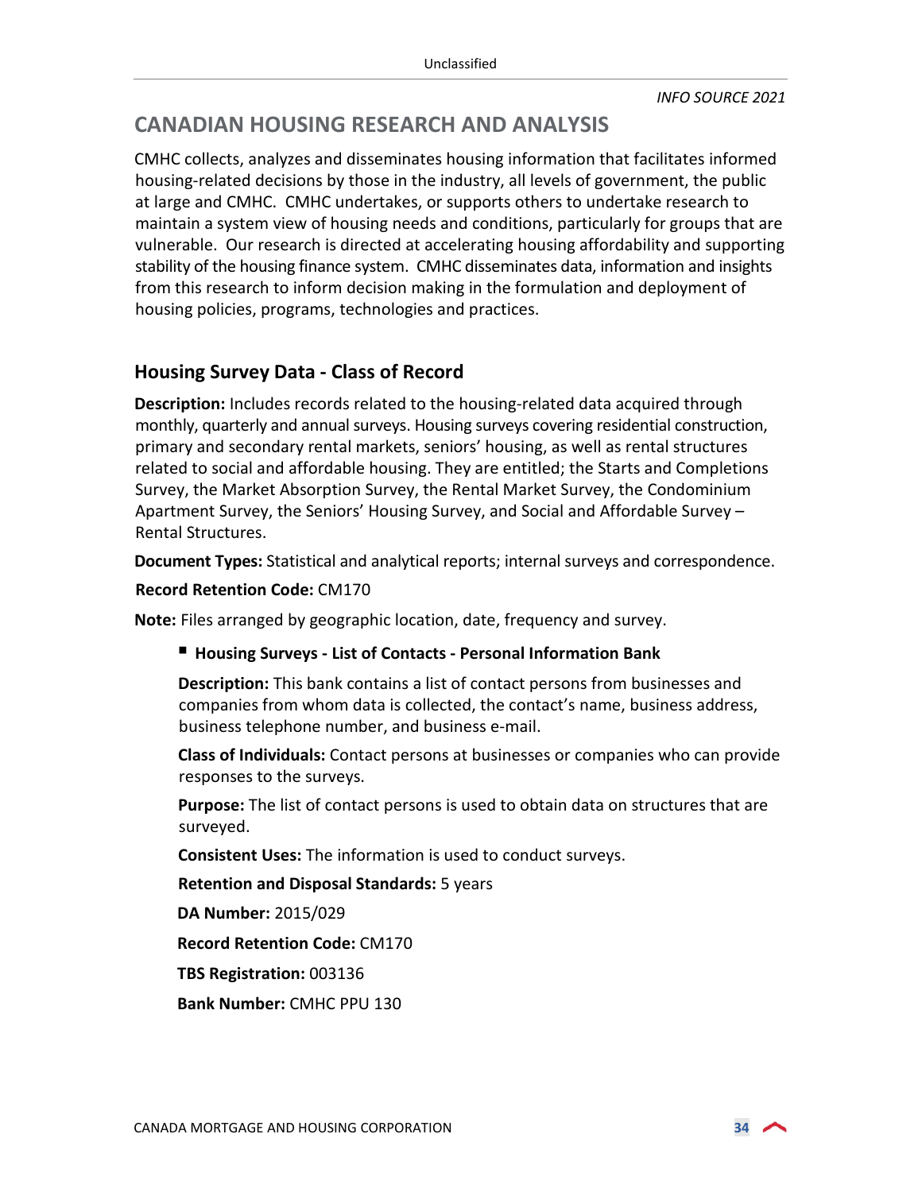# CANADIAN HOUSING RESEARCH AND ANALYSIS

CMHC collects, analyzes and disseminates housing information that facilitates informed housing-related decisions by those in the industry, all levels of government, the public at large and CMHC. CMHC undertakes, or supports others to undertake research to maintain a system view of housing needs and conditions, particularly for groups that are vulnerable. Our research is directed at accelerating housing affordability and supporting stability of the housing finance system. CMHC disseminates data, information and insights from this research to inform decision making in the formulation and deployment of housing policies, programs, technologies and practices.

## Housing Survey Data - Class of Record

**Description:** Includes records related to the housing-related data acquired through monthly, quarterly and annual surveys. Housing surveys covering residential construction, primary and secondary rental markets, seniors' housing, as well as rental structures related to social and affordable housing. They are entitled; the Starts and Completions Survey, the Market Absorption Survey, the Rental Market Survey, the Condominium Apartment Survey, the Seniors' Housing Survey, and Social and Affordable Survey – Rental Structures.

**Document Types:** Statistical and analytical reports; internal surveys and correspondence.

**Record Retention Code:** CM170

**Note:** Files arranged by geographic location, date, frequency and survey.

- **Housing Surveys - List of Contacts - Personal Information Bank**

  **Description:** This bank contains a list of contact persons from businesses and companies from whom data is collected, the contact's name, business address, business telephone number, and business e-mail.

  **Class of Individuals:** Contact persons at businesses or companies who can provide responses to the surveys.

  **Purpose:** The list of contact persons is used to obtain data on structures that are surveyed.

  **Consistent Uses:** The information is used to conduct surveys.

  **Retention and Disposal Standards:** 5 years

  **DA Number:** 2015/029

  **Record Retention Code:** CM170

  **TBS Registration:** 003136

  **Bank Number:** CMHC PPU 130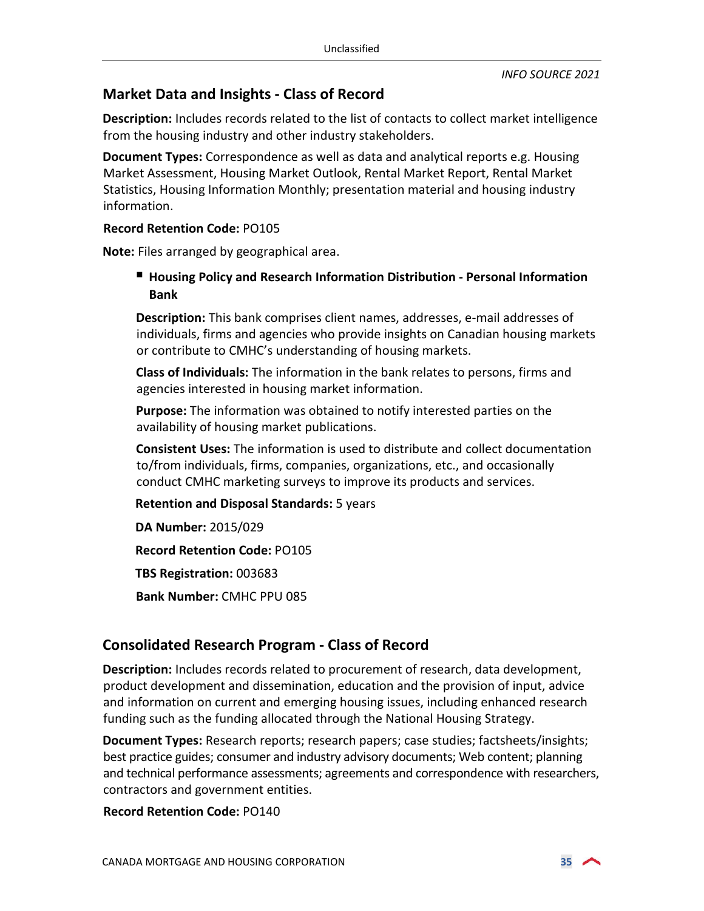## Market Data and Insights - Class of Record

**Description:** Includes records related to the list of contacts to collect market intelligence from the housing industry and other industry stakeholders.

**Document Types:** Correspondence as well as data and analytical reports e.g. Housing Market Assessment, Housing Market Outlook, Rental Market Report, Rental Market Statistics, Housing Information Monthly; presentation material and housing industry information.

**Record Retention Code:** PO105

**Note:** Files arranged by geographical area.

- **Housing Policy and Research Information Distribution - Personal Information Bank**

  **Description:** This bank comprises client names, addresses, e-mail addresses of individuals, firms and agencies who provide insights on Canadian housing markets or contribute to CMHC's understanding of housing markets.

  **Class of Individuals:** The information in the bank relates to persons, firms and agencies interested in housing market information.

  **Purpose:** The information was obtained to notify interested parties on the availability of housing market publications.

  **Consistent Uses:** The information is used to distribute and collect documentation to/from individuals, firms, companies, organizations, etc., and occasionally conduct CMHC marketing surveys to improve its products and services.

  **Retention and Disposal Standards:** 5 years

  **DA Number:** 2015/029

  **Record Retention Code:** PO105

  **TBS Registration:** 003683

  **Bank Number:** CMHC PPU 085

## Consolidated Research Program - Class of Record

**Description:** Includes records related to procurement of research, data development, product development and dissemination, education and the provision of input, advice and information on current and emerging housing issues, including enhanced research funding such as the funding allocated through the National Housing Strategy.

**Document Types:** Research reports; research papers; case studies; factsheets/insights; best practice guides; consumer and industry advisory documents; Web content; planning and technical performance assessments; agreements and correspondence with researchers, contractors and government entities.

**Record Retention Code:** PO140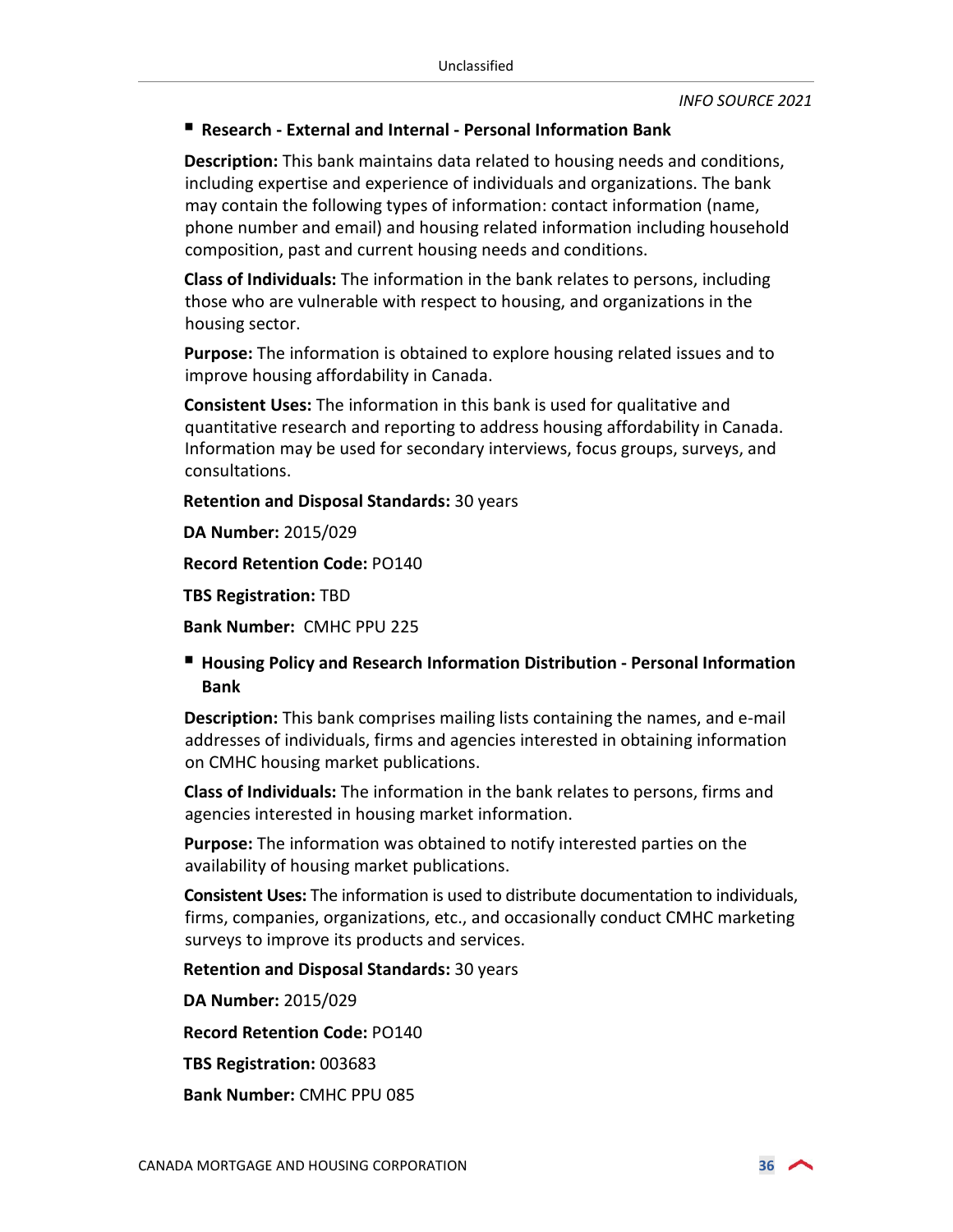- **Research - External and Internal - Personal Information Bank**

**Description:** This bank maintains data related to housing needs and conditions, including expertise and experience of individuals and organizations. The bank may contain the following types of information: contact information (name, phone number and email) and housing related information including household composition, past and current housing needs and conditions.

**Class of Individuals:** The information in the bank relates to persons, including those who are vulnerable with respect to housing, and organizations in the housing sector.

**Purpose:** The information is obtained to explore housing related issues and to improve housing affordability in Canada.

**Consistent Uses:** The information in this bank is used for qualitative and quantitative research and reporting to address housing affordability in Canada. Information may be used for secondary interviews, focus groups, surveys, and consultations.

**Retention and Disposal Standards:** 30 years

**DA Number:** 2015/029

**Record Retention Code:** PO140

**TBS Registration:** TBD

**Bank Number:** CMHC PPU 225

- **Housing Policy and Research Information Distribution - Personal Information Bank**

**Description:** This bank comprises mailing lists containing the names, and e-mail addresses of individuals, firms and agencies interested in obtaining information on CMHC housing market publications.

**Class of Individuals:** The information in the bank relates to persons, firms and agencies interested in housing market information.

**Purpose:** The information was obtained to notify interested parties on the availability of housing market publications.

**Consistent Uses:** The information is used to distribute documentation to individuals, firms, companies, organizations, etc., and occasionally conduct CMHC marketing surveys to improve its products and services.

**Retention and Disposal Standards:** 30 years

**DA Number:** 2015/029

**Record Retention Code:** PO140

**TBS Registration:** 003683

**Bank Number:** CMHC PPU 085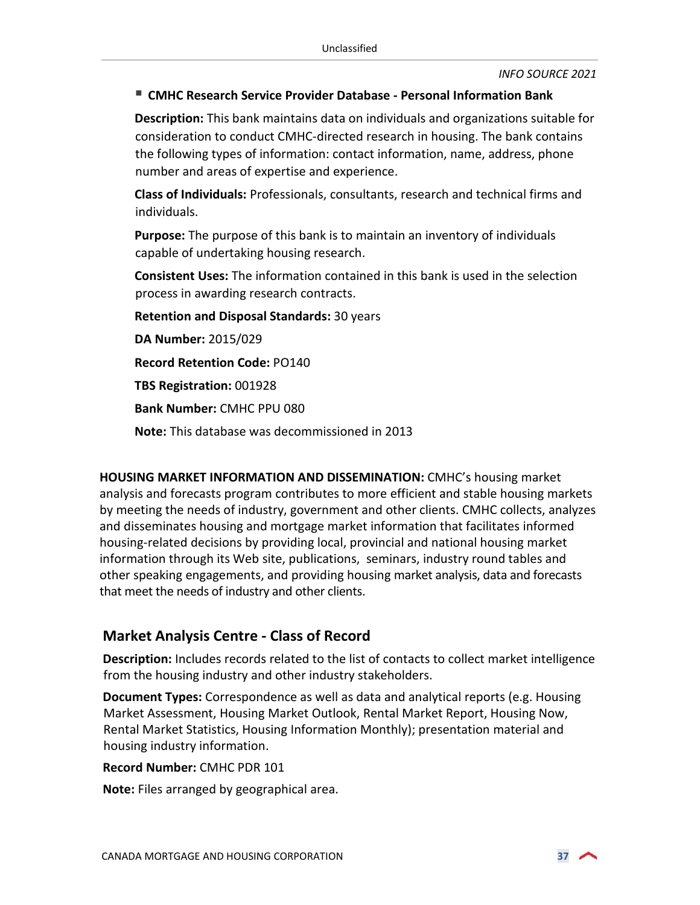- **CMHC Research Service Provider Database - Personal Information Bank**

  **Description:** This bank maintains data on individuals and organizations suitable for consideration to conduct CMHC-directed research in housing. The bank contains the following types of information: contact information, name, address, phone number and areas of expertise and experience.

  **Class of Individuals:** Professionals, consultants, research and technical firms and individuals.

  **Purpose:** The purpose of this bank is to maintain an inventory of individuals capable of undertaking housing research.

  **Consistent Uses:** The information contained in this bank is used in the selection process in awarding research contracts.

  **Retention and Disposal Standards:** 30 years

  **DA Number:** 2015/029

  **Record Retention Code:** PO140

  **TBS Registration:** 001928

  **Bank Number:** CMHC PPU 080

  **Note:** This database was decommissioned in 2013

**HOUSING MARKET INFORMATION AND DISSEMINATION:** CMHC's housing market analysis and forecasts program contributes to more efficient and stable housing markets by meeting the needs of industry, government and other clients. CMHC collects, analyzes and disseminates housing and mortgage market information that facilitates informed housing-related decisions by providing local, provincial and national housing market information through its Web site, publications, seminars, industry round tables and other speaking engagements, and providing housing market analysis, data and forecasts that meet the needs of industry and other clients.

## Market Analysis Centre - Class of Record

**Description:** Includes records related to the list of contacts to collect market intelligence from the housing industry and other industry stakeholders.

**Document Types:** Correspondence as well as data and analytical reports (e.g. Housing Market Assessment, Housing Market Outlook, Rental Market Report, Housing Now, Rental Market Statistics, Housing Information Monthly); presentation material and housing industry information.

**Record Number:** CMHC PDR 101

**Note:** Files arranged by geographical area.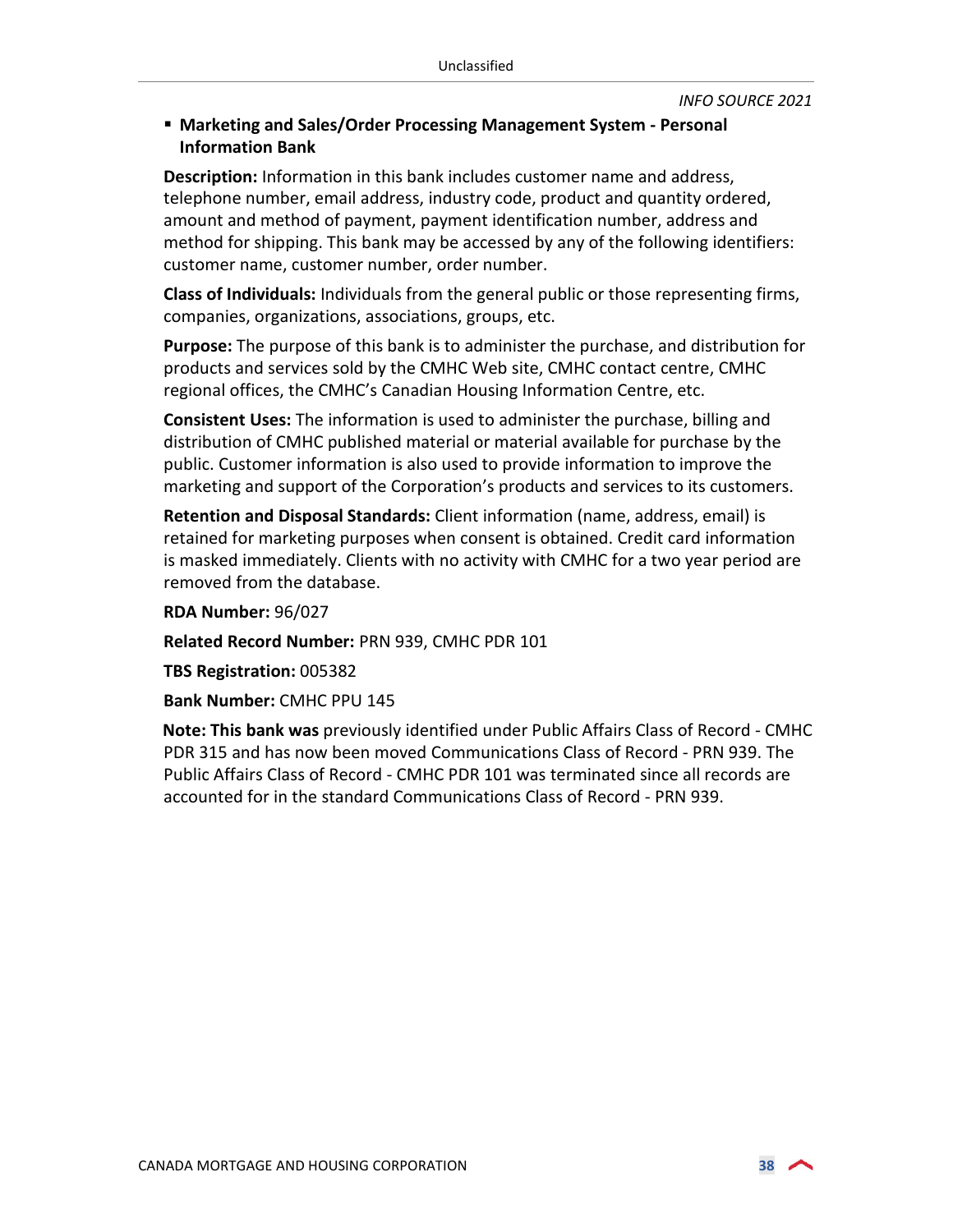- **Marketing and Sales/Order Processing Management System - Personal Information Bank**

**Description:** Information in this bank includes customer name and address, telephone number, email address, industry code, product and quantity ordered, amount and method of payment, payment identification number, address and method for shipping. This bank may be accessed by any of the following identifiers: customer name, customer number, order number.

**Class of Individuals:** Individuals from the general public or those representing firms, companies, organizations, associations, groups, etc.

**Purpose:** The purpose of this bank is to administer the purchase, and distribution for products and services sold by the CMHC Web site, CMHC contact centre, CMHC regional offices, the CMHC's Canadian Housing Information Centre, etc.

**Consistent Uses:** The information is used to administer the purchase, billing and distribution of CMHC published material or material available for purchase by the public. Customer information is also used to provide information to improve the marketing and support of the Corporation's products and services to its customers.

**Retention and Disposal Standards:** Client information (name, address, email) is retained for marketing purposes when consent is obtained. Credit card information is masked immediately. Clients with no activity with CMHC for a two year period are removed from the database.

**RDA Number:** 96/027

**Related Record Number:** PRN 939, CMHC PDR 101

**TBS Registration:** 005382

**Bank Number:** CMHC PPU 145

**Note: This bank was** previously identified under Public Affairs Class of Record - CMHC PDR 315 and has now been moved Communications Class of Record - PRN 939. The Public Affairs Class of Record - CMHC PDR 101 was terminated since all records are accounted for in the standard Communications Class of Record - PRN 939.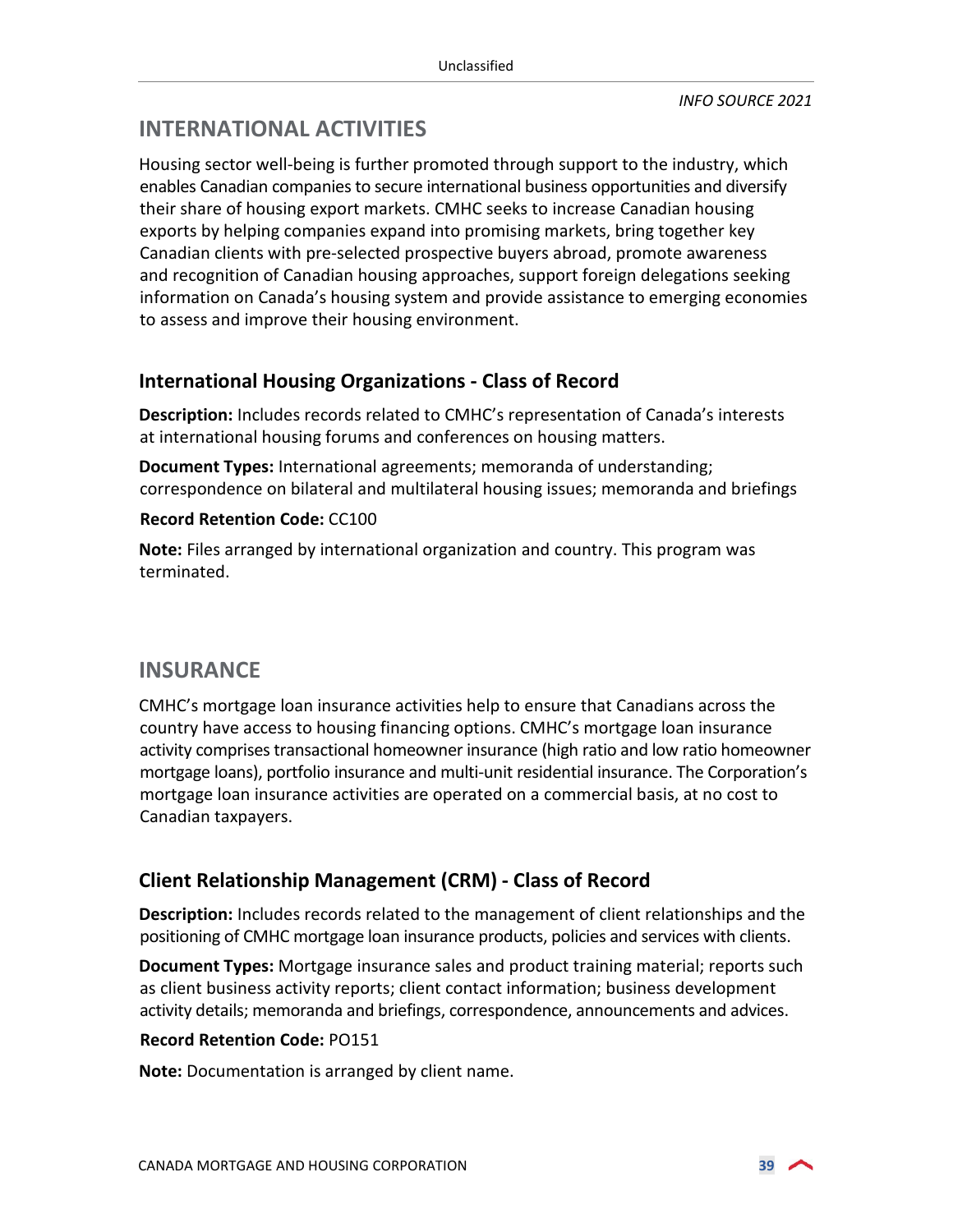## INTERNATIONAL ACTIVITIES

Housing sector well-being is further promoted through support to the industry, which enables Canadian companies to secure international business opportunities and diversify their share of housing export markets. CMHC seeks to increase Canadian housing exports by helping companies expand into promising markets, bring together key Canadian clients with pre-selected prospective buyers abroad, promote awareness and recognition of Canadian housing approaches, support foreign delegations seeking information on Canada's housing system and provide assistance to emerging economies to assess and improve their housing environment.

### International Housing Organizations - Class of Record

**Description:** Includes records related to CMHC's representation of Canada's interests at international housing forums and conferences on housing matters.

**Document Types:** International agreements; memoranda of understanding; correspondence on bilateral and multilateral housing issues; memoranda and briefings

**Record Retention Code:** CC100

**Note:** Files arranged by international organization and country. This program was terminated.

## INSURANCE

CMHC's mortgage loan insurance activities help to ensure that Canadians across the country have access to housing financing options. CMHC's mortgage loan insurance activity comprises transactional homeowner insurance (high ratio and low ratio homeowner mortgage loans), portfolio insurance and multi-unit residential insurance. The Corporation's mortgage loan insurance activities are operated on a commercial basis, at no cost to Canadian taxpayers.

### Client Relationship Management (CRM) - Class of Record

**Description:** Includes records related to the management of client relationships and the positioning of CMHC mortgage loan insurance products, policies and services with clients.

**Document Types:** Mortgage insurance sales and product training material; reports such as client business activity reports; client contact information; business development activity details; memoranda and briefings, correspondence, announcements and advices.

**Record Retention Code:** PO151

**Note:** Documentation is arranged by client name.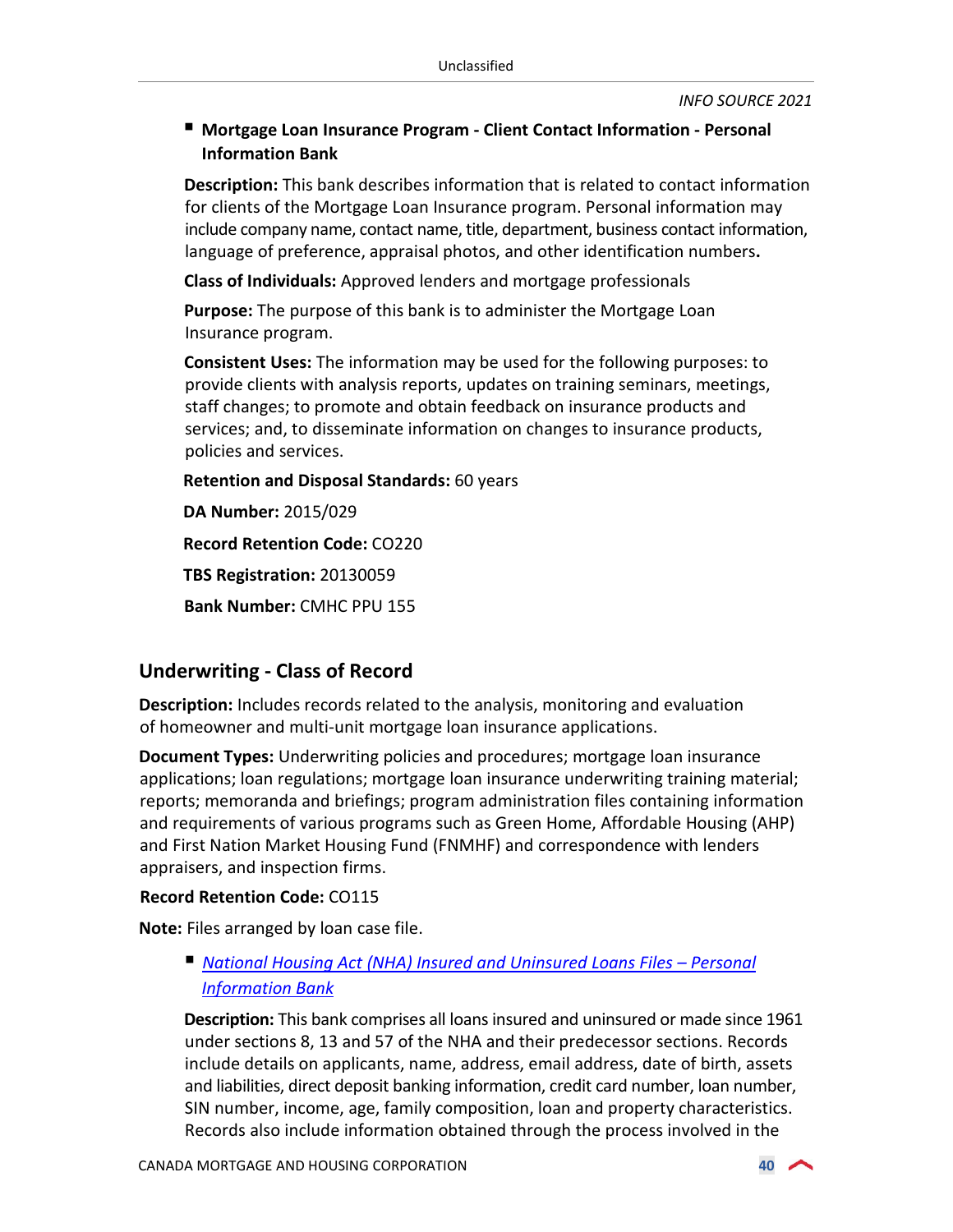- **Mortgage Loan Insurance Program - Client Contact Information - Personal Information Bank**

  **Description:** This bank describes information that is related to contact information for clients of the Mortgage Loan Insurance program. Personal information may include company name, contact name, title, department, business contact information, language of preference, appraisal photos, and other identification numbers**.**

  **Class of Individuals:** Approved lenders and mortgage professionals

  **Purpose:** The purpose of this bank is to administer the Mortgage Loan Insurance program.

  **Consistent Uses:** The information may be used for the following purposes: to provide clients with analysis reports, updates on training seminars, meetings, staff changes; to promote and obtain feedback on insurance products and services; and, to disseminate information on changes to insurance products, policies and services.

  **Retention and Disposal Standards:** 60 years

  **DA Number:** 2015/029

  **Record Retention Code:** CO220

  **TBS Registration:** 20130059

  **Bank Number:** CMHC PPU 155

## Underwriting - Class of Record

**Description:** Includes records related to the analysis, monitoring and evaluation of homeowner and multi-unit mortgage loan insurance applications.

**Document Types:** Underwriting policies and procedures; mortgage loan insurance applications; loan regulations; mortgage loan insurance underwriting training material; reports; memoranda and briefings; program administration files containing information and requirements of various programs such as Green Home, Affordable Housing (AHP) and First Nation Market Housing Fund (FNMHF) and correspondence with lenders appraisers, and inspection firms.

**Record Retention Code:** CO115

**Note:** Files arranged by loan case file.

- ***National Housing Act (NHA) Insured and Uninsured Loans Files – Personal Information Bank***

  **Description:** This bank comprises all loans insured and uninsured or made since 1961 under sections 8, 13 and 57 of the NHA and their predecessor sections. Records include details on applicants, name, address, email address, date of birth, assets and liabilities, direct deposit banking information, credit card number, loan number, SIN number, income, age, family composition, loan and property characteristics. Records also include information obtained through the process involved in the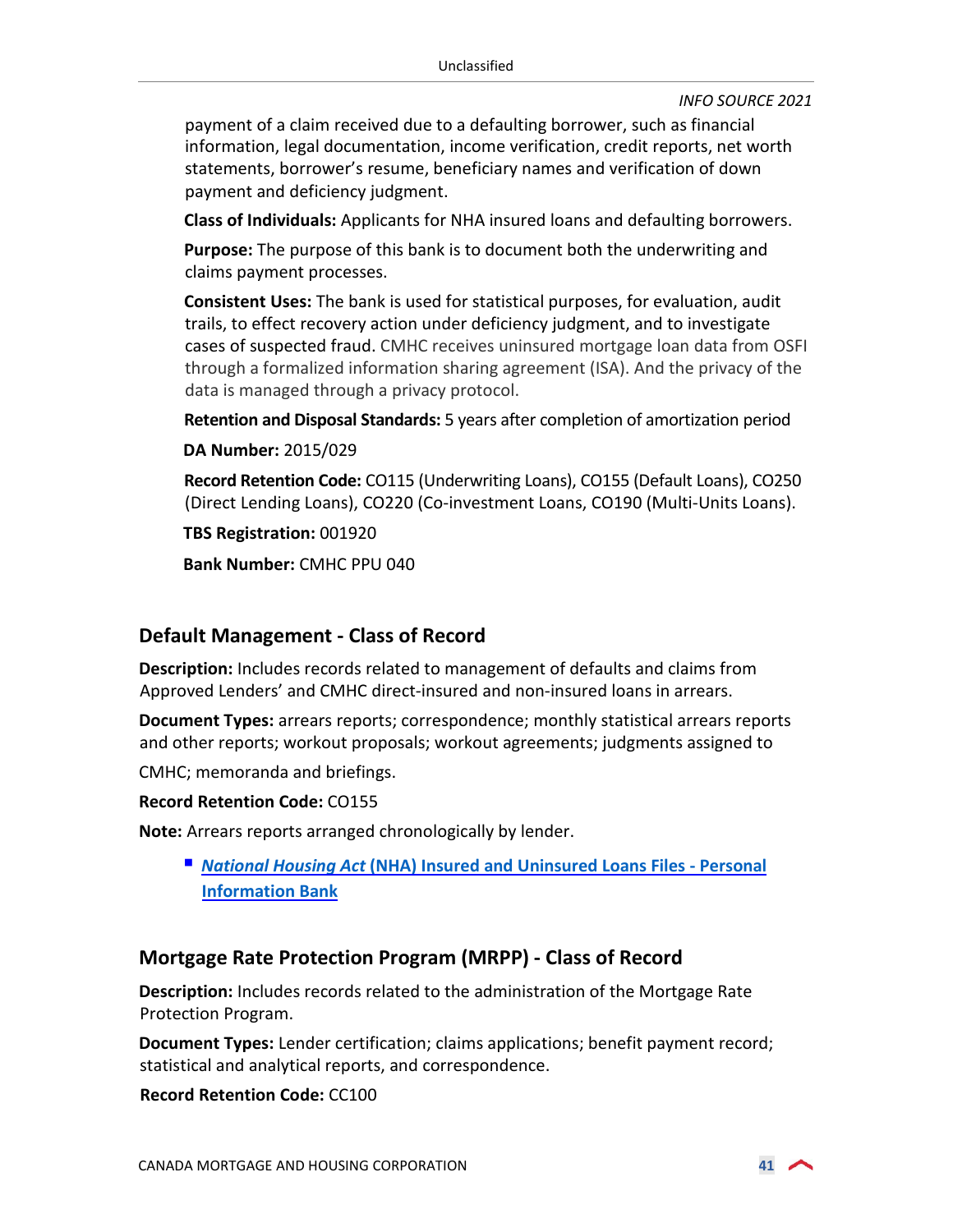payment of a claim received due to a defaulting borrower, such as financial information, legal documentation, income verification, credit reports, net worth statements, borrower's resume, beneficiary names and verification of down payment and deficiency judgment.

**Class of Individuals:** Applicants for NHA insured loans and defaulting borrowers.

**Purpose:** The purpose of this bank is to document both the underwriting and claims payment processes.

**Consistent Uses:** The bank is used for statistical purposes, for evaluation, audit trails, to effect recovery action under deficiency judgment, and to investigate cases of suspected fraud. CMHC receives uninsured mortgage loan data from OSFI through a formalized information sharing agreement (ISA). And the privacy of the data is managed through a privacy protocol.

**Retention and Disposal Standards:** 5 years after completion of amortization period

**DA Number:** 2015/029

**Record Retention Code:** CO115 (Underwriting Loans), CO155 (Default Loans), CO250 (Direct Lending Loans), CO220 (Co-investment Loans, CO190 (Multi-Units Loans).

**TBS Registration:** 001920

**Bank Number:** CMHC PPU 040

## Default Management - Class of Record

**Description:** Includes records related to management of defaults and claims from Approved Lenders' and CMHC direct-insured and non-insured loans in arrears.

**Document Types:** arrears reports; correspondence; monthly statistical arrears reports and other reports; workout proposals; workout agreements; judgments assigned to CMHC; memoranda and briefings.

**Record Retention Code:** CO155

**Note:** Arrears reports arranged chronologically by lender.

- ***National Housing Act*** **(NHA) Insured and Uninsured Loans Files - Personal Information Bank**

## Mortgage Rate Protection Program (MRPP) - Class of Record

**Description:** Includes records related to the administration of the Mortgage Rate Protection Program.

**Document Types:** Lender certification; claims applications; benefit payment record; statistical and analytical reports, and correspondence.

**Record Retention Code:** CC100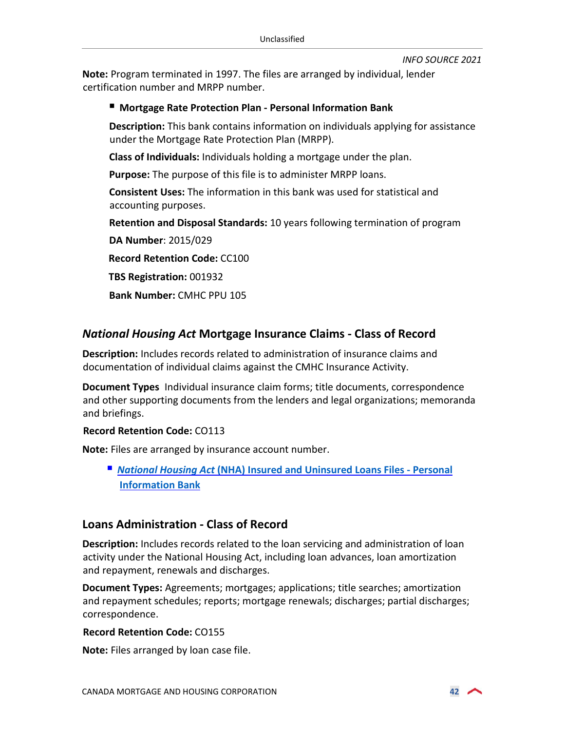**Note:** Program terminated in 1997. The files are arranged by individual, lender certification number and MRPP number.

- **Mortgage Rate Protection Plan - Personal Information Bank**

  **Description:** This bank contains information on individuals applying for assistance under the Mortgage Rate Protection Plan (MRPP).

  **Class of Individuals:** Individuals holding a mortgage under the plan.

  **Purpose:** The purpose of this file is to administer MRPP loans.

  **Consistent Uses:** The information in this bank was used for statistical and accounting purposes.

  **Retention and Disposal Standards:** 10 years following termination of program

  **DA Number**: 2015/029

  **Record Retention Code:** CC100

  **TBS Registration:** 001932

  **Bank Number:** CMHC PPU 105

## *National Housing Act* Mortgage Insurance Claims - Class of Record

**Description:** Includes records related to administration of insurance claims and documentation of individual claims against the CMHC Insurance Activity.

**Document Types** Individual insurance claim forms; title documents, correspondence and other supporting documents from the lenders and legal organizations; memoranda and briefings.

**Record Retention Code:** CO113

**Note:** Files are arranged by insurance account number.

- ***National Housing Act* (NHA) Insured and Uninsured Loans Files - Personal Information Bank**

## Loans Administration - Class of Record

**Description:** Includes records related to the loan servicing and administration of loan activity under the National Housing Act, including loan advances, loan amortization and repayment, renewals and discharges.

**Document Types:** Agreements; mortgages; applications; title searches; amortization and repayment schedules; reports; mortgage renewals; discharges; partial discharges; correspondence.

**Record Retention Code:** CO155

**Note:** Files arranged by loan case file.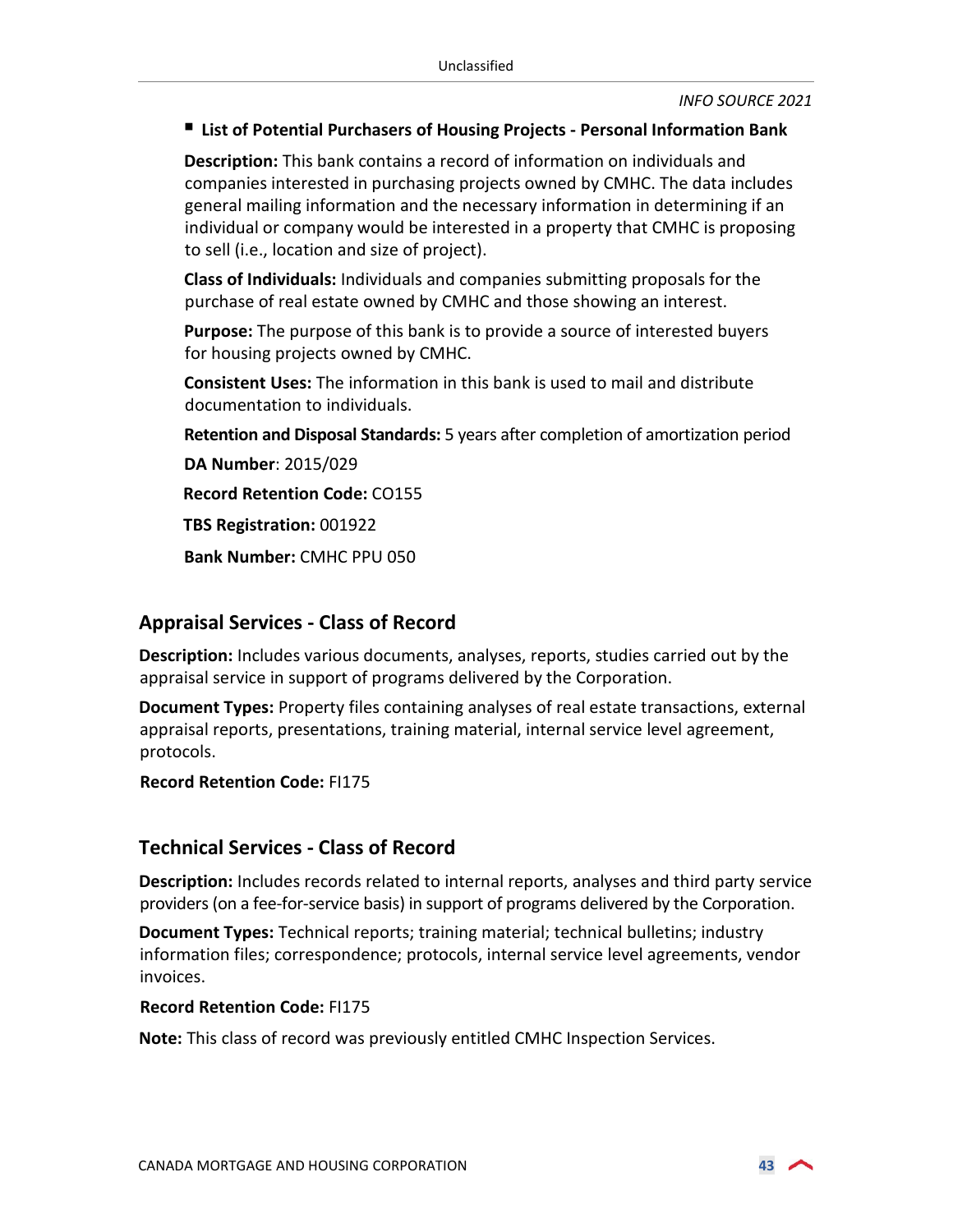- **List of Potential Purchasers of Housing Projects - Personal Information Bank**

  **Description:** This bank contains a record of information on individuals and companies interested in purchasing projects owned by CMHC. The data includes general mailing information and the necessary information in determining if an individual or company would be interested in a property that CMHC is proposing to sell (i.e., location and size of project).

  **Class of Individuals:** Individuals and companies submitting proposals for the purchase of real estate owned by CMHC and those showing an interest.

  **Purpose:** The purpose of this bank is to provide a source of interested buyers for housing projects owned by CMHC.

  **Consistent Uses:** The information in this bank is used to mail and distribute documentation to individuals.

  **Retention and Disposal Standards:** 5 years after completion of amortization period

  **DA Number**: 2015/029

  **Record Retention Code:** CO155

  **TBS Registration:** 001922

  **Bank Number:** CMHC PPU 050

## Appraisal Services - Class of Record

**Description:** Includes various documents, analyses, reports, studies carried out by the appraisal service in support of programs delivered by the Corporation.

**Document Types:** Property files containing analyses of real estate transactions, external appraisal reports, presentations, training material, internal service level agreement, protocols.

**Record Retention Code:** FI175

## Technical Services - Class of Record

**Description:** Includes records related to internal reports, analyses and third party service providers (on a fee-for-service basis) in support of programs delivered by the Corporation.

**Document Types:** Technical reports; training material; technical bulletins; industry information files; correspondence; protocols, internal service level agreements, vendor invoices.

**Record Retention Code:** FI175

**Note:** This class of record was previously entitled CMHC Inspection Services.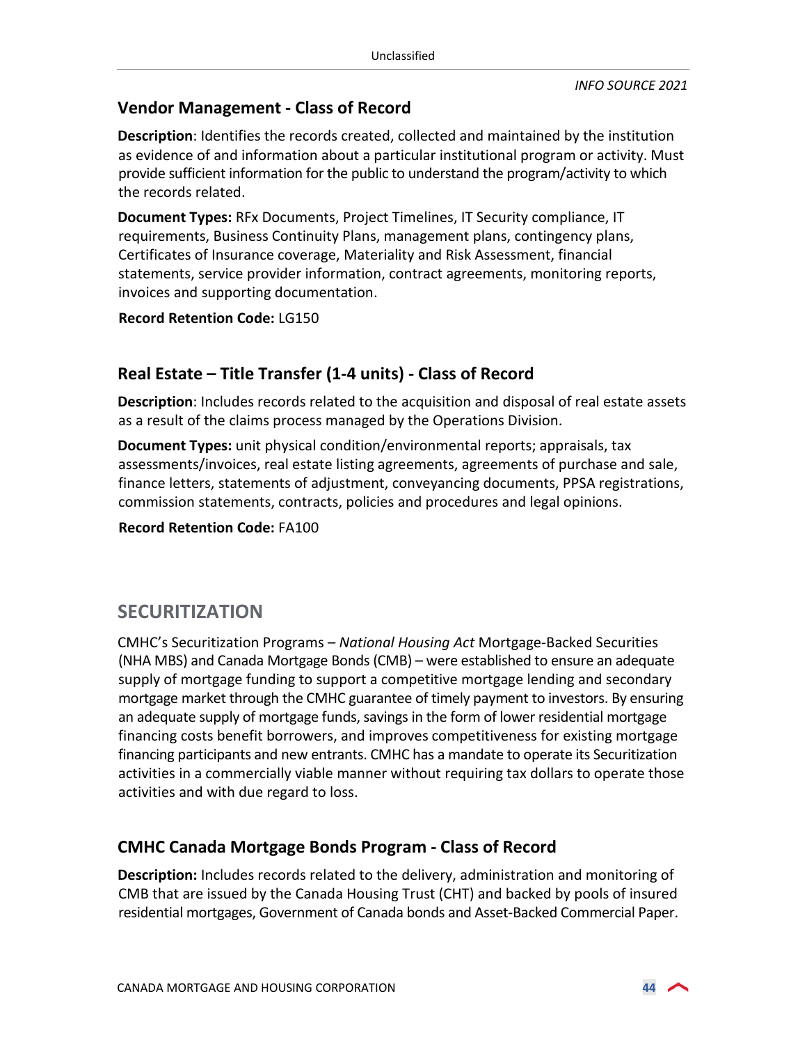### Vendor Management - Class of Record

**Description**: Identifies the records created, collected and maintained by the institution as evidence of and information about a particular institutional program or activity. Must provide sufficient information for the public to understand the program/activity to which the records related.

**Document Types:** RFx Documents, Project Timelines, IT Security compliance, IT requirements, Business Continuity Plans, management plans, contingency plans, Certificates of Insurance coverage, Materiality and Risk Assessment, financial statements, service provider information, contract agreements, monitoring reports, invoices and supporting documentation.

**Record Retention Code:** LG150

### Real Estate – Title Transfer (1-4 units) - Class of Record

**Description**: Includes records related to the acquisition and disposal of real estate assets as a result of the claims process managed by the Operations Division.

**Document Types:** unit physical condition/environmental reports; appraisals, tax assessments/invoices, real estate listing agreements, agreements of purchase and sale, finance letters, statements of adjustment, conveyancing documents, PPSA registrations, commission statements, contracts, policies and procedures and legal opinions.

**Record Retention Code:** FA100

## SECURITIZATION

CMHC's Securitization Programs – *National Housing Act* Mortgage-Backed Securities (NHA MBS) and Canada Mortgage Bonds (CMB) – were established to ensure an adequate supply of mortgage funding to support a competitive mortgage lending and secondary mortgage market through the CMHC guarantee of timely payment to investors. By ensuring an adequate supply of mortgage funds, savings in the form of lower residential mortgage financing costs benefit borrowers, and improves competitiveness for existing mortgage financing participants and new entrants. CMHC has a mandate to operate its Securitization activities in a commercially viable manner without requiring tax dollars to operate those activities and with due regard to loss.

### CMHC Canada Mortgage Bonds Program - Class of Record

**Description:** Includes records related to the delivery, administration and monitoring of CMB that are issued by the Canada Housing Trust (CHT) and backed by pools of insured residential mortgages, Government of Canada bonds and Asset-Backed Commercial Paper.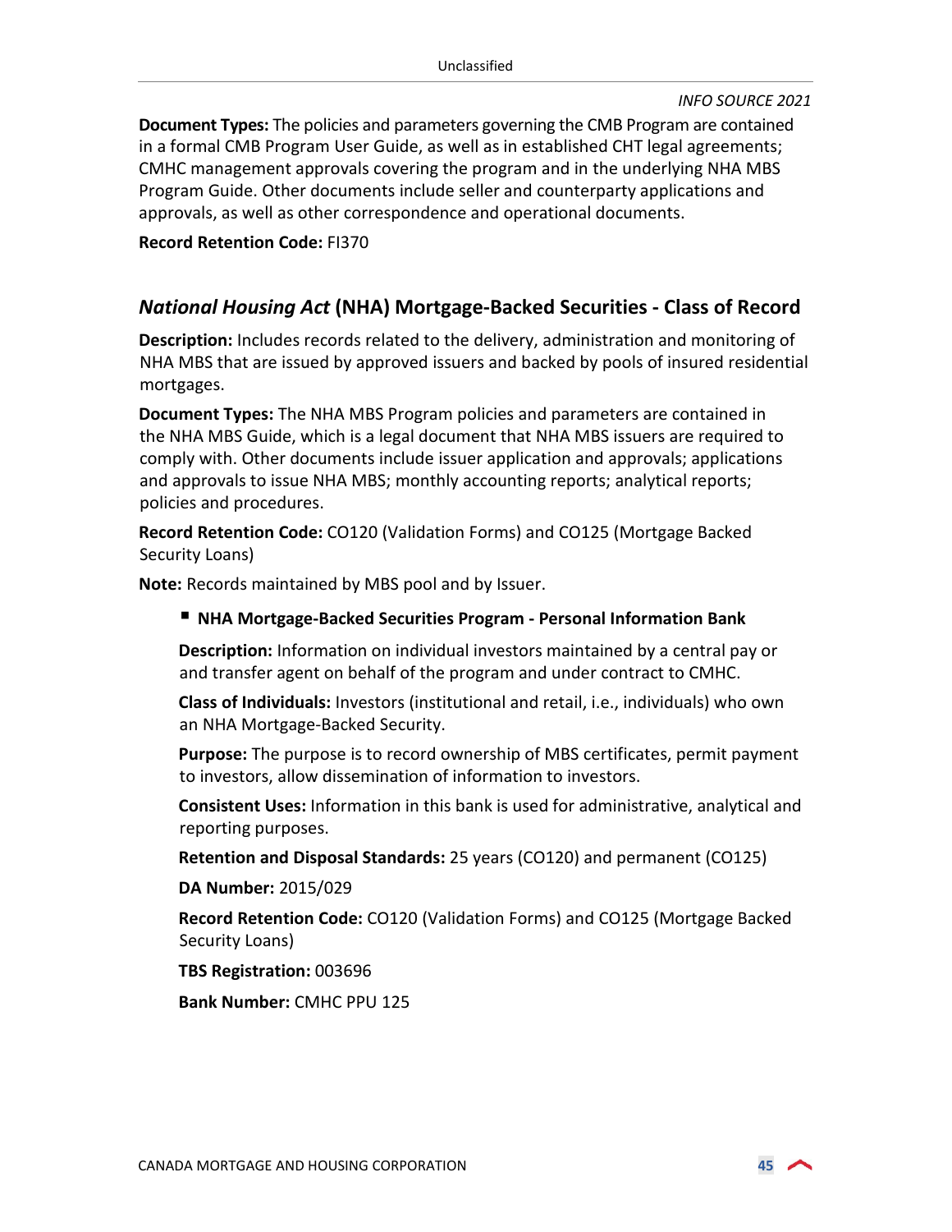**Document Types:** The policies and parameters governing the CMB Program are contained in a formal CMB Program User Guide, as well as in established CHT legal agreements; CMHC management approvals covering the program and in the underlying NHA MBS Program Guide. Other documents include seller and counterparty applications and approvals, as well as other correspondence and operational documents.

**Record Retention Code:** FI370

## *National Housing Act* (NHA) Mortgage-Backed Securities - Class of Record

**Description:** Includes records related to the delivery, administration and monitoring of NHA MBS that are issued by approved issuers and backed by pools of insured residential mortgages.

**Document Types:** The NHA MBS Program policies and parameters are contained in the NHA MBS Guide, which is a legal document that NHA MBS issuers are required to comply with. Other documents include issuer application and approvals; applications and approvals to issue NHA MBS; monthly accounting reports; analytical reports; policies and procedures.

**Record Retention Code:** CO120 (Validation Forms) and CO125 (Mortgage Backed Security Loans)

**Note:** Records maintained by MBS pool and by Issuer.

- **NHA Mortgage-Backed Securities Program - Personal Information Bank**

  **Description:** Information on individual investors maintained by a central pay or and transfer agent on behalf of the program and under contract to CMHC.

  **Class of Individuals:** Investors (institutional and retail, i.e., individuals) who own an NHA Mortgage-Backed Security.

  **Purpose:** The purpose is to record ownership of MBS certificates, permit payment to investors, allow dissemination of information to investors.

  **Consistent Uses:** Information in this bank is used for administrative, analytical and reporting purposes.

  **Retention and Disposal Standards:** 25 years (CO120) and permanent (CO125)

  **DA Number:** 2015/029

  **Record Retention Code:** CO120 (Validation Forms) and CO125 (Mortgage Backed Security Loans)

  **TBS Registration:** 003696

  **Bank Number:** CMHC PPU 125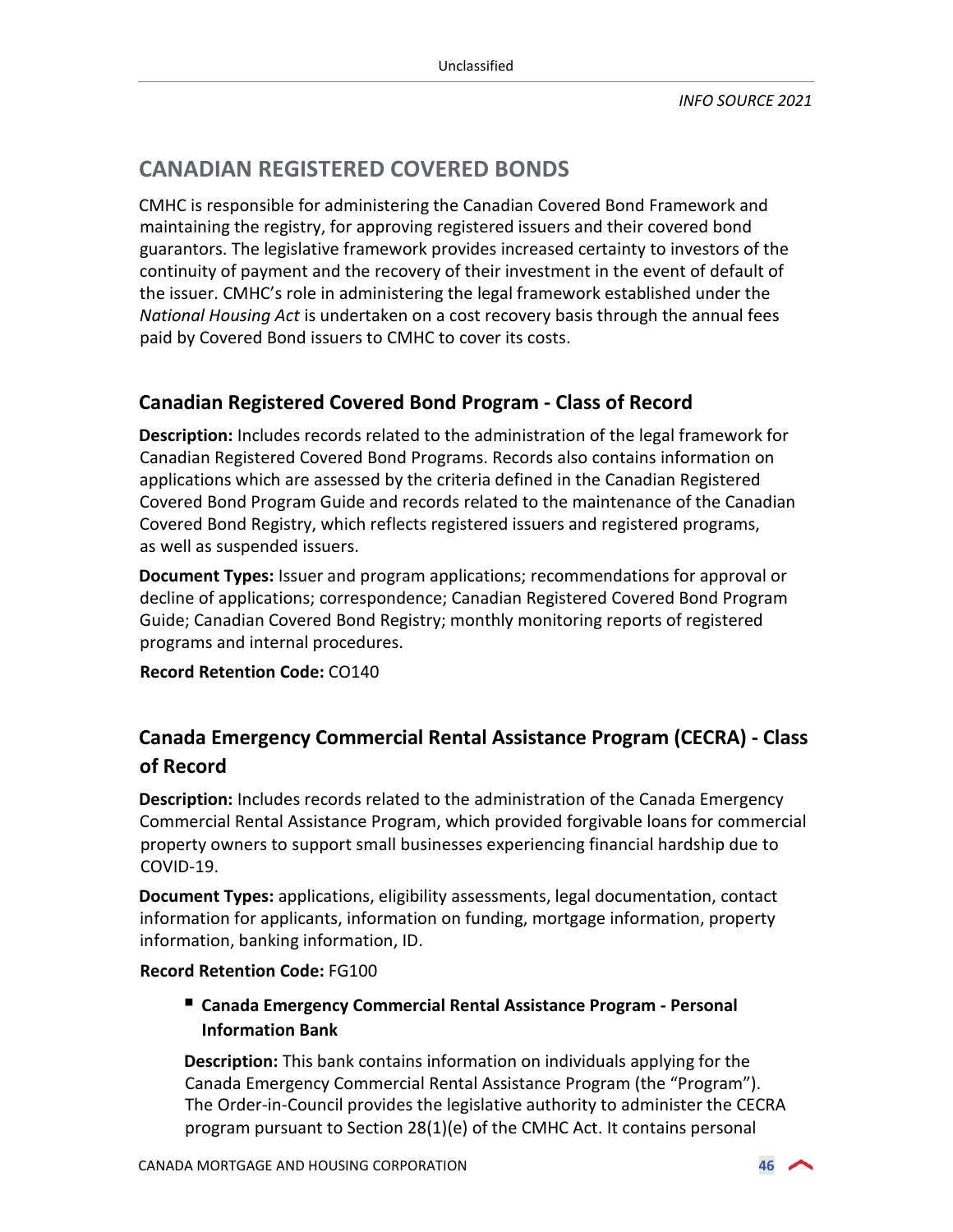## CANADIAN REGISTERED COVERED BONDS

CMHC is responsible for administering the Canadian Covered Bond Framework and maintaining the registry, for approving registered issuers and their covered bond guarantors. The legislative framework provides increased certainty to investors of the continuity of payment and the recovery of their investment in the event of default of the issuer. CMHC's role in administering the legal framework established under the *National Housing Act* is undertaken on a cost recovery basis through the annual fees paid by Covered Bond issuers to CMHC to cover its costs.

### Canadian Registered Covered Bond Program - Class of Record

**Description:** Includes records related to the administration of the legal framework for Canadian Registered Covered Bond Programs. Records also contains information on applications which are assessed by the criteria defined in the Canadian Registered Covered Bond Program Guide and records related to the maintenance of the Canadian Covered Bond Registry, which reflects registered issuers and registered programs, as well as suspended issuers.

**Document Types:** Issuer and program applications; recommendations for approval or decline of applications; correspondence; Canadian Registered Covered Bond Program Guide; Canadian Covered Bond Registry; monthly monitoring reports of registered programs and internal procedures.

**Record Retention Code:** CO140

### Canada Emergency Commercial Rental Assistance Program (CECRA) - Class of Record

**Description:** Includes records related to the administration of the Canada Emergency Commercial Rental Assistance Program, which provided forgivable loans for commercial property owners to support small businesses experiencing financial hardship due to COVID-19.

**Document Types:** applications, eligibility assessments, legal documentation, contact information for applicants, information on funding, mortgage information, property information, banking information, ID.

**Record Retention Code:** FG100

- **Canada Emergency Commercial Rental Assistance Program - Personal Information Bank**

**Description:** This bank contains information on individuals applying for the Canada Emergency Commercial Rental Assistance Program (the "Program"). The Order-in-Council provides the legislative authority to administer the CECRA program pursuant to Section 28(1)(e) of the CMHC Act. It contains personal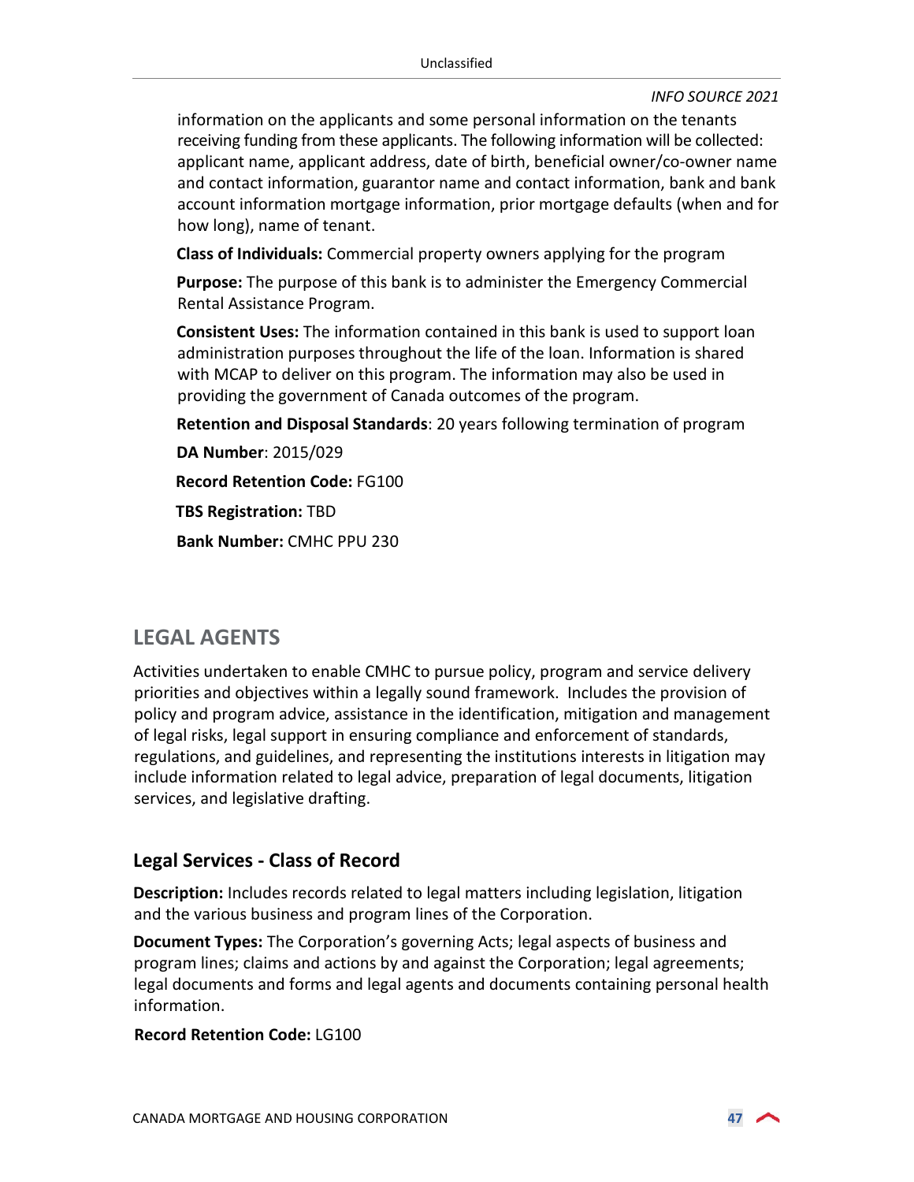information on the applicants and some personal information on the tenants receiving funding from these applicants. The following information will be collected: applicant name, applicant address, date of birth, beneficial owner/co-owner name and contact information, guarantor name and contact information, bank and bank account information mortgage information, prior mortgage defaults (when and for how long), name of tenant.

**Class of Individuals:** Commercial property owners applying for the program

**Purpose:** The purpose of this bank is to administer the Emergency Commercial Rental Assistance Program.

**Consistent Uses:** The information contained in this bank is used to support loan administration purposes throughout the life of the loan. Information is shared with MCAP to deliver on this program. The information may also be used in providing the government of Canada outcomes of the program.

**Retention and Disposal Standards**: 20 years following termination of program

**DA Number**: 2015/029

**Record Retention Code:** FG100

**TBS Registration:** TBD

**Bank Number:** CMHC PPU 230

## LEGAL AGENTS

Activities undertaken to enable CMHC to pursue policy, program and service delivery priorities and objectives within a legally sound framework. Includes the provision of policy and program advice, assistance in the identification, mitigation and management of legal risks, legal support in ensuring compliance and enforcement of standards, regulations, and guidelines, and representing the institutions interests in litigation may include information related to legal advice, preparation of legal documents, litigation services, and legislative drafting.

### Legal Services - Class of Record

**Description:** Includes records related to legal matters including legislation, litigation and the various business and program lines of the Corporation.

**Document Types:** The Corporation's governing Acts; legal aspects of business and program lines; claims and actions by and against the Corporation; legal agreements; legal documents and forms and legal agents and documents containing personal health information.

**Record Retention Code:** LG100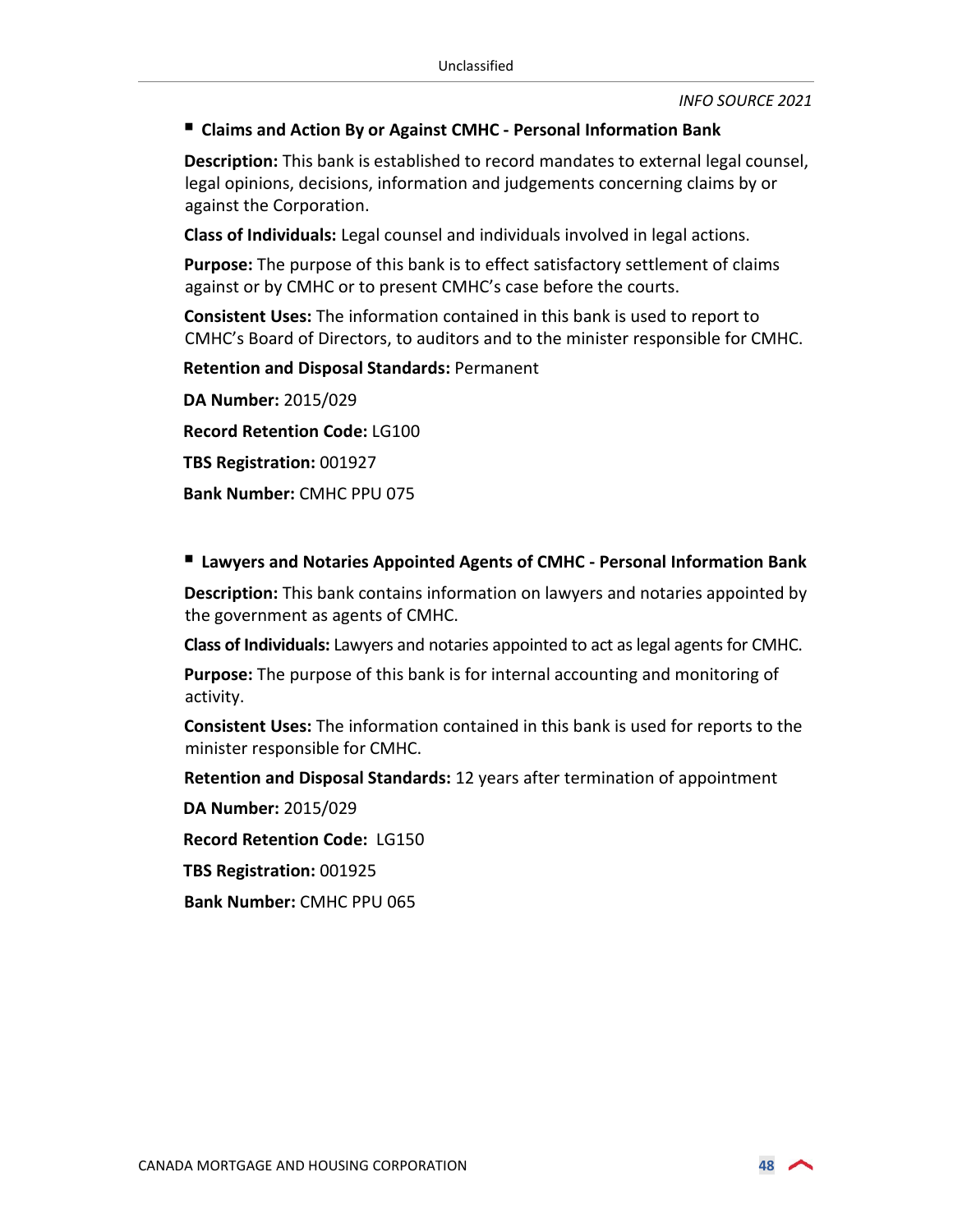- **Claims and Action By or Against CMHC - Personal Information Bank**

**Description:** This bank is established to record mandates to external legal counsel, legal opinions, decisions, information and judgements concerning claims by or against the Corporation.

**Class of Individuals:** Legal counsel and individuals involved in legal actions.

**Purpose:** The purpose of this bank is to effect satisfactory settlement of claims against or by CMHC or to present CMHC's case before the courts.

**Consistent Uses:** The information contained in this bank is used to report to CMHC's Board of Directors, to auditors and to the minister responsible for CMHC.

**Retention and Disposal Standards:** Permanent

**DA Number:** 2015/029

**Record Retention Code:** LG100

**TBS Registration:** 001927

**Bank Number:** CMHC PPU 075

- **Lawyers and Notaries Appointed Agents of CMHC - Personal Information Bank**

**Description:** This bank contains information on lawyers and notaries appointed by the government as agents of CMHC.

**Class of Individuals:** Lawyers and notaries appointed to act as legal agents for CMHC.

**Purpose:** The purpose of this bank is for internal accounting and monitoring of activity.

**Consistent Uses:** The information contained in this bank is used for reports to the minister responsible for CMHC.

**Retention and Disposal Standards:** 12 years after termination of appointment

**DA Number:** 2015/029

**Record Retention Code:** LG150

**TBS Registration:** 001925

**Bank Number:** CMHC PPU 065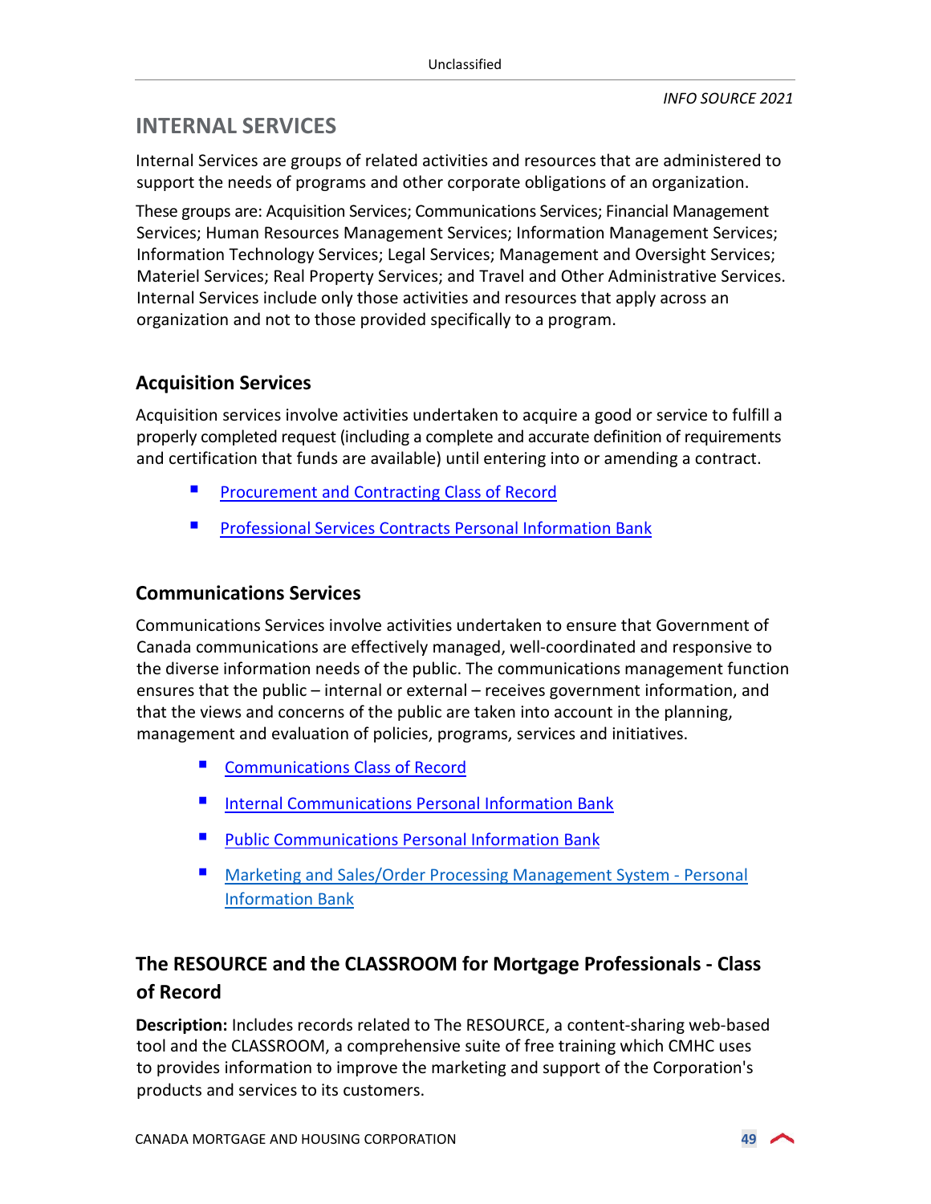## INTERNAL SERVICES

Internal Services are groups of related activities and resources that are administered to support the needs of programs and other corporate obligations of an organization.

These groups are: Acquisition Services; Communications Services; Financial Management Services; Human Resources Management Services; Information Management Services; Information Technology Services; Legal Services; Management and Oversight Services; Materiel Services; Real Property Services; and Travel and Other Administrative Services. Internal Services include only those activities and resources that apply across an organization and not to those provided specifically to a program.

### Acquisition Services

Acquisition services involve activities undertaken to acquire a good or service to fulfill a properly completed request (including a complete and accurate definition of requirements and certification that funds are available) until entering into or amending a contract.

- Procurement and Contracting Class of Record
- Professional Services Contracts Personal Information Bank

### Communications Services

Communications Services involve activities undertaken to ensure that Government of Canada communications are effectively managed, well-coordinated and responsive to the diverse information needs of the public. The communications management function ensures that the public – internal or external – receives government information, and that the views and concerns of the public are taken into account in the planning, management and evaluation of policies, programs, services and initiatives.

- Communications Class of Record
- Internal Communications Personal Information Bank
- Public Communications Personal Information Bank
- Marketing and Sales/Order Processing Management System - Personal Information Bank

### The RESOURCE and the CLASSROOM for Mortgage Professionals - Class of Record

**Description:** Includes records related to The RESOURCE, a content-sharing web-based tool and the CLASSROOM, a comprehensive suite of free training which CMHC uses to provides information to improve the marketing and support of the Corporation's products and services to its customers.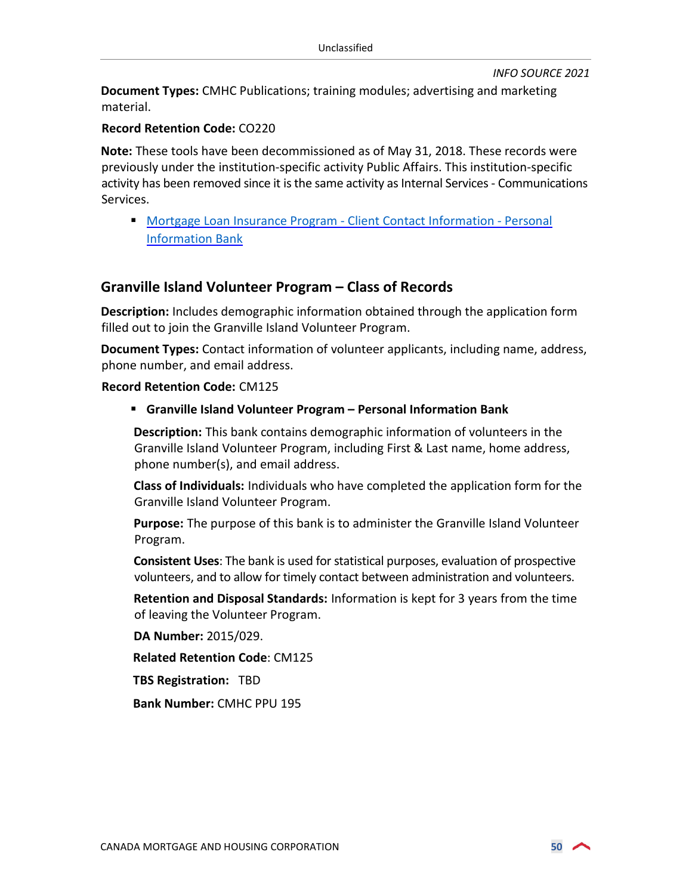**Document Types:** CMHC Publications; training modules; advertising and marketing material.

**Record Retention Code:** CO220

**Note:** These tools have been decommissioned as of May 31, 2018. These records were previously under the institution-specific activity Public Affairs. This institution-specific activity has been removed since it is the same activity as Internal Services - Communications Services.

- Mortgage Loan Insurance Program - Client Contact Information - Personal Information Bank

## Granville Island Volunteer Program – Class of Records

**Description:** Includes demographic information obtained through the application form filled out to join the Granville Island Volunteer Program.

**Document Types:** Contact information of volunteer applicants, including name, address, phone number, and email address.

**Record Retention Code:** CM125

- **Granville Island Volunteer Program – Personal Information Bank**

  **Description:** This bank contains demographic information of volunteers in the Granville Island Volunteer Program, including First & Last name, home address, phone number(s), and email address.

  **Class of Individuals:** Individuals who have completed the application form for the Granville Island Volunteer Program.

  **Purpose:** The purpose of this bank is to administer the Granville Island Volunteer Program.

  **Consistent Uses**: The bank is used for statistical purposes, evaluation of prospective volunteers, and to allow for timely contact between administration and volunteers.

  **Retention and Disposal Standards:** Information is kept for 3 years from the time of leaving the Volunteer Program.

  **DA Number:** 2015/029.

  **Related Retention Code**: CM125

  **TBS Registration:** TBD

  **Bank Number:** CMHC PPU 195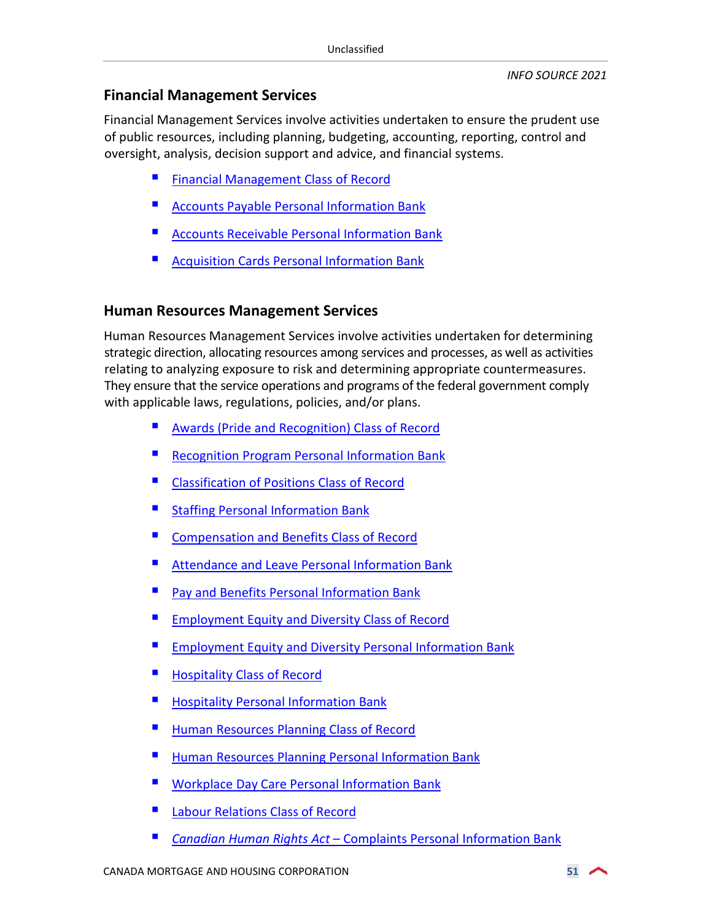## Financial Management Services

Financial Management Services involve activities undertaken to ensure the prudent use of public resources, including planning, budgeting, accounting, reporting, control and oversight, analysis, decision support and advice, and financial systems.

- Financial Management Class of Record
- Accounts Payable Personal Information Bank
- Accounts Receivable Personal Information Bank
- Acquisition Cards Personal Information Bank

## Human Resources Management Services

Human Resources Management Services involve activities undertaken for determining strategic direction, allocating resources among services and processes, as well as activities relating to analyzing exposure to risk and determining appropriate countermeasures. They ensure that the service operations and programs of the federal government comply with applicable laws, regulations, policies, and/or plans.

- Awards (Pride and Recognition) Class of Record
- Recognition Program Personal Information Bank
- Classification of Positions Class of Record
- Staffing Personal Information Bank
- Compensation and Benefits Class of Record
- Attendance and Leave Personal Information Bank
- Pay and Benefits Personal Information Bank
- Employment Equity and Diversity Class of Record
- Employment Equity and Diversity Personal Information Bank
- Hospitality Class of Record
- Hospitality Personal Information Bank
- Human Resources Planning Class of Record
- Human Resources Planning Personal Information Bank
- Workplace Day Care Personal Information Bank
- Labour Relations Class of Record
- *Canadian Human Rights Act* – Complaints Personal Information Bank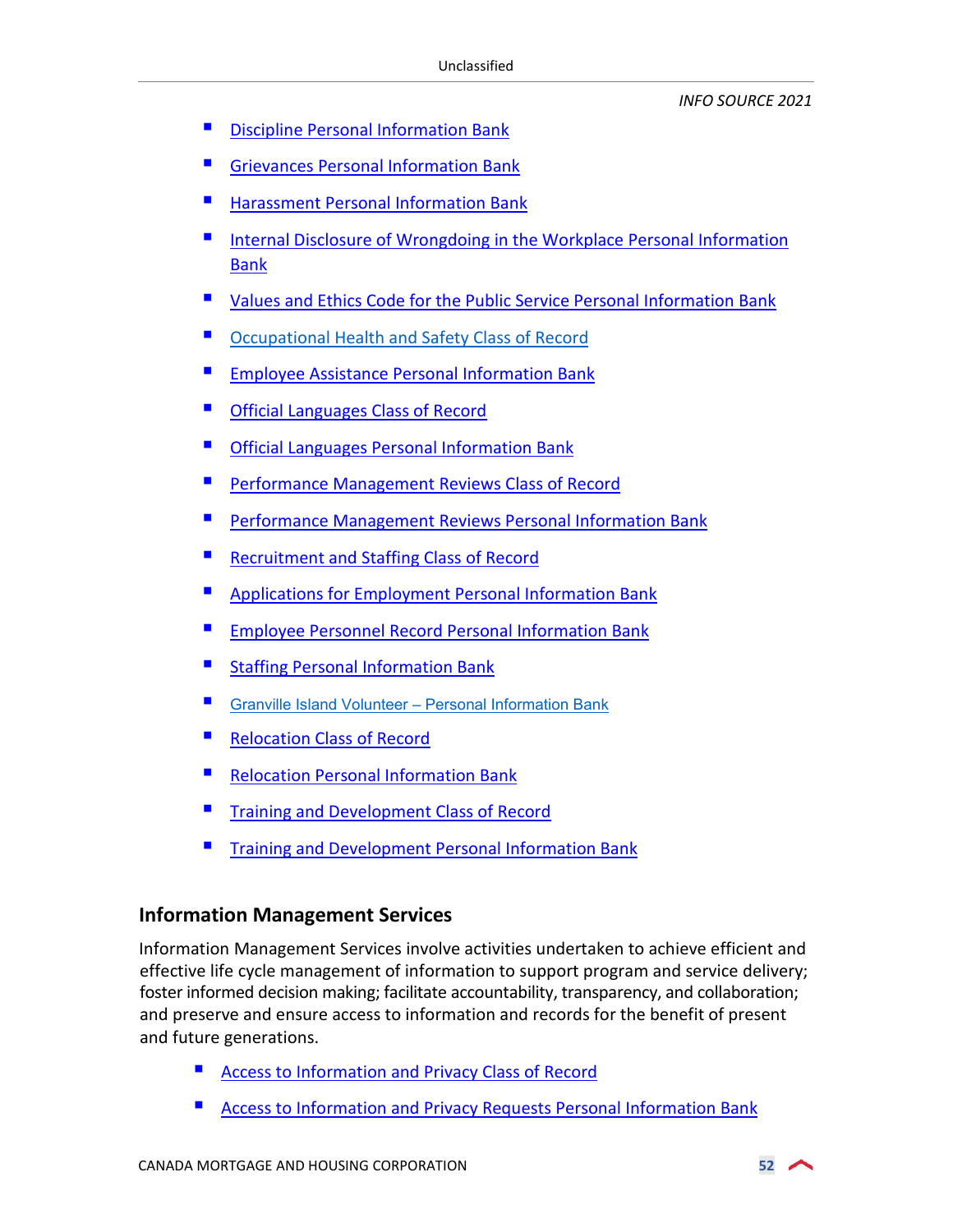- Discipline Personal Information Bank
- Grievances Personal Information Bank
- Harassment Personal Information Bank
- Internal Disclosure of Wrongdoing in the Workplace Personal Information Bank
- Values and Ethics Code for the Public Service Personal Information Bank
- Occupational Health and Safety Class of Record
- Employee Assistance Personal Information Bank
- Official Languages Class of Record
- Official Languages Personal Information Bank
- Performance Management Reviews Class of Record
- Performance Management Reviews Personal Information Bank
- Recruitment and Staffing Class of Record
- Applications for Employment Personal Information Bank
- Employee Personnel Record Personal Information Bank
- Staffing Personal Information Bank
- Granville Island Volunteer – Personal Information Bank
- Relocation Class of Record
- Relocation Personal Information Bank
- Training and Development Class of Record
- Training and Development Personal Information Bank

## Information Management Services

Information Management Services involve activities undertaken to achieve efficient and effective life cycle management of information to support program and service delivery; foster informed decision making; facilitate accountability, transparency, and collaboration; and preserve and ensure access to information and records for the benefit of present and future generations.

- Access to Information and Privacy Class of Record
- Access to Information and Privacy Requests Personal Information Bank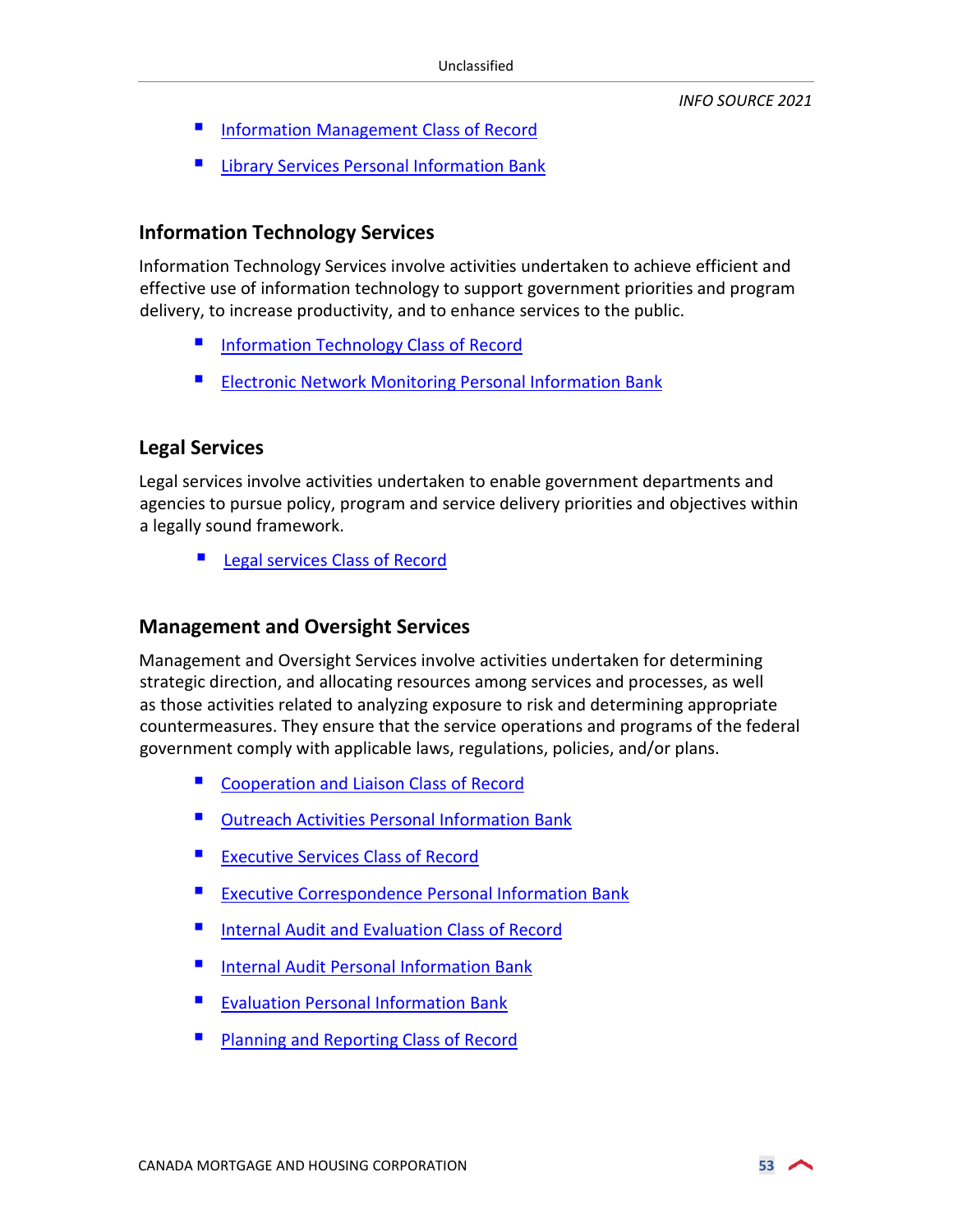- Information Management Class of Record
- Library Services Personal Information Bank

## Information Technology Services

Information Technology Services involve activities undertaken to achieve efficient and effective use of information technology to support government priorities and program delivery, to increase productivity, and to enhance services to the public.

- Information Technology Class of Record
- Electronic Network Monitoring Personal Information Bank

## Legal Services

Legal services involve activities undertaken to enable government departments and agencies to pursue policy, program and service delivery priorities and objectives within a legally sound framework.

- Legal services Class of Record

## Management and Oversight Services

Management and Oversight Services involve activities undertaken for determining strategic direction, and allocating resources among services and processes, as well as those activities related to analyzing exposure to risk and determining appropriate countermeasures. They ensure that the service operations and programs of the federal government comply with applicable laws, regulations, policies, and/or plans.

- Cooperation and Liaison Class of Record
- Outreach Activities Personal Information Bank
- Executive Services Class of Record
- Executive Correspondence Personal Information Bank
- Internal Audit and Evaluation Class of Record
- Internal Audit Personal Information Bank
- Evaluation Personal Information Bank
- Planning and Reporting Class of Record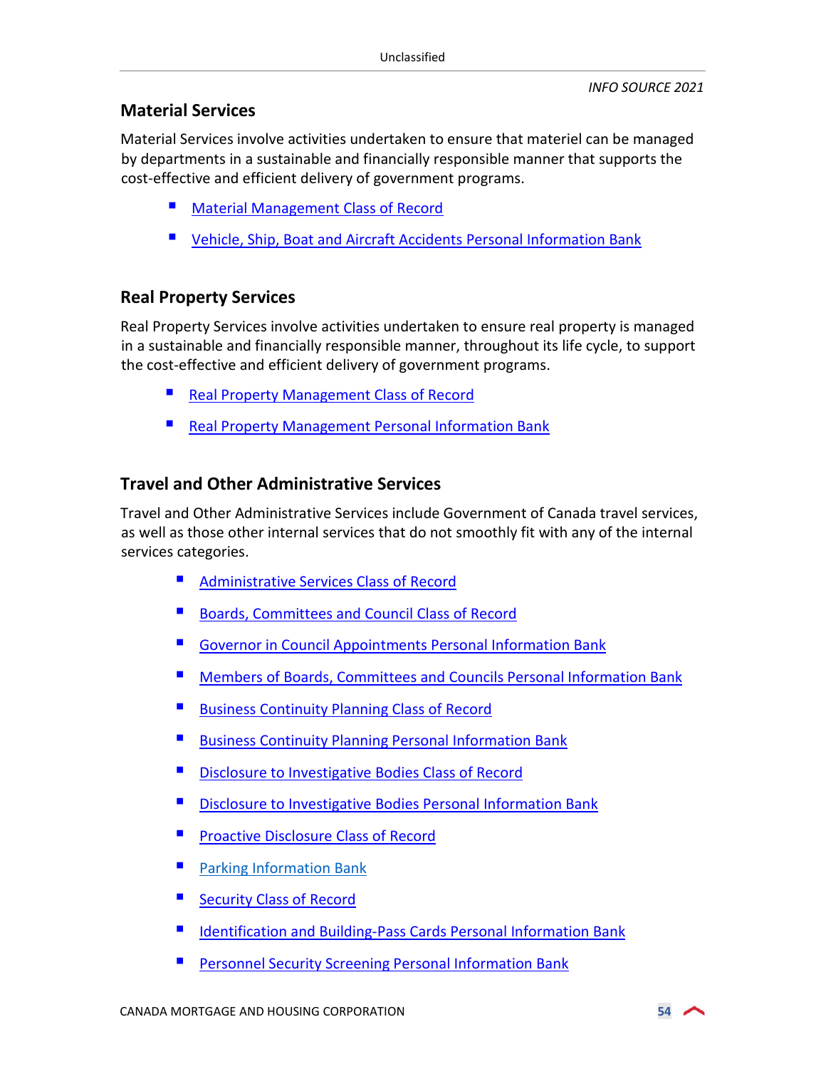## Material Services

Material Services involve activities undertaken to ensure that materiel can be managed by departments in a sustainable and financially responsible manner that supports the cost-effective and efficient delivery of government programs.

- Material Management Class of Record
- Vehicle, Ship, Boat and Aircraft Accidents Personal Information Bank

## Real Property Services

Real Property Services involve activities undertaken to ensure real property is managed in a sustainable and financially responsible manner, throughout its life cycle, to support the cost-effective and efficient delivery of government programs.

- Real Property Management Class of Record
- Real Property Management Personal Information Bank

## Travel and Other Administrative Services

Travel and Other Administrative Services include Government of Canada travel services, as well as those other internal services that do not smoothly fit with any of the internal services categories.

- Administrative Services Class of Record
- Boards, Committees and Council Class of Record
- Governor in Council Appointments Personal Information Bank
- Members of Boards, Committees and Councils Personal Information Bank
- Business Continuity Planning Class of Record
- Business Continuity Planning Personal Information Bank
- Disclosure to Investigative Bodies Class of Record
- Disclosure to Investigative Bodies Personal Information Bank
- Proactive Disclosure Class of Record
- Parking Information Bank
- Security Class of Record
- Identification and Building-Pass Cards Personal Information Bank
- Personnel Security Screening Personal Information Bank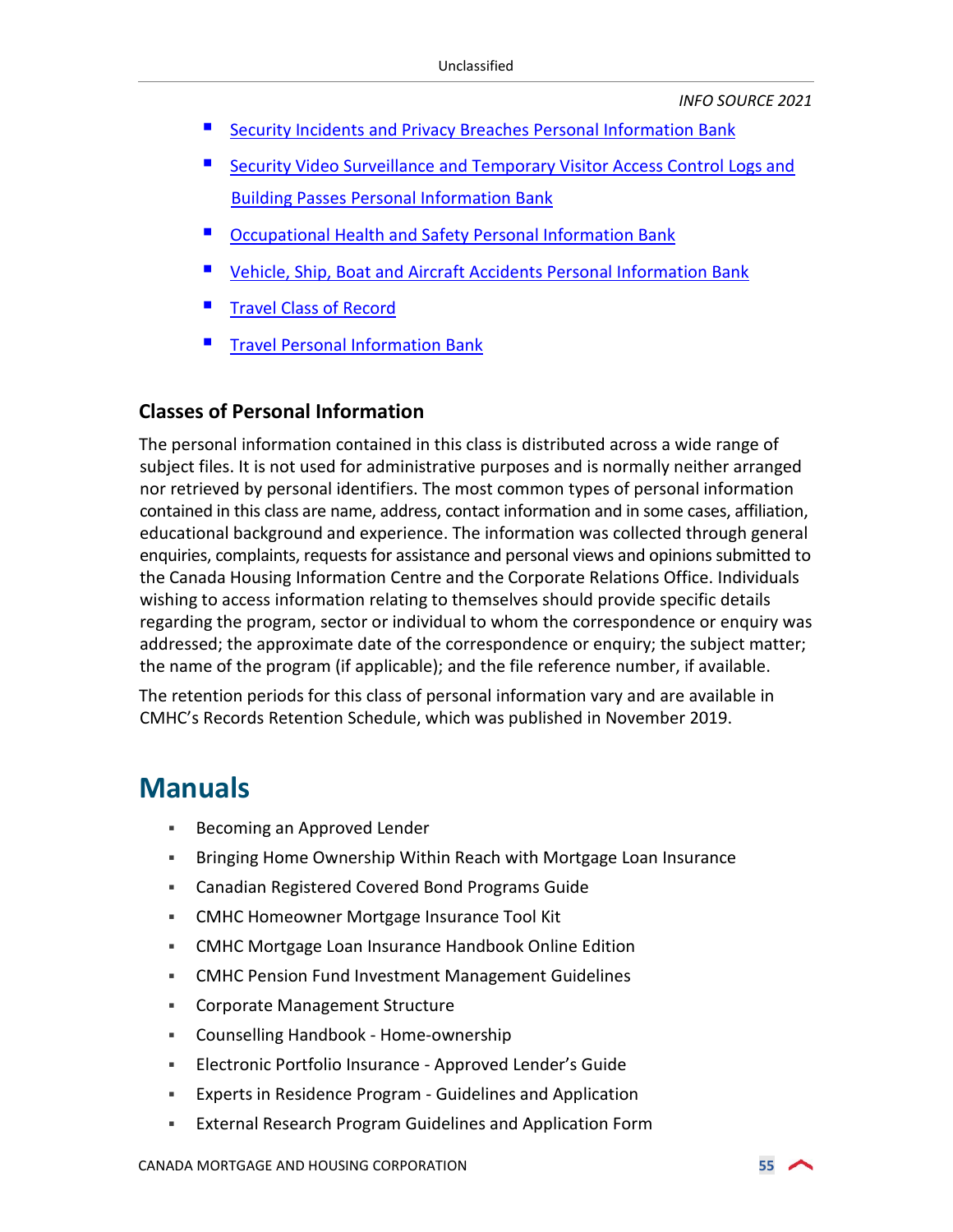- [Security Incidents and Privacy Breaches Personal Information Bank]
- [Security Video Surveillance and Temporary Visitor Access Control Logs and Building Passes Personal Information Bank]
- [Occupational Health and Safety Personal Information Bank]
- [Vehicle, Ship, Boat and Aircraft Accidents Personal Information Bank]
- [Travel Class of Record]
- [Travel Personal Information Bank]

### Classes of Personal Information

The personal information contained in this class is distributed across a wide range of subject files. It is not used for administrative purposes and is normally neither arranged nor retrieved by personal identifiers. The most common types of personal information contained in this class are name, address, contact information and in some cases, affiliation, educational background and experience. The information was collected through general enquiries, complaints, requests for assistance and personal views and opinions submitted to the Canada Housing Information Centre and the Corporate Relations Office. Individuals wishing to access information relating to themselves should provide specific details regarding the program, sector or individual to whom the correspondence or enquiry was addressed; the approximate date of the correspondence or enquiry; the subject matter; the name of the program (if applicable); and the file reference number, if available.

The retention periods for this class of personal information vary and are available in CMHC's Records Retention Schedule, which was published in November 2019.

## Manuals

- Becoming an Approved Lender
- Bringing Home Ownership Within Reach with Mortgage Loan Insurance
- Canadian Registered Covered Bond Programs Guide
- CMHC Homeowner Mortgage Insurance Tool Kit
- CMHC Mortgage Loan Insurance Handbook Online Edition
- CMHC Pension Fund Investment Management Guidelines
- Corporate Management Structure
- Counselling Handbook - Home-ownership
- Electronic Portfolio Insurance - Approved Lender's Guide
- Experts in Residence Program - Guidelines and Application
- External Research Program Guidelines and Application Form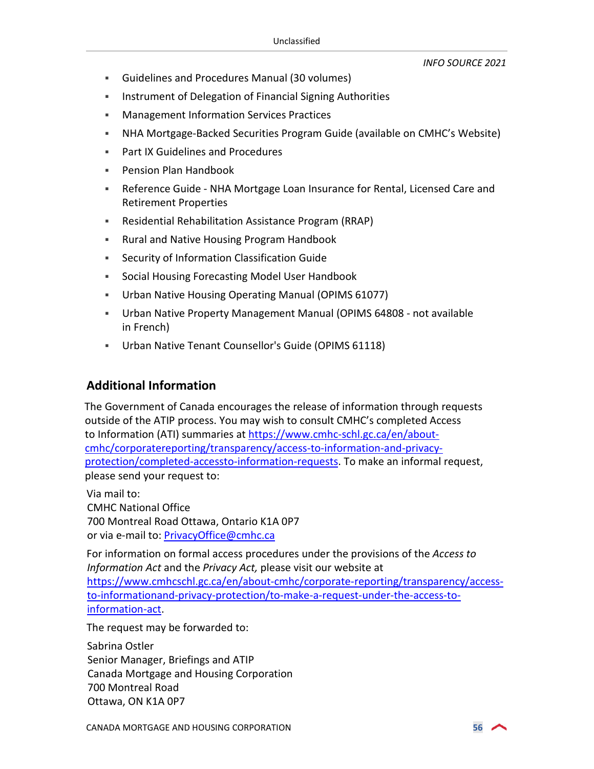- Guidelines and Procedures Manual (30 volumes)
- Instrument of Delegation of Financial Signing Authorities
- Management Information Services Practices
- NHA Mortgage-Backed Securities Program Guide (available on CMHC's Website)
- Part IX Guidelines and Procedures
- Pension Plan Handbook
- Reference Guide - NHA Mortgage Loan Insurance for Rental, Licensed Care and Retirement Properties
- Residential Rehabilitation Assistance Program (RRAP)
- Rural and Native Housing Program Handbook
- Security of Information Classification Guide
- Social Housing Forecasting Model User Handbook
- Urban Native Housing Operating Manual (OPIMS 61077)
- Urban Native Property Management Manual (OPIMS 64808 - not available in French)
- Urban Native Tenant Counsellor's Guide (OPIMS 61118)

## Additional Information

The Government of Canada encourages the release of information through requests outside of the ATIP process. You may wish to consult CMHC's completed Access to Information (ATI) summaries at [https://www.cmhc-schl.gc.ca/en/about-cmhc/corporatereporting/transparency/access-to-information-and-privacy-protection/completed-accessto-information-requests](https://www.cmhc-schl.gc.ca/en/about-cmhc/corporatereporting/transparency/access-to-information-and-privacy-protection/completed-accessto-information-requests). To make an informal request, please send your request to:

Via mail to:
CMHC National Office
700 Montreal Road Ottawa, Ontario K1A 0P7
or via e-mail to: [PrivacyOffice@cmhc.ca](mailto:PrivacyOffice@cmhc.ca)

For information on formal access procedures under the provisions of the *Access to Information Act* and the *Privacy Act,* please visit our website at [https://www.cmhcschl.gc.ca/en/about-cmhc/corporate-reporting/transparency/access-to-informationand-privacy-protection/to-make-a-request-under-the-access-to-information-act](https://www.cmhcschl.gc.ca/en/about-cmhc/corporate-reporting/transparency/access-to-informationand-privacy-protection/to-make-a-request-under-the-access-to-information-act).

The request may be forwarded to:

Sabrina Ostler
Senior Manager, Briefings and ATIP
Canada Mortgage and Housing Corporation
700 Montreal Road
Ottawa, ON K1A 0P7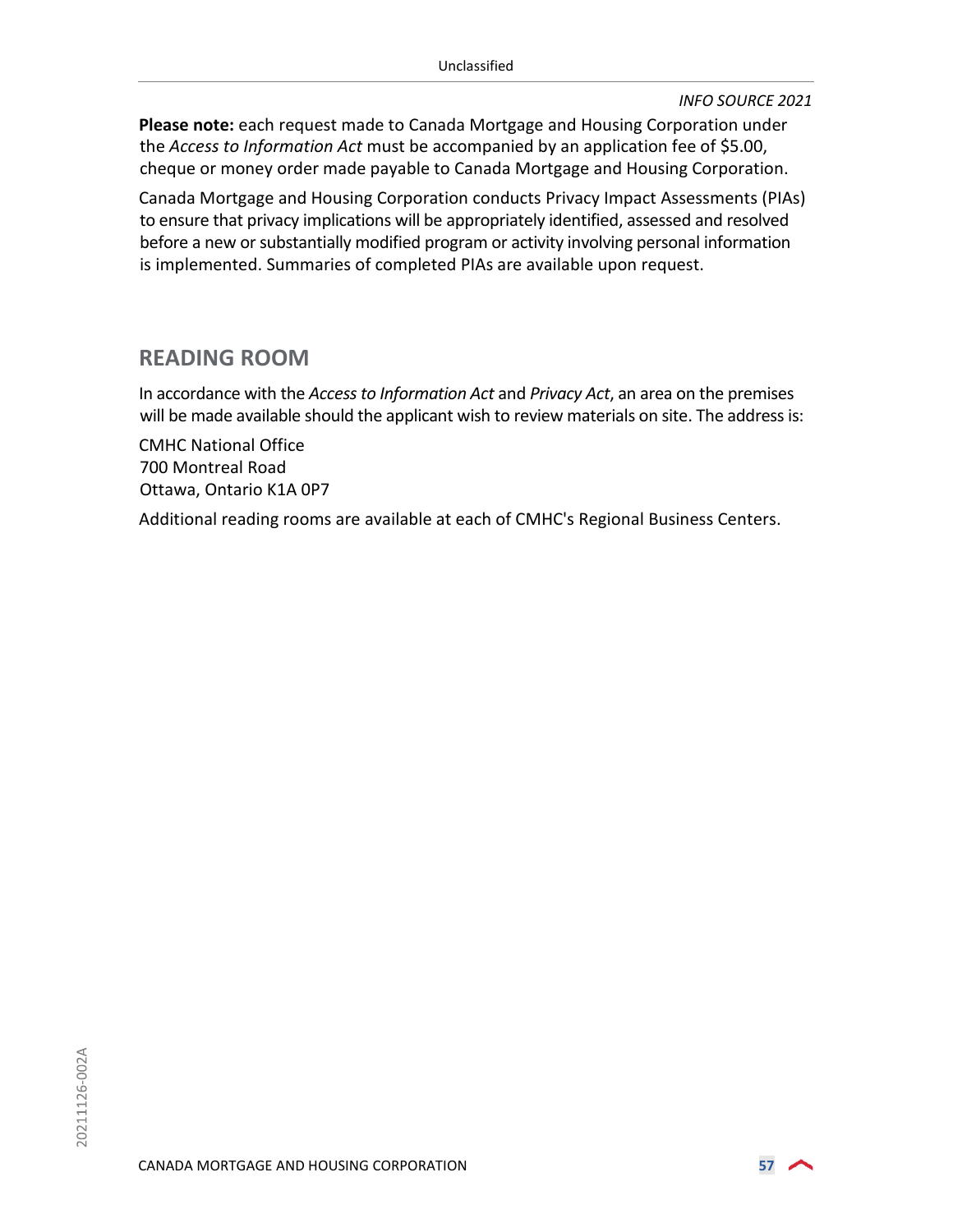**Please note:** each request made to Canada Mortgage and Housing Corporation under the *Access to Information Act* must be accompanied by an application fee of $5.00, cheque or money order made payable to Canada Mortgage and Housing Corporation.

Canada Mortgage and Housing Corporation conducts Privacy Impact Assessments (PIAs) to ensure that privacy implications will be appropriately identified, assessed and resolved before a new or substantially modified program or activity involving personal information is implemented. Summaries of completed PIAs are available upon request.

## READING ROOM

In accordance with the *Access to Information Act* and *Privacy Act*, an area on the premises will be made available should the applicant wish to review materials on site. The address is:

CMHC National Office
700 Montreal Road
Ottawa, Ontario K1A 0P7

Additional reading rooms are available at each of CMHC's Regional Business Centers.